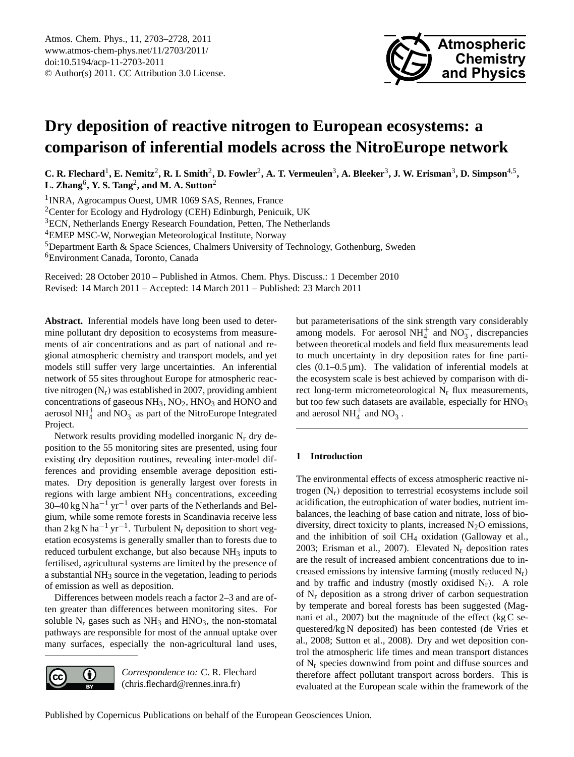# Dry deposition of reactive nitrogen to European ecosystems: a comparison of inferential models across the NitroEurope network

**C. R. Flechard[1], E. Nemitz[2], R. I. Smith[2], D. Fowler[2], A. T. Vermeulen[3], A. Bleeker[3], J. W. Erisman[3], D. Simpson[4,5], L. Zhang[6], Y. S. Tang[2], and M. A. Sutton[2]**

[1]INRA, Agrocampus Ouest, UMR 1069 SAS, Rennes, France
[2]Center for Ecology and Hydrology (CEH) Edinburgh, Penicuik, UK
[3]ECN, Netherlands Energy Research Foundation, Petten, The Netherlands
[4]EMEP MSC-W, Norwegian Meteorological Institute, Norway
[5]Department Earth & Space Sciences, Chalmers University of Technology, Gothenburg, Sweden
[6]Environment Canada, Toronto, Canada

Received: 28 October 2010 – Published in Atmos. Chem. Phys. Discuss.: 1 December 2010
Revised: 14 March 2011 – Accepted: 14 March 2011 – Published: 23 March 2011

**Abstract.** Inferential models have long been used to determine pollutant dry deposition to ecosystems from measurements of air concentrations and as part of national and regional atmospheric chemistry and transport models, and yet models still suffer very large uncertainties. An inferential network of 55 sites throughout Europe for atmospheric reactive nitrogen ($N_r$) was established in 2007, providing ambient concentrations of gaseous $NH_3$, $NO_2$, $HNO_3$ and HONO and aerosol $NH_4^+$ and $NO_3^-$ as part of the NitroEurope Integrated Project.

Network results providing modelled inorganic $N_r$ dry deposition to the 55 monitoring sites are presented, using four existing dry deposition routines, revealing inter-model differences and providing ensemble average deposition estimates. Dry deposition is generally largest over forests in regions with large ambient $NH_3$ concentrations, exceeding 30–40 kg N ha$^{-1}$ yr$^{-1}$ over parts of the Netherlands and Belgium, while some remote forests in Scandinavia receive less than 2 kg N ha$^{-1}$ yr$^{-1}$. Turbulent $N_r$ deposition to short vegetation ecosystems is generally smaller than to forests due to reduced turbulent exchange, but also because $NH_3$ inputs to fertilised, agricultural systems are limited by the presence of a substantial $NH_3$ source in the vegetation, leading to periods of emission as well as deposition.

Differences between models reach a factor 2–3 and are often greater than differences between monitoring sites. For soluble $N_r$ gases such as $NH_3$ and $HNO_3$, the non-stomatal pathways are responsible for most of the annual uptake over many surfaces, especially the non-agricultural land uses, but parameterisations of the sink strength vary considerably among models. For aerosol $NH_4^+$ and $NO_3^-$, discrepancies between theoretical models and field flux measurements lead to much uncertainty in dry deposition rates for fine particles (0.1–0.5 µm). The validation of inferential models at the ecosystem scale is best achieved by comparison with direct long-term micrometeorological $N_r$ flux measurements, but too few such datasets are available, especially for $HNO_3$ and aerosol $NH_4^+$ and $NO_3^-$.

## 1 Introduction

The environmental effects of excess atmospheric reactive nitrogen ($N_r$) deposition to terrestrial ecosystems include soil acidification, the eutrophication of water bodies, nutrient imbalances, the leaching of base cation and nitrate, loss of biodiversity, direct toxicity to plants, increased $N_2O$ emissions, and the inhibition of soil $CH_4$ oxidation (Galloway et al., 2003; Erisman et al., 2007). Elevated $N_r$ deposition rates are the result of increased ambient concentrations due to increased emissions by intensive farming (mostly reduced $N_r$) and by traffic and industry (mostly oxidised $N_r$). A role of $N_r$ deposition as a strong driver of carbon sequestration by temperate and boreal forests has been suggested (Magnani et al., 2007) but the magnitude of the effect (kg C sequestered/kg N deposited) has been contested (de Vries et al., 2008; Sutton et al., 2008). Dry and wet deposition control the atmospheric life times and mean transport distances of $N_r$ species downwind from point and diffuse sources and therefore affect pollutant transport across borders. This is evaluated at the European scale within the framework of the

*Correspondence to:* C. R. Flechard (chris.flechard@rennes.inra.fr)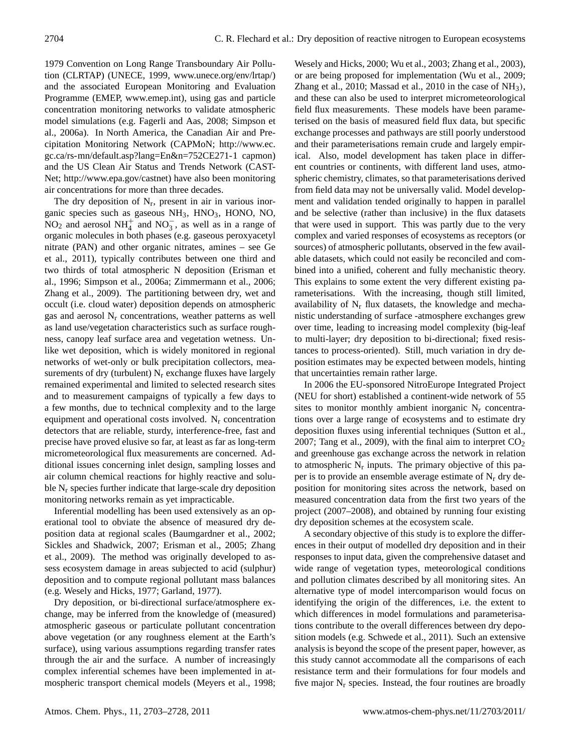1979 Convention on Long Range Transboundary Air Pollution (CLRTAP) (UNECE, 1999, www.unece.org/env/lrtap/) and the associated European Monitoring and Evaluation Programme (EMEP, www.emep.int), using gas and particle concentration monitoring networks to validate atmospheric model simulations (e.g. Fagerli and Aas, 2008; Simpson et al., 2006a). In North America, the Canadian Air and Precipitation Monitoring Network (CAPMoN; http://www.ec.gc.ca/rs-mn/default.asp?lang=En&n=752CE271-1 capmon) and the US Clean Air Status and Trends Network (CASTNet; http://www.epa.gov/castnet) have also been monitoring air concentrations for more than three decades.

The dry deposition of $N_r$, present in air in various inorganic species such as gaseous $NH_3$, $HNO_3$, HONO, NO, $NO_2$ and aerosol $NH_4^+$ and $NO_3^-$, as well as in a range of organic molecules in both phases (e.g. gaseous peroxyacetyl nitrate (PAN) and other organic nitrates, amines – see Ge et al., 2011), typically contributes between one third and two thirds of total atmospheric N deposition (Erisman et al., 1996; Simpson et al., 2006a; Zimmermann et al., 2006; Zhang et al., 2009). The partitioning between dry, wet and occult (i.e. cloud water) deposition depends on atmospheric gas and aerosol $N_r$ concentrations, weather patterns as well as land use/vegetation characteristics such as surface roughness, canopy leaf surface area and vegetation wetness. Unlike wet deposition, which is widely monitored in regional networks of wet-only or bulk precipitation collectors, measurements of dry (turbulent) $N_r$ exchange fluxes have largely remained experimental and limited to selected research sites and to measurement campaigns of typically a few days to a few months, due to technical complexity and to the large equipment and operational costs involved. $N_r$ concentration detectors that are reliable, sturdy, interference-free, fast and precise have proved elusive so far, at least as far as long-term micrometeorological flux measurements are concerned. Additional issues concerning inlet design, sampling losses and air column chemical reactions for highly reactive and soluble $N_r$ species further indicate that large-scale dry deposition monitoring networks remain as yet impracticable.

Inferential modelling has been used extensively as an operational tool to obviate the absence of measured dry deposition data at regional scales (Baumgardner et al., 2002; Sickles and Shadwick, 2007; Erisman et al., 2005; Zhang et al., 2009). The method was originally developed to assess ecosystem damage in areas subjected to acid (sulphur) deposition and to compute regional pollutant mass balances (e.g. Wesely and Hicks, 1977; Garland, 1977).

Dry deposition, or bi-directional surface/atmosphere exchange, may be inferred from the knowledge of (measured) atmospheric gaseous or particulate pollutant concentration above vegetation (or any roughness element at the Earth's surface), using various assumptions regarding transfer rates through the air and the surface. A number of increasingly complex inferential schemes have been implemented in atmospheric transport chemical models (Meyers et al., 1998; Wesely and Hicks, 2000; Wu et al., 2003; Zhang et al., 2003), or are being proposed for implementation (Wu et al., 2009; Zhang et al., 2010; Massad et al., 2010 in the case of $NH_3$), and these can also be used to interpret micrometeorological field flux measurements. These models have been parameterised on the basis of measured field flux data, but specific exchange processes and pathways are still poorly understood and their parameterisations remain crude and largely empirical. Also, model development has taken place in different countries or continents, with different land uses, atmospheric chemistry, climates, so that parameterisations derived from field data may not be universally valid. Model development and validation tended originally to happen in parallel and be selective (rather than inclusive) in the flux datasets that were used in support. This was partly due to the very complex and varied responses of ecosystems as receptors (or sources) of atmospheric pollutants, observed in the few available datasets, which could not easily be reconciled and combined into a unified, coherent and fully mechanistic theory. This explains to some extent the very different existing parameterisations. With the increasing, though still limited, availability of $N_r$ flux datasets, the knowledge and mechanistic understanding of surface -atmosphere exchanges grew over time, leading to increasing model complexity (big-leaf to multi-layer; dry deposition to bi-directional; fixed resistances to process-oriented). Still, much variation in dry deposition estimates may be expected between models, hinting that uncertainties remain rather large.

In 2006 the EU-sponsored NitroEurope Integrated Project (NEU for short) established a continent-wide network of 55 sites to monitor monthly ambient inorganic $N_r$ concentrations over a large range of ecosystems and to estimate dry deposition fluxes using inferential techniques (Sutton et al., 2007; Tang et al., 2009), with the final aim to interpret $CO_2$ and greenhouse gas exchange across the network in relation to atmospheric $N_r$ inputs. The primary objective of this paper is to provide an ensemble average estimate of $N_r$ dry deposition for monitoring sites across the network, based on measured concentration data from the first two years of the project (2007–2008), and obtained by running four existing dry deposition schemes at the ecosystem scale.

A secondary objective of this study is to explore the differences in their output of modelled dry deposition and in their responses to input data, given the comprehensive dataset and wide range of vegetation types, meteorological conditions and pollution climates described by all monitoring sites. An alternative type of model intercomparison would focus on identifying the origin of the differences, i.e. the extent to which differences in model formulations and parameterisations contribute to the overall differences between dry deposition models (e.g. Schwede et al., 2011). Such an extensive analysis is beyond the scope of the present paper, however, as this study cannot accommodate all the comparisons of each resistance term and their formulations for four models and five major $N_r$ species. Instead, the four routines are broadly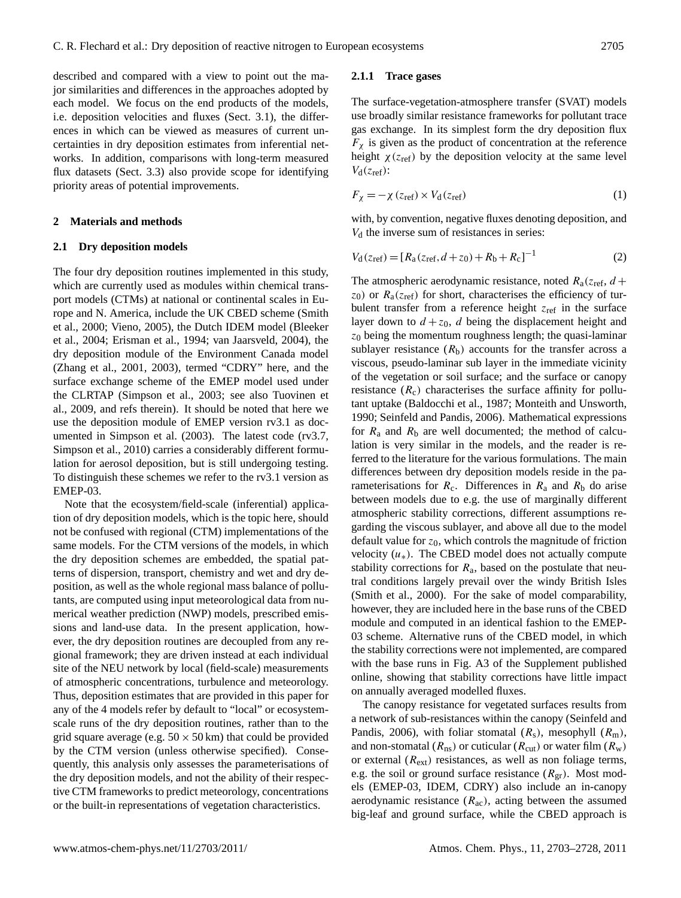described and compared with a view to point out the major similarities and differences in the approaches adopted by each model. We focus on the end products of the models, i.e. deposition velocities and fluxes (Sect. 3.1), the differences in which can be viewed as measures of current uncertainties in dry deposition estimates from inferential networks. In addition, comparisons with long-term measured flux datasets (Sect. 3.3) also provide scope for identifying priority areas of potential improvements.

## 2 Materials and methods

### 2.1 Dry deposition models

The four dry deposition routines implemented in this study, which are currently used as modules within chemical transport models (CTMs) at national or continental scales in Europe and N. America, include the UK CBED scheme (Smith et al., 2000; Vieno, 2005), the Dutch IDEM model (Bleeker et al., 2004; Erisman et al., 1994; van Jaarsveld, 2004), the dry deposition module of the Environment Canada model (Zhang et al., 2001, 2003), termed "CDRY" here, and the surface exchange scheme of the EMEP model used under the CLRTAP (Simpson et al., 2003; see also Tuovinen et al., 2009, and refs therein). It should be noted that here we use the deposition module of EMEP version rv3.1 as documented in Simpson et al. (2003). The latest code (rv3.7, Simpson et al., 2010) carries a considerably different formulation for aerosol deposition, but is still undergoing testing. To distinguish these schemes we refer to the rv3.1 version as EMEP-03.

Note that the ecosystem/field-scale (inferential) application of dry deposition models, which is the topic here, should not be confused with regional (CTM) implementations of the same models. For the CTM versions of the models, in which the dry deposition schemes are embedded, the spatial patterns of dispersion, transport, chemistry and wet and dry deposition, as well as the whole regional mass balance of pollutants, are computed using input meteorological data from numerical weather prediction (NWP) models, prescribed emissions and land-use data. In the present application, however, the dry deposition routines are decoupled from any regional framework; they are driven instead at each individual site of the NEU network by local (field-scale) measurements of atmospheric concentrations, turbulence and meteorology. Thus, deposition estimates that are provided in this paper for any of the 4 models refer by default to "local" or ecosystem-scale runs of the dry deposition routines, rather than to the grid square average (e.g. $50 \times 50$ km) that could be provided by the CTM version (unless otherwise specified). Consequently, this analysis only assesses the parameterisations of the dry deposition models, and not the ability of their respective CTM frameworks to predict meteorology, concentrations or the built-in representations of vegetation characteristics.

#### 2.1.1 Trace gases

The surface-vegetation-atmosphere transfer (SVAT) models use broadly similar resistance frameworks for pollutant trace gas exchange. In its simplest form the dry deposition flux $F_\chi$ is given as the product of concentration at the reference height $\chi(z_{\mathrm{ref}})$ by the deposition velocity at the same level $V_\mathrm{d}(z_{\mathrm{ref}})$:

$$F_\chi = -\chi(z_{\mathrm{ref}}) \times V_\mathrm{d}(z_{\mathrm{ref}}) \tag{1}$$

with, by convention, negative fluxes denoting deposition, and $V_\mathrm{d}$ the inverse sum of resistances in series:

$$V_\mathrm{d}(z_{\mathrm{ref}}) = [R_\mathrm{a}(z_{\mathrm{ref}}, d+z_0) + R_\mathrm{b} + R_\mathrm{c}]^{-1} \tag{2}$$

The atmospheric aerodynamic resistance, noted $R_\mathrm{a}(z_{\mathrm{ref}}, d+z_0)$ or $R_\mathrm{a}(z_{\mathrm{ref}})$ for short, characterises the efficiency of turbulent transfer from a reference height $z_{\mathrm{ref}}$ in the surface layer down to $d+z_0$, $d$ being the displacement height and $z_0$ being the momentum roughness length; the quasi-laminar sublayer resistance ($R_\mathrm{b}$) accounts for the transfer across a viscous, pseudo-laminar sub layer in the immediate vicinity of the vegetation or soil surface; and the surface or canopy resistance ($R_\mathrm{c}$) characterises the surface affinity for pollutant uptake (Baldocchi et al., 1987; Monteith and Unsworth, 1990; Seinfeld and Pandis, 2006). Mathematical expressions for $R_\mathrm{a}$ and $R_\mathrm{b}$ are well documented; the method of calculation is very similar in the models, and the reader is referred to the literature for the various formulations. The main differences between dry deposition models reside in the parameterisations for $R_\mathrm{c}$. Differences in $R_\mathrm{a}$ and $R_\mathrm{b}$ do arise between models due to e.g. the use of marginally different atmospheric stability corrections, different assumptions regarding the viscous sublayer, and above all due to the model default value for $z_0$, which controls the magnitude of friction velocity ($u_*$). The CBED model does not actually compute stability corrections for $R_\mathrm{a}$, based on the postulate that neutral conditions largely prevail over the windy British Isles (Smith et al., 2000). For the sake of model comparability, however, they are included here in the base runs of the CBED module and computed in an identical fashion to the EMEP-03 scheme. Alternative runs of the CBED model, in which the stability corrections were not implemented, are compared with the base runs in Fig. A3 of the Supplement published online, showing that stability corrections have little impact on annually averaged modelled fluxes.

The canopy resistance for vegetated surfaces results from a network of sub-resistances within the canopy (Seinfeld and Pandis, 2006), with foliar stomatal ($R_\mathrm{s}$), mesophyll ($R_\mathrm{m}$), and non-stomatal ($R_{\mathrm{ns}}$) or cuticular ($R_{\mathrm{cut}}$) or water film ($R_\mathrm{w}$) or external ($R_{\mathrm{ext}}$) resistances, as well as non foliage terms, e.g. the soil or ground surface resistance ($R_{\mathrm{gr}}$). Most models (EMEP-03, IDEM, CDRY) also include an in-canopy aerodynamic resistance ($R_{\mathrm{ac}}$), acting between the assumed big-leaf and ground surface, while the CBED approach is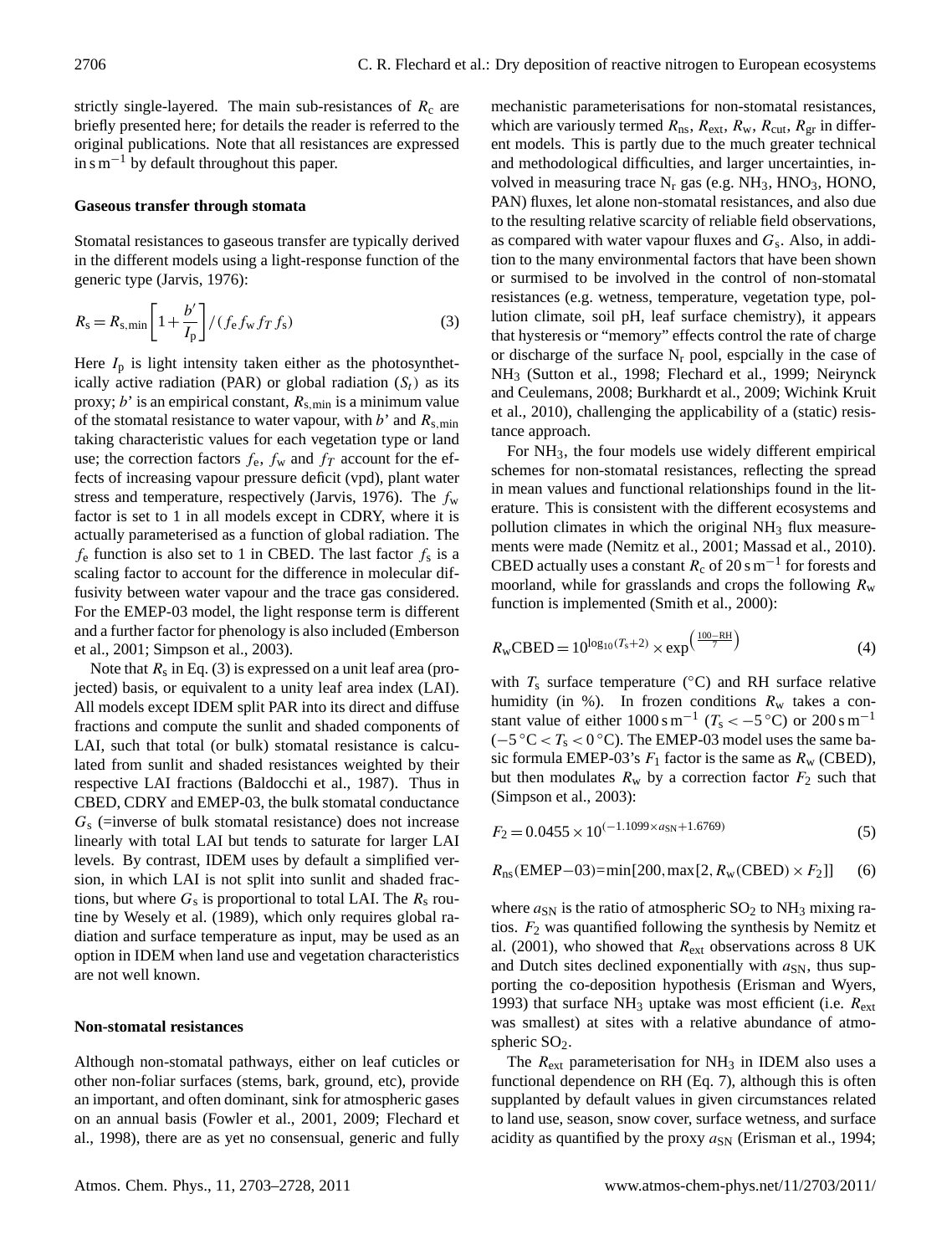strictly single-layered. The main sub-resistances of $R_c$ are briefly presented here; for details the reader is referred to the original publications. Note that all resistances are expressed in $s\,m^{-1}$ by default throughout this paper.

### Gaseous transfer through stomata

Stomatal resistances to gaseous transfer are typically derived in the different models using a light-response function of the generic type (Jarvis, 1976):

$$R_s = R_{s,min}\left[1+\frac{b'}{I_p}\right]/(f_e f_w f_T f_s) \tag{3}$$

Here $I_p$ is light intensity taken either as the photosynthetically active radiation (PAR) or global radiation ($S_t$) as its proxy; $b$' is an empirical constant, $R_{s,min}$ is a minimum value of the stomatal resistance to water vapour, with $b$' and $R_{s,min}$ taking characteristic values for each vegetation type or land use; the correction factors $f_e$, $f_w$ and $f_T$ account for the effects of increasing vapour pressure deficit (vpd), plant water stress and temperature, respectively (Jarvis, 1976). The $f_w$ factor is set to 1 in all models except in CDRY, where it is actually parameterised as a function of global radiation. The $f_e$ function is also set to 1 in CBED. The last factor $f_s$ is a scaling factor to account for the difference in molecular diffusivity between water vapour and the trace gas considered. For the EMEP-03 model, the light response term is different and a further factor for phenology is also included (Emberson et al., 2001; Simpson et al., 2003).

Note that $R_s$ in Eq. (3) is expressed on a unit leaf area (projected) basis, or equivalent to a unity leaf area index (LAI). All models except IDEM split PAR into its direct and diffuse fractions and compute the sunlit and shaded components of LAI, such that total (or bulk) stomatal resistance is calculated from sunlit and shaded resistances weighted by their respective LAI fractions (Baldocchi et al., 1987). Thus in CBED, CDRY and EMEP-03, the bulk stomatal conductance $G_s$ (=inverse of bulk stomatal resistance) does not increase linearly with total LAI but tends to saturate for larger LAI levels. By contrast, IDEM uses by default a simplified version, in which LAI is not split into sunlit and shaded fractions, but where $G_s$ is proportional to total LAI. The $R_s$ routine by Wesely et al. (1989), which only requires global radiation and surface temperature as input, may be used as an option in IDEM when land use and vegetation characteristics are not well known.

### Non-stomatal resistances

Although non-stomatal pathways, either on leaf cuticles or other non-foliar surfaces (stems, bark, ground, etc), provide an important, and often dominant, sink for atmospheric gases on an annual basis (Fowler et al., 2001, 2009; Flechard et al., 1998), there are as yet no consensual, generic and fully mechanistic parameterisations for non-stomatal resistances, which are variously termed $R_{ns}$, $R_{ext}$, $R_w$, $R_{cut}$, $R_{gr}$ in different models. This is partly due to the much greater technical and methodological difficulties, and larger uncertainties, involved in measuring trace $N_r$ gas (e.g. $NH_3$, $HNO_3$, HONO, PAN) fluxes, let alone non-stomatal resistances, and also due to the resulting relative scarcity of reliable field observations, as compared with water vapour fluxes and $G_s$. Also, in addition to the many environmental factors that have been shown or surmised to be involved in the control of non-stomatal resistances (e.g. wetness, temperature, vegetation type, pollution climate, soil pH, leaf surface chemistry), it appears that hysteresis or "memory" effects control the rate of charge or discharge of the surface $N_r$ pool, espcially in the case of $NH_3$ (Sutton et al., 1998; Flechard et al., 1999; Neirynck and Ceulemans, 2008; Burkhardt et al., 2009; Wichink Kruit et al., 2010), challenging the applicability of a (static) resistance approach.

For $NH_3$, the four models use widely different empirical schemes for non-stomatal resistances, reflecting the spread in mean values and functional relationships found in the literature. This is consistent with the different ecosystems and pollution climates in which the original $NH_3$ flux measurements were made (Nemitz et al., 2001; Massad et al., 2010). CBED actually uses a constant $R_c$ of $20\,s\,m^{-1}$ for forests and moorland, while for grasslands and crops the following $R_w$ function is implemented (Smith et al., 2000):

$$R_w\text{CBED} = 10^{\log_{10}(T_s+2)} \times \exp\left(\frac{100-\text{RH}}{7}\right) \tag{4}$$

with $T_s$ surface temperature (°C) and RH surface relative humidity (in %). In frozen conditions $R_w$ takes a constant value of either $1000\,s\,m^{-1}$ ($T_s < -5\,°C$) or $200\,s\,m^{-1}$ ($-5\,°C < T_s < 0\,°C$). The EMEP-03 model uses the same basic formula EMEP-03's $F_1$ factor is the same as $R_w$ (CBED), but then modulates $R_w$ by a correction factor $F_2$ such that (Simpson et al., 2003):

$$F_2 = 0.0455 \times 10^{(-1.1099\times a_{SN}+1.6769)} \tag{5}$$

$$R_{ns}(\text{EMEP-03}) = \min[200, \max[2, R_w(\text{CBED}) \times F_2]] \tag{6}$$

where $a_{SN}$ is the ratio of atmospheric $SO_2$ to $NH_3$ mixing ratios. $F_2$ was quantified following the synthesis by Nemitz et al. (2001), who showed that $R_{ext}$ observations across 8 UK and Dutch sites declined exponentially with $a_{SN}$, thus supporting the co-deposition hypothesis (Erisman and Wyers, 1993) that surface $NH_3$ uptake was most efficient (i.e. $R_{ext}$ was smallest) at sites with a relative abundance of atmospheric $SO_2$.

The $R_{ext}$ parameterisation for $NH_3$ in IDEM also uses a functional dependence on RH (Eq. 7), although this is often supplanted by default values in given circumstances related to land use, season, snow cover, surface wetness, and surface acidity as quantified by the proxy $a_{SN}$ (Erisman et al., 1994;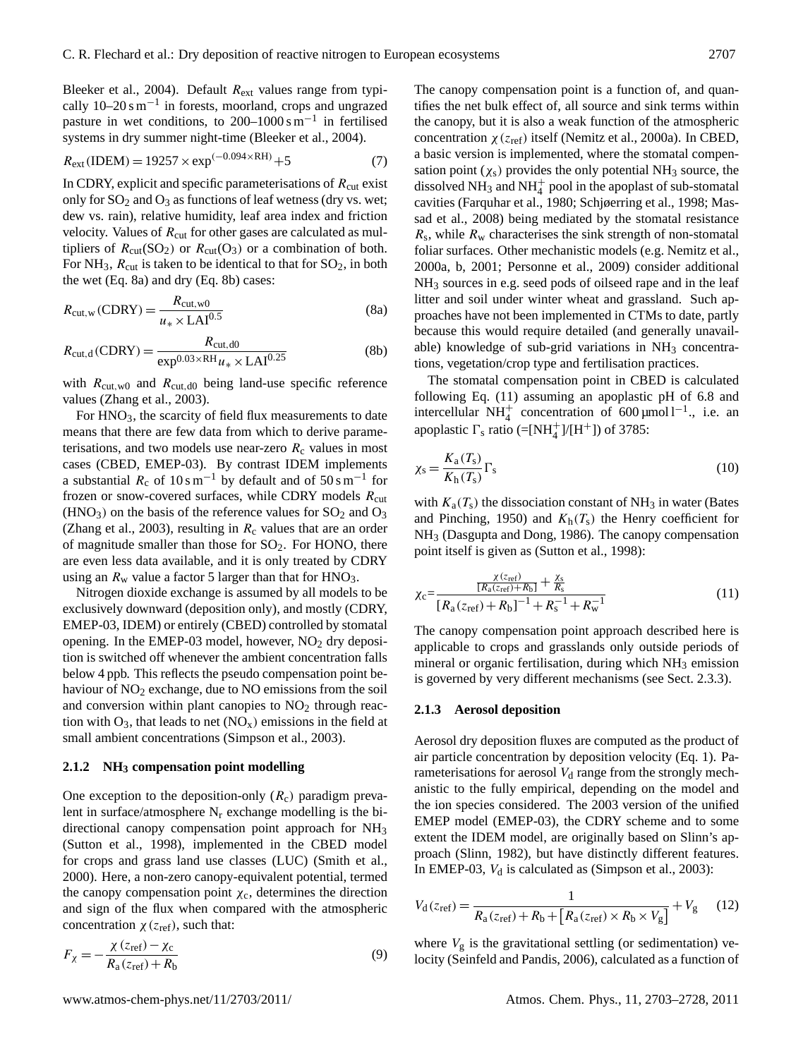Bleeker et al., 2004). Default $R_{ext}$ values range from typically 10–20 s m$^{-1}$ in forests, moorland, crops and ungrazed pasture in wet conditions, to 200–1000 s m$^{-1}$ in fertilised systems in dry summer night-time (Bleeker et al., 2004).

$$R_{ext}(\text{IDEM}) = 19257 \times \exp^{(-0.094 \times \text{RH})} + 5 \quad (7)$$

In CDRY, explicit and specific parameterisations of $R_{cut}$ exist only for $SO_2$ and $O_3$ as functions of leaf wetness (dry vs. wet; dew vs. rain), relative humidity, leaf area index and friction velocity. Values of $R_{cut}$ for other gases are calculated as multipliers of $R_{cut}(SO_2)$ or $R_{cut}(O_3)$ or a combination of both. For $NH_3$, $R_{cut}$ is taken to be identical to that for $SO_2$, in both the wet (Eq. 8a) and dry (Eq. 8b) cases:

$$R_{cut,w}(\text{CDRY}) = \frac{R_{cut,w0}}{u_* \times \text{LAI}^{0.5}} \quad (8a)$$

$$R_{cut,d}(\text{CDRY}) = \frac{R_{cut,d0}}{\exp^{0.03 \times \text{RH}} u_* \times \text{LAI}^{0.25}} \quad (8b)$$

with $R_{cut,w0}$ and $R_{cut,d0}$ being land-use specific reference values (Zhang et al., 2003).

For $HNO_3$, the scarcity of field flux measurements to date means that there are few data from which to derive parameterisations, and two models use near-zero $R_c$ values in most cases (CBED, EMEP-03). By contrast IDEM implements a substantial $R_c$ of 10 s m$^{-1}$ by default and of 50 s m$^{-1}$ for frozen or snow-covered surfaces, while CDRY models $R_{cut}$ ($HNO_3$) on the basis of the reference values for $SO_2$ and $O_3$ (Zhang et al., 2003), resulting in $R_c$ values that are an order of magnitude smaller than those for $SO_2$. For HONO, there are even less data available, and it is only treated by CDRY using an $R_w$ value a factor 5 larger than that for $HNO_3$.

Nitrogen dioxide exchange is assumed by all models to be exclusively downward (deposition only), and mostly (CDRY, EMEP-03, IDEM) or entirely (CBED) controlled by stomatal opening. In the EMEP-03 model, however, $NO_2$ dry deposition is switched off whenever the ambient concentration falls below 4 ppb. This reflects the pseudo compensation point behaviour of $NO_2$ exchange, due to NO emissions from the soil and conversion within plant canopies to $NO_2$ through reaction with $O_3$, that leads to net ($NO_x$) emissions in the field at small ambient concentrations (Simpson et al., 2003).

### 2.1.2 $NH_3$ compensation point modelling

One exception to the deposition-only ($R_c$) paradigm prevalent in surface/atmosphere $N_r$ exchange modelling is the bi-directional canopy compensation point approach for $NH_3$ (Sutton et al., 1998), implemented in the CBED model for crops and grass land use classes (LUC) (Smith et al., 2000). Here, a non-zero canopy-equivalent potential, termed the canopy compensation point $\chi_c$, determines the direction and sign of the flux when compared with the atmospheric concentration $\chi(z_{ref})$, such that:

$$F_\chi = -\frac{\chi(z_{ref}) - \chi_c}{R_a(z_{ref}) + R_b} \quad (9)$$

The canopy compensation point is a function of, and quantifies the net bulk effect of, all source and sink terms within the canopy, but it is also a weak function of the atmospheric concentration $\chi(z_{ref})$ itself (Nemitz et al., 2000a). In CBED, a basic version is implemented, where the stomatal compensation point ($\chi_s$) provides the only potential $NH_3$ source, the dissolved $NH_3$ and $NH_4^+$ pool in the apoplast of sub-stomatal cavities (Farquhar et al., 1980; Schjøerring et al., 1998; Massad et al., 2008) being mediated by the stomatal resistance $R_s$, while $R_w$ characterises the sink strength of non-stomatal foliar surfaces. Other mechanistic models (e.g. Nemitz et al., 2000a, b, 2001; Personne et al., 2009) consider additional $NH_3$ sources in e.g. seed pods of oilseed rape and in the leaf litter and soil under winter wheat and grassland. Such approaches have not been implemented in CTMs to date, partly because this would require detailed (and generally unavailable) knowledge of sub-grid variations in $NH_3$ concentrations, vegetation/crop type and fertilisation practices.

The stomatal compensation point in CBED is calculated following Eq. (11) assuming an apoplastic pH of 6.8 and intercellular $NH_4^+$ concentration of 600 µmol l$^{-1}$., i.e. an apoplastic $\Gamma_s$ ratio (=$[NH_4^+]/[H^+]$) of 3785:

$$\chi_s = \frac{K_a(T_s)}{K_h(T_s)} \Gamma_s \quad (10)$$

with $K_a(T_s)$ the dissociation constant of $NH_3$ in water (Bates and Pinching, 1950) and $K_h(T_s)$ the Henry coefficient for $NH_3$ (Dasgupta and Dong, 1986). The canopy compensation point itself is given as (Sutton et al., 1998):

$$\chi_c = \frac{\frac{\chi(z_{ref})}{[R_a(z_{ref}) + R_b]} + \frac{\chi_s}{R_s}}{[R_a(z_{ref}) + R_b]^{-1} + R_s^{-1} + R_w^{-1}} \quad (11)$$

The canopy compensation point approach described here is applicable to crops and grasslands only outside periods of mineral or organic fertilisation, during which $NH_3$ emission is governed by very different mechanisms (see Sect. 2.3.3).

### 2.1.3 Aerosol deposition

Aerosol dry deposition fluxes are computed as the product of air particle concentration by deposition velocity (Eq. 1). Parameterisations for aerosol $V_d$ range from the strongly mechanistic to the fully empirical, depending on the model and the ion species considered. The 2003 version of the unified EMEP model (EMEP-03), the CDRY scheme and to some extent the IDEM model, are originally based on Slinn's approach (Slinn, 1982), but have distinctly different features. In EMEP-03, $V_d$ is calculated as (Simpson et al., 2003):

$$V_d(z_{ref}) = \frac{1}{R_a(z_{ref}) + R_b + [R_a(z_{ref}) \times R_b \times V_g]} + V_g \quad (12)$$

where $V_g$ is the gravitational settling (or sedimentation) velocity (Seinfeld and Pandis, 2006), calculated as a function of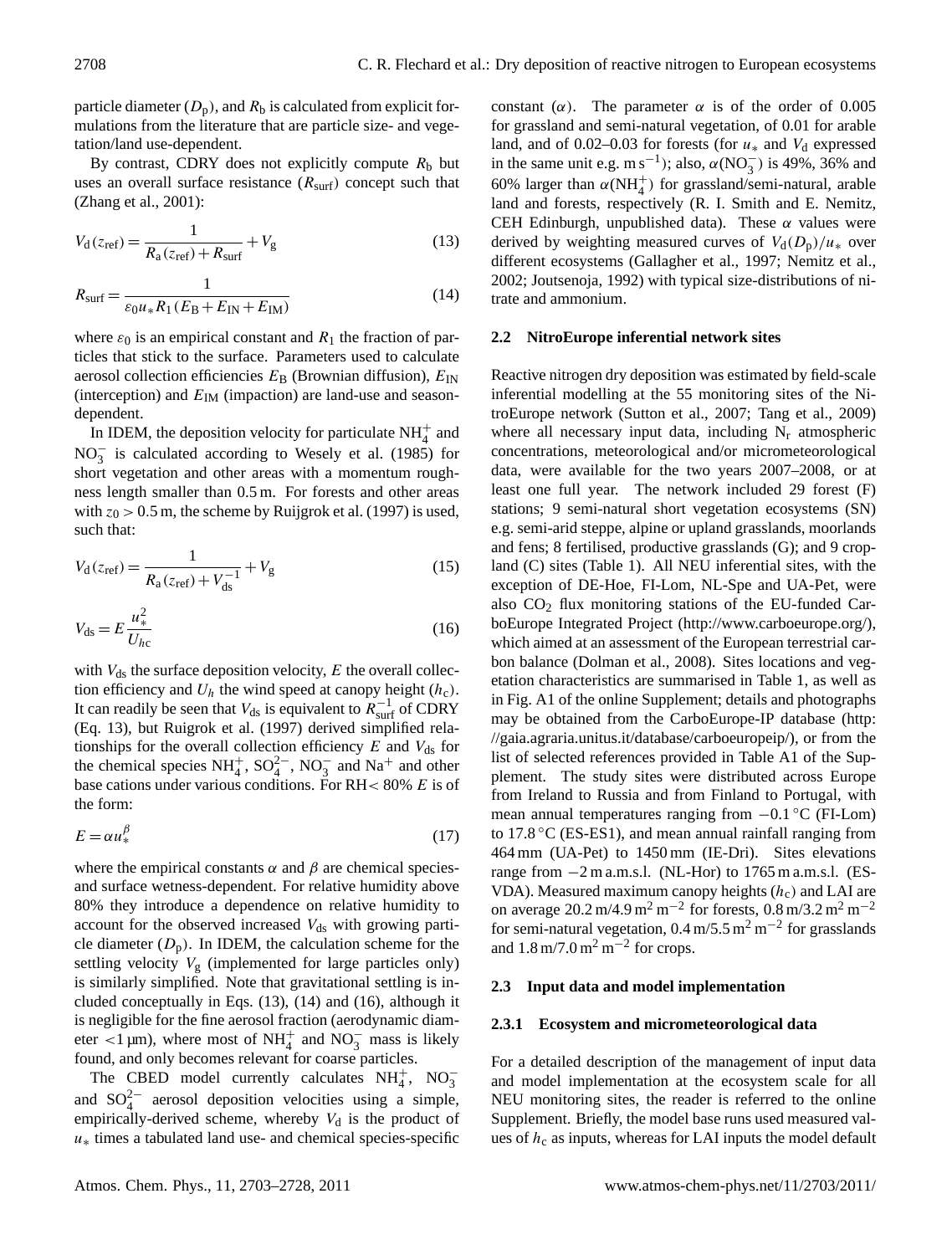particle diameter ($D_p$), and $R_b$ is calculated from explicit formulations from the literature that are particle size- and vegetation/land use-dependent.

By contrast, CDRY does not explicitly compute $R_b$ but uses an overall surface resistance ($R_{surf}$) concept such that (Zhang et al., 2001):

$$V_d(z_{ref}) = \frac{1}{R_a(z_{ref}) + R_{surf}} + V_g \tag{13}$$

$$R_{surf} = \frac{1}{\varepsilon_0 u_* R_1 (E_B + E_{IN} + E_{IM})} \tag{14}$$

where $\varepsilon_0$ is an empirical constant and $R_1$ the fraction of particles that stick to the surface. Parameters used to calculate aerosol collection efficiencies $E_B$ (Brownian diffusion), $E_{IN}$ (interception) and $E_{IM}$ (impaction) are land-use and season-dependent.

In IDEM, the deposition velocity for particulate $NH_4^+$ and $NO_3^-$ is calculated according to Wesely et al. (1985) for short vegetation and other areas with a momentum roughness length smaller than 0.5 m. For forests and other areas with $z_0 > 0.5$ m, the scheme by Ruijgrok et al. (1997) is used, such that:

$$V_d(z_{ref}) = \frac{1}{R_a(z_{ref}) + V_{ds}^{-1}} + V_g \tag{15}$$

$$V_{ds} = E \frac{u_*^2}{U_{hc}} \tag{16}$$

with $V_{ds}$ the surface deposition velocity, $E$ the overall collection efficiency and $U_h$ the wind speed at canopy height ($h_c$). It can readily be seen that $V_{ds}$ is equivalent to $R_{surf}^{-1}$ of CDRY (Eq. 13), but Ruigrok et al. (1997) derived simplified relationships for the overall collection efficiency $E$ and $V_{ds}$ for the chemical species $NH_4^+$, $SO_4^{2-}$, $NO_3^-$ and $Na^+$ and other base cations under various conditions. For RH< 80% $E$ is of the form:

$$E = \alpha u_*^{\beta} \tag{17}$$

where the empirical constants $\alpha$ and $\beta$ are chemical species- and surface wetness-dependent. For relative humidity above 80% they introduce a dependence on relative humidity to account for the observed increased $V_{ds}$ with growing particle diameter ($D_p$). In IDEM, the calculation scheme for the settling velocity $V_g$ (implemented for large particles only) is similarly simplified. Note that gravitational settling is included conceptually in Eqs. (13), (14) and (16), although it is negligible for the fine aerosol fraction (aerodynamic diameter <1 µm), where most of $NH_4^+$ and $NO_3^-$ mass is likely found, and only becomes relevant for coarse particles.

The CBED model currently calculates $NH_4^+$, $NO_3^-$ and $SO_4^{2-}$ aerosol deposition velocities using a simple, empirically-derived scheme, whereby $V_d$ is the product of $u_*$ times a tabulated land use- and chemical species-specific constant ($\alpha$). The parameter $\alpha$ is of the order of 0.005 for grassland and semi-natural vegetation, of 0.01 for arable land, and of 0.02–0.03 for forests (for $u_*$ and $V_d$ expressed in the same unit e.g. m s$^{-1}$); also, $\alpha(NO_3^-)$ is 49%, 36% and 60% larger than $\alpha(NH_4^+)$ for grassland/semi-natural, arable land and forests, respectively (R. I. Smith and E. Nemitz, CEH Edinburgh, unpublished data). These $\alpha$ values were derived by weighting measured curves of $V_d(D_p)/u_*$ over different ecosystems (Gallagher et al., 1997; Nemitz et al., 2002; Joutsenoja, 1992) with typical size-distributions of nitrate and ammonium.

### 2.2 NitroEurope inferential network sites

Reactive nitrogen dry deposition was estimated by field-scale inferential modelling at the 55 monitoring sites of the NitroEurope network (Sutton et al., 2007; Tang et al., 2009) where all necessary input data, including $N_r$ atmospheric concentrations, meteorological and/or micrometeorological data, were available for the two years 2007–2008, or at least one full year. The network included 29 forest (F) stations; 9 semi-natural short vegetation ecosystems (SN) e.g. semi-arid steppe, alpine or upland grasslands, moorlands and fens; 8 fertilised, productive grasslands (G); and 9 cropland (C) sites (Table 1). All NEU inferential sites, with the exception of DE-Hoe, FI-Lom, NL-Spe and UA-Pet, were also $CO_2$ flux monitoring stations of the EU-funded CarboEurope Integrated Project (http://www.carboeurope.org/), which aimed at an assessment of the European terrestrial carbon balance (Dolman et al., 2008). Sites locations and vegetation characteristics are summarised in Table 1, as well as in Fig. A1 of the online Supplement; details and photographs may be obtained from the CarboEurope-IP database (http://gaia.agraria.unitus.it/database/carboeuropeip/), or from the list of selected references provided in Table A1 of the Supplement. The study sites were distributed across Europe from Ireland to Russia and from Finland to Portugal, with mean annual temperatures ranging from −0.1 °C (FI-Lom) to 17.8 °C (ES-ES1), and mean annual rainfall ranging from 464 mm (UA-Pet) to 1450 mm (IE-Dri). Sites elevations range from −2 m a.m.s.l. (NL-Hor) to 1765 m a.m.s.l. (ES-VDA). Measured maximum canopy heights ($h_c$) and LAI are on average 20.2 m/4.9 m$^2$ m$^{-2}$ for forests, 0.8 m/3.2 m$^2$ m$^{-2}$ for semi-natural vegetation, 0.4 m/5.5 m$^2$ m$^{-2}$ for grasslands and 1.8 m/7.0 m$^2$ m$^{-2}$ for crops.

### 2.3 Input data and model implementation

#### 2.3.1 Ecosystem and micrometeorological data

For a detailed description of the management of input data and model implementation at the ecosystem scale for all NEU monitoring sites, the reader is referred to the online Supplement. Briefly, the model base runs used measured values of $h_c$ as inputs, whereas for LAI inputs the model default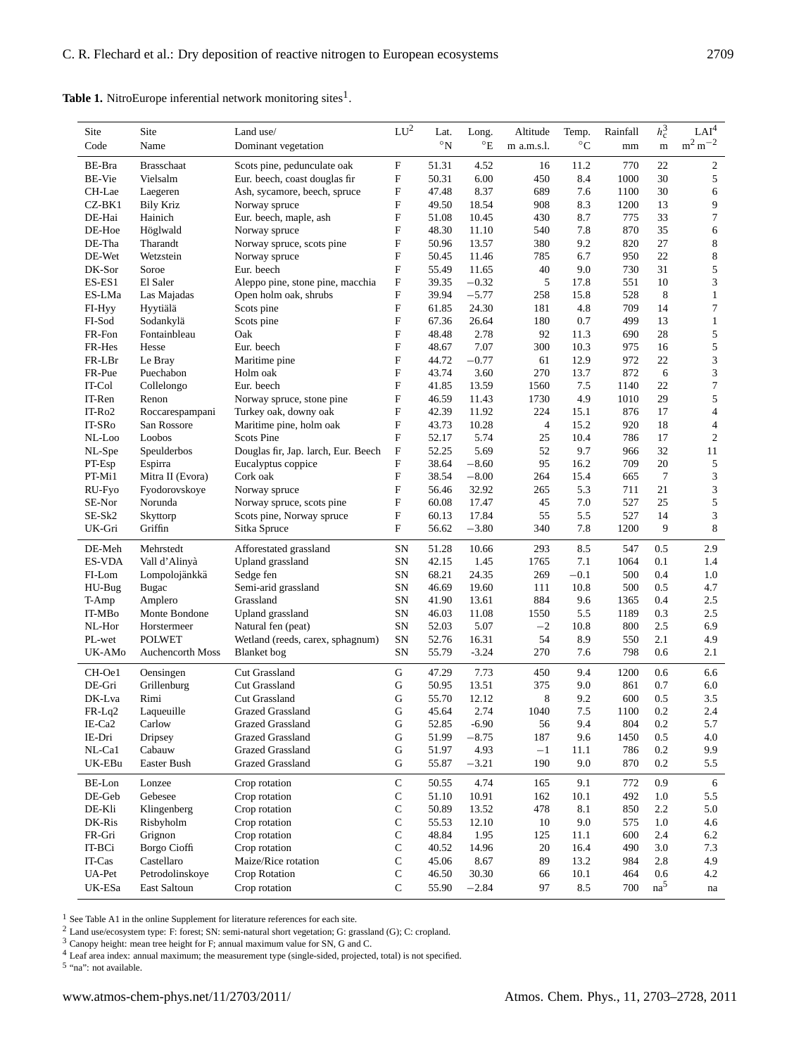**Table 1.** NitroEurope inferential network monitoring sites[1].

| Site Code | Site Name | Land use/ Dominant vegetation | LU[2] | Lat. °N | Long. °E | Altitude m a.m.s.l. | Temp. °C | Rainfall mm | $h_c$[3] m | LAI[4] $m^2\,m^{-2}$ |
|---|---|---|---|---|---|---|---|---|---|---|
| BE-Bra | Brasschaat | Scots pine, pedunculate oak | F | 51.31 | 4.52 | 16 | 11.2 | 770 | 22 | 2 |
| BE-Vie | Vielsalm | Eur. beech, coast douglas fir | F | 50.31 | 6.00 | 450 | 8.4 | 1000 | 30 | 5 |
| CH-Lae | Laegeren | Ash, sycamore, beech, spruce | F | 47.48 | 8.37 | 689 | 7.6 | 1100 | 30 | 6 |
| CZ-BK1 | Bily Kriz | Norway spruce | F | 49.50 | 18.54 | 908 | 8.3 | 1200 | 13 | 9 |
| DE-Hai | Hainich | Eur. beech, maple, ash | F | 51.08 | 10.45 | 430 | 8.7 | 775 | 33 | 7 |
| DE-Hoe | Höglwald | Norway spruce | F | 48.30 | 11.10 | 540 | 7.8 | 870 | 35 | 6 |
| DE-Tha | Tharandt | Norway spruce, scots pine | F | 50.96 | 13.57 | 380 | 9.2 | 820 | 27 | 8 |
| DE-Wet | Wetzstein | Norway spruce | F | 50.45 | 11.46 | 785 | 6.7 | 950 | 22 | 8 |
| DK-Sor | Soroe | Eur. beech | F | 55.49 | 11.65 | 40 | 9.0 | 730 | 31 | 5 |
| ES-ES1 | El Saler | Aleppo pine, stone pine, macchia | F | 39.35 | −0.32 | 5 | 17.8 | 551 | 10 | 3 |
| ES-LMa | Las Majadas | Open holm oak, shrubs | F | 39.94 | −5.77 | 258 | 15.8 | 528 | 8 | 1 |
| FI-Hyy | Hyytiälä | Scots pine | F | 61.85 | 24.30 | 181 | 4.8 | 709 | 14 | 7 |
| FI-Sod | Sodankylä | Scots pine | F | 67.36 | 26.64 | 180 | 0.7 | 499 | 13 | 1 |
| FR-Fon | Fontainbleau | Oak | F | 48.48 | 2.78 | 92 | 11.3 | 690 | 28 | 5 |
| FR-Hes | Hesse | Eur. beech | F | 48.67 | 7.07 | 300 | 10.3 | 975 | 16 | 5 |
| FR-LBr | Le Bray | Maritime pine | F | 44.72 | −0.77 | 61 | 12.9 | 972 | 22 | 3 |
| FR-Pue | Puechabon | Holm oak | F | 43.74 | 3.60 | 270 | 13.7 | 872 | 6 | 3 |
| IT-Col | Collelongo | Eur. beech | F | 41.85 | 13.59 | 1560 | 7.5 | 1140 | 22 | 7 |
| IT-Ren | Renon | Norway spruce, stone pine | F | 46.59 | 11.43 | 1730 | 4.9 | 1010 | 29 | 5 |
| IT-Ro2 | Roccarespampani | Turkey oak, downy oak | F | 42.39 | 11.92 | 224 | 15.1 | 876 | 17 | 4 |
| IT-SRo | San Rossore | Maritime pine, holm oak | F | 43.73 | 10.28 | 4 | 15.2 | 920 | 18 | 4 |
| NL-Loo | Loobos | Scots Pine | F | 52.17 | 5.74 | 25 | 10.4 | 786 | 17 | 2 |
| NL-Spe | Speulderbos | Douglas fir, Jap. larch, Eur. Beech | F | 52.25 | 5.69 | 52 | 9.7 | 966 | 32 | 11 |
| PT-Esp | Espirra | Eucalyptus coppice | F | 38.64 | −8.60 | 95 | 16.2 | 709 | 20 | 5 |
| PT-Mi1 | Mitra II (Evora) | Cork oak | F | 38.54 | −8.00 | 264 | 15.4 | 665 | 7 | 3 |
| RU-Fyo | Fyodorovskoye | Norway spruce | F | 56.46 | 32.92 | 265 | 5.3 | 711 | 21 | 3 |
| SE-Nor | Norunda | Norway spruce, scots pine | F | 60.08 | 17.47 | 45 | 7.0 | 527 | 25 | 5 |
| SE-Sk2 | Skyttorp | Scots pine, Norway spruce | F | 60.13 | 17.84 | 55 | 5.5 | 527 | 14 | 3 |
| UK-Gri | Griffin | Sitka Spruce | F | 56.62 | −3.80 | 340 | 7.8 | 1200 | 9 | 8 |
| DE-Meh | Mehrstedt | Afforestated grassland | SN | 51.28 | 10.66 | 293 | 8.5 | 547 | 0.5 | 2.9 |
| ES-VDA | Vall d'Alinyà | Upland grassland | SN | 42.15 | 1.45 | 1765 | 7.1 | 1064 | 0.1 | 1.4 |
| FI-Lom | Lompolojänkkä | Sedge fen | SN | 68.21 | 24.35 | 269 | −0.1 | 500 | 0.4 | 1.0 |
| HU-Bug | Bugac | Semi-arid grassland | SN | 46.69 | 19.60 | 111 | 10.8 | 500 | 0.5 | 4.7 |
| T-Amp | Amplero | Grassland | SN | 41.90 | 13.61 | 884 | 9.6 | 1365 | 0.4 | 2.5 |
| IT-MBo | Monte Bondone | Upland grassland | SN | 46.03 | 11.08 | 1550 | 5.5 | 1189 | 0.3 | 2.5 |
| NL-Hor | Horstermeer | Natural fen (peat) | SN | 52.03 | 5.07 | −2 | 10.8 | 800 | 2.5 | 6.9 |
| PL-wet | POLWET | Wetland (reeds, carex, sphagnum) | SN | 52.76 | 16.31 | 54 | 8.9 | 550 | 2.1 | 4.9 |
| UK-AMo | Auchencorth Moss | Blanket bog | SN | 55.79 | -3.24 | 270 | 7.6 | 798 | 0.6 | 2.1 |
| CH-Oe1 | Oensingen | Cut Grassland | G | 47.29 | 7.73 | 450 | 9.4 | 1200 | 0.6 | 6.6 |
| DE-Gri | Grillenburg | Cut Grassland | G | 50.95 | 13.51 | 375 | 9.0 | 861 | 0.7 | 6.0 |
| DK-Lva | Rimi | Cut Grassland | G | 55.70 | 12.12 | 8 | 9.2 | 600 | 0.5 | 3.5 |
| FR-Lq2 | Laqueuille | Grazed Grassland | G | 45.64 | 2.74 | 1040 | 7.5 | 1100 | 0.2 | 2.4 |
| IE-Ca2 | Carlow | Grazed Grassland | G | 52.85 | -6.90 | 56 | 9.4 | 804 | 0.2 | 5.7 |
| IE-Dri | Dripsey | Grazed Grassland | G | 51.99 | −8.75 | 187 | 9.6 | 1450 | 0.5 | 4.0 |
| NL-Ca1 | Cabauw | Grazed Grassland | G | 51.97 | 4.93 | −1 | 11.1 | 786 | 0.2 | 9.9 |
| UK-EBu | Easter Bush | Grazed Grassland | G | 55.87 | −3.21 | 190 | 9.0 | 870 | 0.2 | 5.5 |
| BE-Lon | Lonzee | Crop rotation | C | 50.55 | 4.74 | 165 | 9.1 | 772 | 0.9 | 6 |
| DE-Geb | Gebesee | Crop rotation | C | 51.10 | 10.91 | 162 | 10.1 | 492 | 1.0 | 5.5 |
| DE-Kli | Klingenberg | Crop rotation | C | 50.89 | 13.52 | 478 | 8.1 | 850 | 2.2 | 5.0 |
| DK-Ris | Risbyholm | Crop rotation | C | 55.53 | 12.10 | 10 | 9.0 | 575 | 1.0 | 4.6 |
| FR-Gri | Grignon | Crop rotation | C | 48.84 | 1.95 | 125 | 11.1 | 600 | 2.4 | 6.2 |
| IT-BCi | Borgo Cioffi | Crop rotation | C | 40.52 | 14.96 | 20 | 16.4 | 490 | 3.0 | 7.3 |
| IT-Cas | Castellaro | Maize/Rice rotation | C | 45.06 | 8.67 | 89 | 13.2 | 984 | 2.8 | 4.9 |
| UA-Pet | Petrodolinskoye | Crop Rotation | C | 46.50 | 30.30 | 66 | 10.1 | 464 | 0.6 | 4.2 |
| UK-ESa | East Saltoun | Crop rotation | C | 55.90 | −2.84 | 97 | 8.5 | 700 | na[5] | na |

[1] See Table A1 in the online Supplement for literature references for each site.
[2] Land use/ecosystem type: F: forest; SN: semi-natural short vegetation; G: grassland (G); C: cropland.
[3] Canopy height: mean tree height for F; annual maximum value for SN, G and C.
[4] Leaf area index: annual maximum; the measurement type (single-sided, projected, total) is not specified.
[5] "na": not available.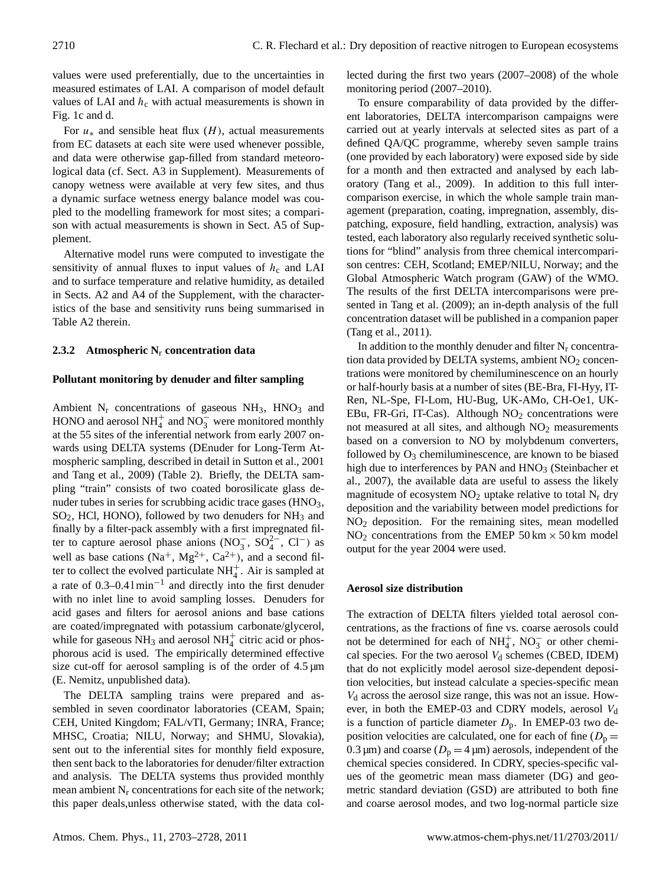values were used preferentially, due to the uncertainties in measured estimates of LAI. A comparison of model default values of LAI and $h_c$ with actual measurements is shown in Fig. 1c and d.

For $u_*$ and sensible heat flux ($H$), actual measurements from EC datasets at each site were used whenever possible, and data were otherwise gap-filled from standard meteorological data (cf. Sect. A3 in Supplement). Measurements of canopy wetness were available at very few sites, and thus a dynamic surface wetness energy balance model was coupled to the modelling framework for most sites; a comparison with actual measurements is shown in Sect. A5 of Supplement.

Alternative model runs were computed to investigate the sensitivity of annual fluxes to input values of $h_c$ and LAI and to surface temperature and relative humidity, as detailed in Sects. A2 and A4 of the Supplement, with the characteristics of the base and sensitivity runs being summarised in Table A2 therein.

#### 2.3.2 Atmospheric $N_r$ concentration data

**Pollutant monitoring by denuder and filter sampling**

Ambient $N_r$ concentrations of gaseous $NH_3$, $HNO_3$ and HONO and aerosol $NH_4^+$ and $NO_3^-$ were monitored monthly at the 55 sites of the inferential network from early 2007 onwards using DELTA systems (DEnuder for Long-Term Atmospheric sampling, described in detail in Sutton et al., 2001 and Tang et al., 2009) (Table 2). Briefly, the DELTA sampling "train" consists of two coated borosilicate glass denuder tubes in series for scrubbing acidic trace gases ($HNO_3$, $SO_2$, HCl, HONO), followed by two denuders for $NH_3$ and finally by a filter-pack assembly with a first impregnated filter to capture aerosol phase anions ($NO_3^-$, $SO_4^{2-}$, $Cl^-$) as well as base cations ($Na^+$, $Mg^{2+}$, $Ca^{2+}$), and a second filter to collect the evolved particulate $NH_4^+$. Air is sampled at a rate of 0.3–0.4 l $min^{-1}$ and directly into the first denuder with no inlet line to avoid sampling losses. Denuders for acid gases and filters for aerosol anions and base cations are coated/impregnated with potassium carbonate/glycerol, while for gaseous $NH_3$ and aerosol $NH_4^+$ citric acid or phosphorous acid is used. The empirically determined effective size cut-off for aerosol sampling is of the order of 4.5 µm (E. Nemitz, unpublished data).

The DELTA sampling trains were prepared and assembled in seven coordinator laboratories (CEAM, Spain; CEH, United Kingdom; FAL/vTI, Germany; INRA, France; MHSC, Croatia; NILU, Norway; and SHMU, Slovakia), sent out to the inferential sites for monthly field exposure, then sent back to the laboratories for denuder/filter extraction and analysis. The DELTA systems thus provided monthly mean ambient $N_r$ concentrations for each site of the network; this paper deals,unless otherwise stated, with the data collected during the first two years (2007–2008) of the whole monitoring period (2007–2010).

To ensure comparability of data provided by the different laboratories, DELTA intercomparison campaigns were carried out at yearly intervals at selected sites as part of a defined QA/QC programme, whereby seven sample trains (one provided by each laboratory) were exposed side by side for a month and then extracted and analysed by each laboratory (Tang et al., 2009). In addition to this full intercomparison exercise, in which the whole sample train management (preparation, coating, impregnation, assembly, dispatching, exposure, field handling, extraction, analysis) was tested, each laboratory also regularly received synthetic solutions for "blind" analysis from three chemical intercomparison centres: CEH, Scotland; EMEP/NILU, Norway; and the Global Atmospheric Watch program (GAW) of the WMO. The results of the first DELTA intercomparisons were presented in Tang et al. (2009); an in-depth analysis of the full concentration dataset will be published in a companion paper (Tang et al., 2011).

In addition to the monthly denuder and filter $N_r$ concentration data provided by DELTA systems, ambient $NO_2$ concentrations were monitored by chemiluminescence on an hourly or half-hourly basis at a number of sites (BE-Bra, FI-Hyy, IT-Ren, NL-Spe, FI-Lom, HU-Bug, UK-AMo, CH-Oe1, UK-EBu, FR-Gri, IT-Cas). Although $NO_2$ concentrations were not measured at all sites, and although $NO_2$ measurements based on a conversion to NO by molybdenum converters, followed by $O_3$ chemiluminescence, are known to be biased high due to interferences by PAN and $HNO_3$ (Steinbacher et al., 2007), the available data are useful to assess the likely magnitude of ecosystem $NO_2$ uptake relative to total $N_r$ dry deposition and the variability between model predictions for $NO_2$ deposition. For the remaining sites, mean modelled $NO_2$ concentrations from the EMEP 50 km × 50 km model output for the year 2004 were used.

**Aerosol size distribution**

The extraction of DELTA filters yielded total aerosol concentrations, as the fractions of fine vs. coarse aerosols could not be determined for each of $NH_4^+$, $NO_3^-$ or other chemical species. For the two aerosol $V_d$ schemes (CBED, IDEM) that do not explicitly model aerosol size-dependent deposition velocities, but instead calculate a species-specific mean $V_d$ across the aerosol size range, this was not an issue. However, in both the EMEP-03 and CDRY models, aerosol $V_d$ is a function of particle diameter $D_p$. In EMEP-03 two deposition velocities are calculated, one for each of fine ($D_p = 0.3$ µm) and coarse ($D_p = 4$ µm) aerosols, independent of the chemical species considered. In CDRY, species-specific values of the geometric mean mass diameter (DG) and geometric standard deviation (GSD) are attributed to both fine and coarse aerosol modes, and two log-normal particle size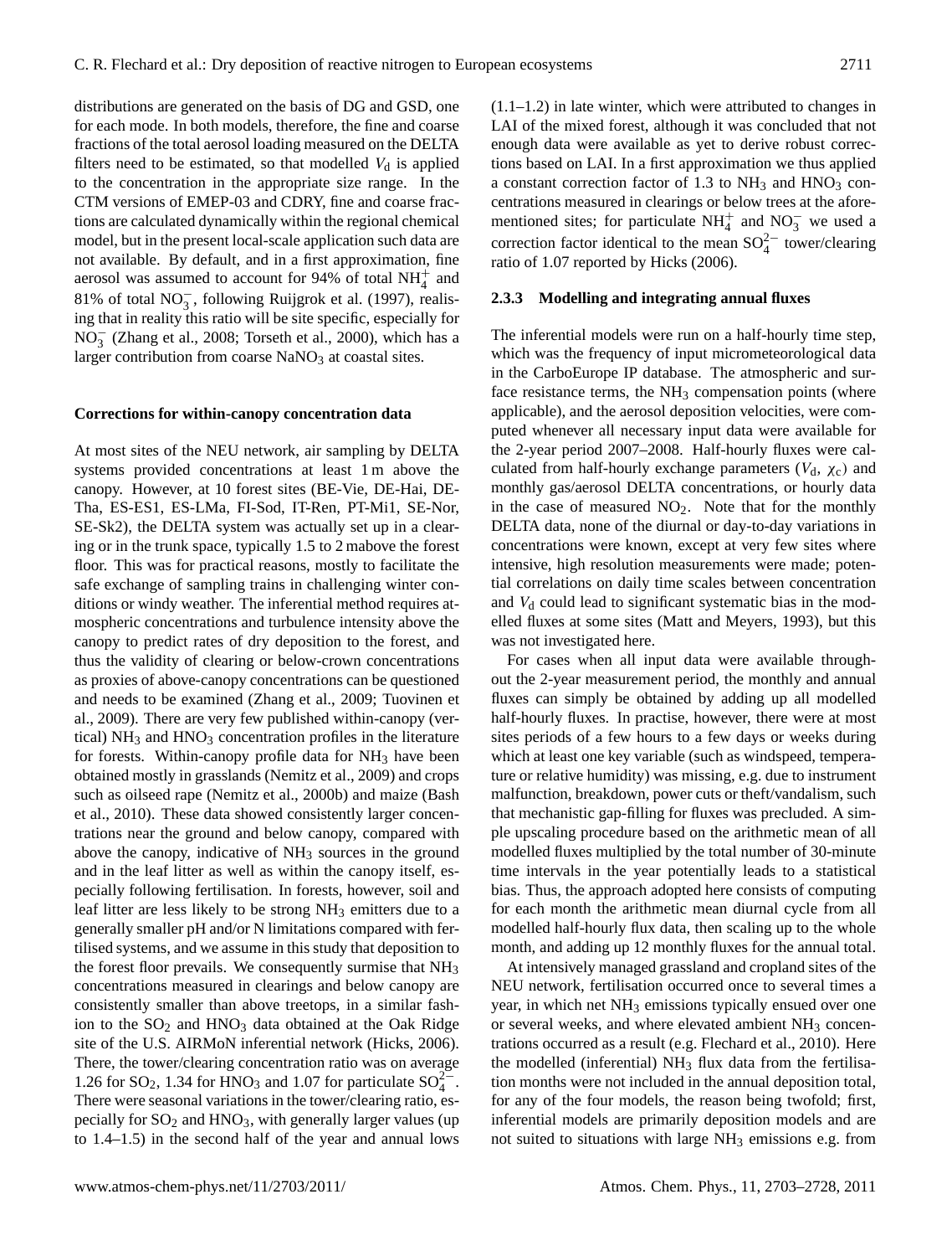distributions are generated on the basis of DG and GSD, one for each mode. In both models, therefore, the fine and coarse fractions of the total aerosol loading measured on the DELTA filters need to be estimated, so that modelled $V_d$ is applied to the concentration in the appropriate size range. In the CTM versions of EMEP-03 and CDRY, fine and coarse fractions are calculated dynamically within the regional chemical model, but in the present local-scale application such data are not available. By default, and in a first approximation, fine aerosol was assumed to account for 94% of total $NH_4^+$ and 81% of total $NO_3^-$, following Ruijgrok et al. (1997), realising that in reality this ratio will be site specific, especially for $NO_3^-$ (Zhang et al., 2008; Torseth et al., 2000), which has a larger contribution from coarse $NaNO_3$ at coastal sites.

**Corrections for within-canopy concentration data**

At most sites of the NEU network, air sampling by DELTA systems provided concentrations at least 1 m above the canopy. However, at 10 forest sites (BE-Vie, DE-Hai, DE-Tha, ES-ES1, ES-LMa, FI-Sod, IT-Ren, PT-Mi1, SE-Nor, SE-Sk2), the DELTA system was actually set up in a clearing or in the trunk space, typically 1.5 to 2 mabove the forest floor. This was for practical reasons, mostly to facilitate the safe exchange of sampling trains in challenging winter conditions or windy weather. The inferential method requires atmospheric concentrations and turbulence intensity above the canopy to predict rates of dry deposition to the forest, and thus the validity of clearing or below-crown concentrations as proxies of above-canopy concentrations can be questioned and needs to be examined (Zhang et al., 2009; Tuovinen et al., 2009). There are very few published within-canopy (vertical) $NH_3$ and $HNO_3$ concentration profiles in the literature for forests. Within-canopy profile data for $NH_3$ have been obtained mostly in grasslands (Nemitz et al., 2009) and crops such as oilseed rape (Nemitz et al., 2000b) and maize (Bash et al., 2010). These data showed consistently larger concentrations near the ground and below canopy, compared with above the canopy, indicative of $NH_3$ sources in the ground and in the leaf litter as well as within the canopy itself, especially following fertilisation. In forests, however, soil and leaf litter are less likely to be strong $NH_3$ emitters due to a generally smaller pH and/or N limitations compared with fertilised systems, and we assume in this study that deposition to the forest floor prevails. We consequently surmise that $NH_3$ concentrations measured in clearings and below canopy are consistently smaller than above treetops, in a similar fashion to the $SO_2$ and $HNO_3$ data obtained at the Oak Ridge site of the U.S. AIRMoN inferential network (Hicks, 2006). There, the tower/clearing concentration ratio was on average 1.26 for $SO_2$, 1.34 for $HNO_3$ and 1.07 for particulate $SO_4^{2-}$. There were seasonal variations in the tower/clearing ratio, especially for $SO_2$ and $HNO_3$, with generally larger values (up to 1.4–1.5) in the second half of the year and annual lows (1.1–1.2) in late winter, which were attributed to changes in LAI of the mixed forest, although it was concluded that not enough data were available as yet to derive robust corrections based on LAI. In a first approximation we thus applied a constant correction factor of 1.3 to $NH_3$ and $HNO_3$ concentrations measured in clearings or below trees at the aforementioned sites; for particulate $NH_4^+$ and $NO_3^-$ we used a correction factor identical to the mean $SO_4^{2-}$ tower/clearing ratio of 1.07 reported by Hicks (2006).

### 2.3.3 Modelling and integrating annual fluxes

The inferential models were run on a half-hourly time step, which was the frequency of input micrometeorological data in the CarboEurope IP database. The atmospheric and surface resistance terms, the $NH_3$ compensation points (where applicable), and the aerosol deposition velocities, were computed whenever all necessary input data were available for the 2-year period 2007–2008. Half-hourly fluxes were calculated from half-hourly exchange parameters ($V_d$, $\chi_c$) and monthly gas/aerosol DELTA concentrations, or hourly data in the case of measured $NO_2$. Note that for the monthly DELTA data, none of the diurnal or day-to-day variations in concentrations were known, except at very few sites where intensive, high resolution measurements were made; potential correlations on daily time scales between concentration and $V_d$ could lead to significant systematic bias in the modelled fluxes at some sites (Matt and Meyers, 1993), but this was not investigated here.

For cases when all input data were available throughout the 2-year measurement period, the monthly and annual fluxes can simply be obtained by adding up all modelled half-hourly fluxes. In practise, however, there were at most sites periods of a few hours to a few days or weeks during which at least one key variable (such as windspeed, temperature or relative humidity) was missing, e.g. due to instrument malfunction, breakdown, power cuts or theft/vandalism, such that mechanistic gap-filling for fluxes was precluded. A simple upscaling procedure based on the arithmetic mean of all modelled fluxes multiplied by the total number of 30-minute time intervals in the year potentially leads to a statistical bias. Thus, the approach adopted here consists of computing for each month the arithmetic mean diurnal cycle from all modelled half-hourly flux data, then scaling up to the whole month, and adding up 12 monthly fluxes for the annual total.

At intensively managed grassland and cropland sites of the NEU network, fertilisation occurred once to several times a year, in which net $NH_3$ emissions typically ensued over one or several weeks, and where elevated ambient $NH_3$ concentrations occurred as a result (e.g. Flechard et al., 2010). Here the modelled (inferential) $NH_3$ flux data from the fertilisation months were not included in the annual deposition total, for any of the four models, the reason being twofold; first, inferential models are primarily deposition models and are not suited to situations with large $NH_3$ emissions e.g. from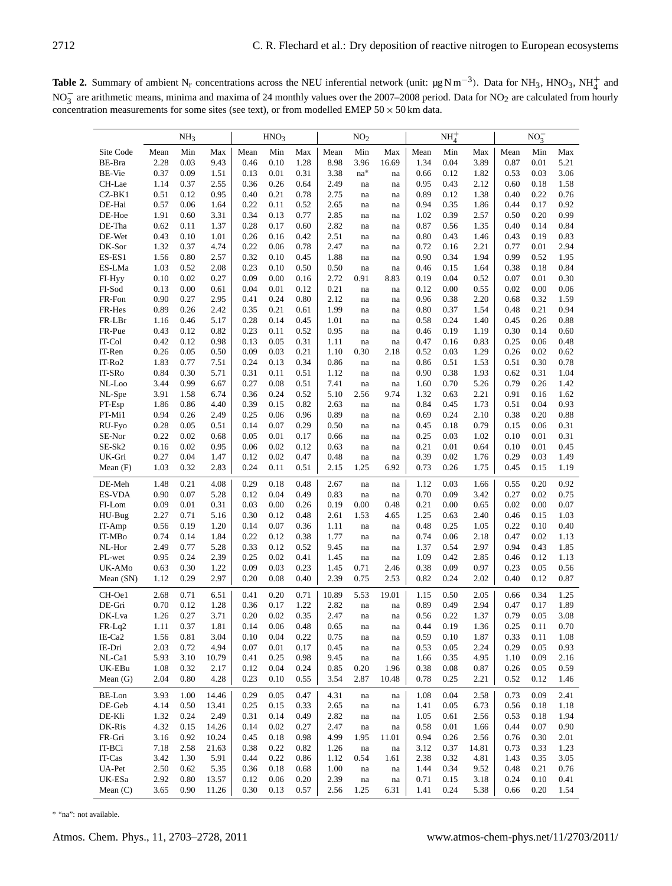**Table 2.** Summary of ambient $N_r$ concentrations across the NEU inferential network (unit: $\mu g\,N\,m^{-3}$). Data for $NH_3$, $HNO_3$, $NH_4^+$ and $NO_3^-$ are arithmetic means, minima and maxima of 24 monthly values over the 2007–2008 period. Data for $NO_2$ are calculated from hourly concentration measurements for some sites (see text), or from modelled EMEP 50 × 50 km data.

| | $NH_3$ | | | $HNO_3$ | | | $NO_2$ | | | $NH_4^+$ | | | $NO_3^-$ | | |
|---|---|---|---|---|---|---|---|---|---|---|---|---|---|---|---|
| Site Code | Mean | Min | Max | Mean | Min | Max | Mean | Min | Max | Mean | Min | Max | Mean | Min | Max |
| BE-Bra | 2.28 | 0.03 | 9.43 | 0.46 | 0.10 | 1.28 | 8.98 | 3.96 | 16.69 | 1.34 | 0.04 | 3.89 | 0.87 | 0.01 | 5.21 |
| BE-Vie | 0.37 | 0.09 | 1.51 | 0.13 | 0.01 | 0.31 | 3.38 | na* | na | 0.66 | 0.12 | 1.82 | 0.53 | 0.03 | 3.06 |
| CH-Lae | 1.14 | 0.37 | 2.55 | 0.36 | 0.26 | 0.64 | 2.49 | na | na | 0.95 | 0.43 | 2.12 | 0.60 | 0.18 | 1.58 |
| CZ-BK1 | 0.51 | 0.12 | 0.95 | 0.40 | 0.21 | 0.78 | 2.75 | na | na | 0.89 | 0.12 | 1.38 | 0.40 | 0.22 | 0.76 |
| DE-Hai | 0.57 | 0.06 | 1.64 | 0.22 | 0.11 | 0.52 | 2.65 | na | na | 0.94 | 0.35 | 1.86 | 0.44 | 0.17 | 0.92 |
| DE-Hoe | 1.91 | 0.60 | 3.31 | 0.34 | 0.13 | 0.77 | 2.85 | na | na | 1.02 | 0.39 | 2.57 | 0.50 | 0.20 | 0.99 |
| DE-Tha | 0.62 | 0.11 | 1.37 | 0.28 | 0.17 | 0.60 | 2.82 | na | na | 0.87 | 0.56 | 1.35 | 0.40 | 0.14 | 0.84 |
| DE-Wet | 0.43 | 0.10 | 1.01 | 0.26 | 0.16 | 0.42 | 2.51 | na | na | 0.80 | 0.43 | 1.46 | 0.43 | 0.19 | 0.83 |
| DK-Sor | 1.32 | 0.37 | 4.74 | 0.22 | 0.06 | 0.78 | 2.47 | na | na | 0.72 | 0.16 | 2.21 | 0.77 | 0.01 | 2.94 |
| ES-ES1 | 1.56 | 0.80 | 2.57 | 0.32 | 0.10 | 0.45 | 1.88 | na | na | 0.90 | 0.34 | 1.94 | 0.99 | 0.52 | 1.95 |
| ES-LMa | 1.03 | 0.52 | 2.08 | 0.23 | 0.10 | 0.50 | 0.50 | na | na | 0.46 | 0.15 | 1.64 | 0.38 | 0.18 | 0.84 |
| FI-Hyy | 0.10 | 0.02 | 0.27 | 0.09 | 0.00 | 0.16 | 2.72 | 0.91 | 8.83 | 0.19 | 0.04 | 0.52 | 0.07 | 0.01 | 0.30 |
| FI-Sod | 0.13 | 0.00 | 0.61 | 0.04 | 0.01 | 0.12 | 0.21 | na | na | 0.12 | 0.00 | 0.55 | 0.02 | 0.00 | 0.06 |
| FR-Fon | 0.90 | 0.27 | 2.95 | 0.41 | 0.24 | 0.80 | 2.12 | na | na | 0.96 | 0.38 | 2.20 | 0.68 | 0.32 | 1.59 |
| FR-Hes | 0.89 | 0.26 | 2.42 | 0.35 | 0.21 | 0.61 | 1.99 | na | na | 0.80 | 0.37 | 1.54 | 0.48 | 0.21 | 0.94 |
| FR-LBr | 1.16 | 0.46 | 5.17 | 0.28 | 0.14 | 0.45 | 1.01 | na | na | 0.58 | 0.24 | 1.40 | 0.45 | 0.26 | 0.88 |
| FR-Pue | 0.43 | 0.12 | 0.82 | 0.23 | 0.11 | 0.52 | 0.95 | na | na | 0.46 | 0.19 | 1.19 | 0.30 | 0.14 | 0.60 |
| IT-Col | 0.42 | 0.12 | 0.98 | 0.13 | 0.05 | 0.31 | 1.11 | na | na | 0.47 | 0.16 | 0.83 | 0.25 | 0.06 | 0.48 |
| IT-Ren | 0.26 | 0.05 | 0.50 | 0.09 | 0.03 | 0.21 | 1.10 | 0.30 | 2.18 | 0.52 | 0.03 | 1.29 | 0.26 | 0.02 | 0.62 |
| IT-Ro2 | 1.83 | 0.77 | 7.51 | 0.24 | 0.13 | 0.34 | 0.86 | na | na | 0.86 | 0.51 | 1.53 | 0.51 | 0.30 | 0.78 |
| IT-SRo | 0.84 | 0.30 | 5.71 | 0.31 | 0.11 | 0.51 | 1.12 | na | na | 0.90 | 0.38 | 1.93 | 0.62 | 0.31 | 1.04 |
| NL-Loo | 3.44 | 0.99 | 6.67 | 0.27 | 0.08 | 0.51 | 7.41 | na | na | 1.60 | 0.70 | 5.26 | 0.79 | 0.26 | 1.42 |
| NL-Spe | 3.91 | 1.58 | 6.74 | 0.36 | 0.24 | 0.52 | 5.10 | 2.56 | 9.74 | 1.32 | 0.63 | 2.21 | 0.91 | 0.16 | 1.62 |
| PT-Esp | 1.86 | 0.86 | 4.40 | 0.39 | 0.15 | 0.82 | 2.63 | na | na | 0.84 | 0.45 | 1.73 | 0.51 | 0.04 | 0.93 |
| PT-Mi1 | 0.94 | 0.26 | 2.49 | 0.25 | 0.06 | 0.96 | 0.89 | na | na | 0.69 | 0.24 | 2.10 | 0.38 | 0.20 | 0.88 |
| RU-Fyo | 0.28 | 0.05 | 0.51 | 0.14 | 0.07 | 0.29 | 0.50 | na | na | 0.45 | 0.18 | 0.79 | 0.15 | 0.06 | 0.31 |
| SE-Nor | 0.22 | 0.02 | 0.68 | 0.05 | 0.01 | 0.17 | 0.66 | na | na | 0.25 | 0.03 | 1.02 | 0.10 | 0.01 | 0.31 |
| SE-Sk2 | 0.16 | 0.02 | 0.95 | 0.06 | 0.02 | 0.12 | 0.63 | na | na | 0.21 | 0.01 | 0.64 | 0.10 | 0.01 | 0.45 |
| UK-Gri | 0.27 | 0.04 | 1.47 | 0.12 | 0.02 | 0.47 | 0.48 | na | na | 0.39 | 0.02 | 1.76 | 0.29 | 0.03 | 1.49 |
| Mean (F) | 1.03 | 0.32 | 2.83 | 0.24 | 0.11 | 0.51 | 2.15 | 1.25 | 6.92 | 0.73 | 0.26 | 1.75 | 0.45 | 0.15 | 1.19 |
| DE-Meh | 1.48 | 0.21 | 4.08 | 0.29 | 0.18 | 0.48 | 2.67 | na | na | 1.12 | 0.03 | 1.66 | 0.55 | 0.20 | 0.92 |
| ES-VDA | 0.90 | 0.07 | 5.28 | 0.12 | 0.04 | 0.49 | 0.83 | na | na | 0.70 | 0.09 | 3.42 | 0.27 | 0.02 | 0.75 |
| FI-Lom | 0.09 | 0.01 | 0.31 | 0.03 | 0.00 | 0.26 | 0.19 | 0.00 | 0.48 | 0.21 | 0.00 | 0.65 | 0.02 | 0.00 | 0.07 |
| HU-Bug | 2.27 | 0.71 | 5.16 | 0.30 | 0.12 | 0.48 | 2.61 | 1.53 | 4.65 | 1.25 | 0.63 | 2.40 | 0.46 | 0.15 | 1.03 |
| IT-Amp | 0.56 | 0.19 | 1.20 | 0.14 | 0.07 | 0.36 | 1.11 | na | na | 0.48 | 0.25 | 1.05 | 0.22 | 0.10 | 0.40 |
| IT-MBo | 0.74 | 0.14 | 1.84 | 0.22 | 0.12 | 0.38 | 1.77 | na | na | 0.74 | 0.06 | 2.18 | 0.47 | 0.02 | 1.13 |
| NL-Hor | 2.49 | 0.77 | 5.28 | 0.33 | 0.12 | 0.52 | 9.45 | na | na | 1.37 | 0.54 | 2.97 | 0.94 | 0.43 | 1.85 |
| PL-wet | 0.95 | 0.24 | 2.39 | 0.25 | 0.02 | 0.41 | 1.45 | na | na | 1.09 | 0.42 | 2.85 | 0.46 | 0.12 | 1.13 |
| UK-AMo | 0.63 | 0.30 | 1.22 | 0.09 | 0.03 | 0.23 | 1.45 | 0.71 | 2.46 | 0.38 | 0.09 | 0.97 | 0.23 | 0.05 | 0.56 |
| Mean (SN) | 1.12 | 0.29 | 2.97 | 0.20 | 0.08 | 0.40 | 2.39 | 0.75 | 2.53 | 0.82 | 0.24 | 2.02 | 0.40 | 0.12 | 0.87 |
| CH-Oe1 | 2.68 | 0.71 | 6.51 | 0.41 | 0.20 | 0.71 | 10.89 | 5.53 | 19.01 | 1.15 | 0.50 | 2.05 | 0.66 | 0.34 | 1.25 |
| DE-Gri | 0.70 | 0.12 | 1.28 | 0.36 | 0.17 | 1.22 | 2.82 | na | na | 0.89 | 0.49 | 2.94 | 0.47 | 0.17 | 1.89 |
| DK-Lva | 1.26 | 0.27 | 3.71 | 0.20 | 0.02 | 0.35 | 2.47 | na | na | 0.56 | 0.22 | 1.37 | 0.79 | 0.05 | 3.08 |
| FR-Lq2 | 1.11 | 0.37 | 1.81 | 0.14 | 0.06 | 0.48 | 0.65 | na | na | 0.44 | 0.19 | 1.36 | 0.25 | 0.11 | 0.70 |
| IE-Ca2 | 1.56 | 0.81 | 3.04 | 0.10 | 0.04 | 0.22 | 0.75 | na | na | 0.59 | 0.10 | 1.87 | 0.33 | 0.11 | 1.08 |
| IE-Dri | 2.03 | 0.72 | 4.94 | 0.07 | 0.01 | 0.17 | 0.45 | na | na | 0.53 | 0.05 | 2.24 | 0.29 | 0.05 | 0.93 |
| NL-Ca1 | 5.93 | 3.10 | 10.79 | 0.41 | 0.25 | 0.98 | 9.45 | na | na | 1.66 | 0.35 | 4.95 | 1.10 | 0.09 | 2.16 |
| UK-EBu | 1.08 | 0.32 | 2.17 | 0.12 | 0.04 | 0.24 | 0.85 | 0.20 | 1.96 | 0.38 | 0.08 | 0.87 | 0.26 | 0.05 | 0.59 |
| Mean (G) | 2.04 | 0.80 | 4.28 | 0.23 | 0.10 | 0.55 | 3.54 | 2.87 | 10.48 | 0.78 | 0.25 | 2.21 | 0.52 | 0.12 | 1.46 |
| BE-Lon | 3.93 | 1.00 | 14.46 | 0.29 | 0.05 | 0.47 | 4.31 | na | na | 1.08 | 0.04 | 2.58 | 0.73 | 0.09 | 2.41 |
| DE-Geb | 4.14 | 0.50 | 13.41 | 0.25 | 0.15 | 0.33 | 2.65 | na | na | 1.41 | 0.05 | 6.73 | 0.56 | 0.18 | 1.18 |
| DE-Kli | 1.32 | 0.24 | 2.49 | 0.31 | 0.14 | 0.49 | 2.82 | na | na | 1.05 | 0.61 | 2.56 | 0.53 | 0.18 | 1.94 |
| DK-Ris | 4.32 | 0.15 | 14.26 | 0.14 | 0.02 | 0.27 | 2.47 | na | na | 0.58 | 0.01 | 1.66 | 0.44 | 0.07 | 0.90 |
| FR-Gri | 3.16 | 0.92 | 10.24 | 0.45 | 0.18 | 0.98 | 4.99 | 1.95 | 11.01 | 0.94 | 0.26 | 2.56 | 0.76 | 0.30 | 2.01 |
| IT-BCi | 7.18 | 2.58 | 21.63 | 0.38 | 0.22 | 0.82 | 1.26 | na | na | 3.12 | 0.37 | 14.81 | 0.73 | 0.33 | 1.23 |
| IT-Cas | 3.42 | 1.30 | 5.91 | 0.44 | 0.22 | 0.86 | 1.12 | 0.54 | 1.61 | 2.38 | 0.32 | 4.81 | 1.43 | 0.35 | 3.05 |
| UA-Pet | 2.50 | 0.62 | 5.35 | 0.36 | 0.18 | 0.68 | 1.00 | na | na | 1.44 | 0.34 | 9.52 | 0.48 | 0.21 | 0.76 |
| UK-ESa | 2.92 | 0.80 | 13.57 | 0.12 | 0.06 | 0.20 | 2.39 | na | na | 0.71 | 0.15 | 3.18 | 0.24 | 0.10 | 0.41 |
| Mean (C) | 3.65 | 0.90 | 11.26 | 0.30 | 0.13 | 0.57 | 2.56 | 1.25 | 6.31 | 1.41 | 0.24 | 5.38 | 0.66 | 0.20 | 1.54 |

* "na": not available.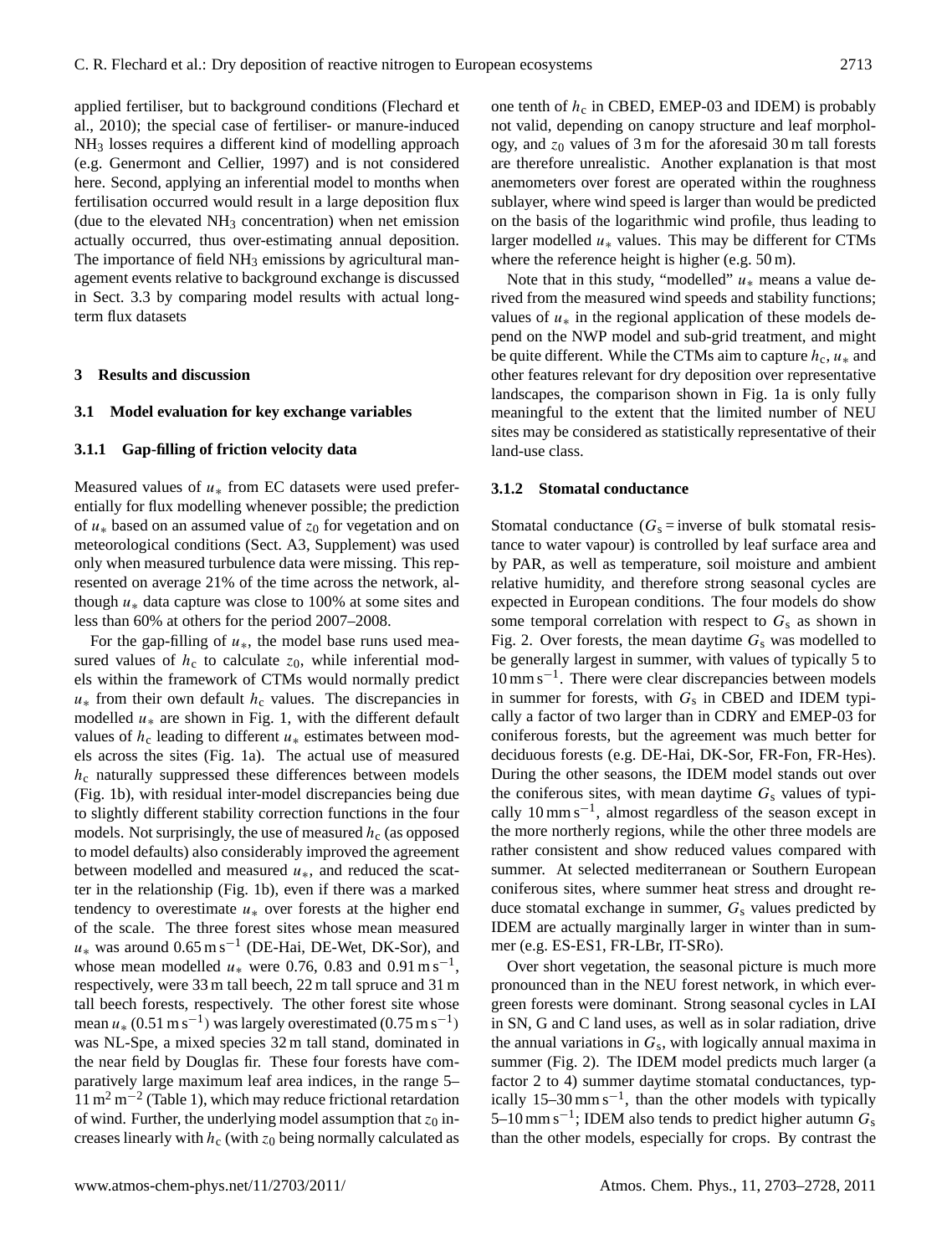applied fertiliser, but to background conditions (Flechard et al., 2010); the special case of fertiliser- or manure-induced $NH_3$ losses requires a different kind of modelling approach (e.g. Genermont and Cellier, 1997) and is not considered here. Second, applying an inferential model to months when fertilisation occurred would result in a large deposition flux (due to the elevated $NH_3$ concentration) when net emission actually occurred, thus over-estimating annual deposition. The importance of field $NH_3$ emissions by agricultural management events relative to background exchange is discussed in Sect. 3.3 by comparing model results with actual long-term flux datasets

## 3 Results and discussion

### 3.1 Model evaluation for key exchange variables

#### 3.1.1 Gap-filling of friction velocity data

Measured values of $u_*$ from EC datasets were used preferentially for flux modelling whenever possible; the prediction of $u_*$ based on an assumed value of $z_0$ for vegetation and on meteorological conditions (Sect. A3, Supplement) was used only when measured turbulence data were missing. This represented on average 21% of the time across the network, although $u_*$ data capture was close to 100% at some sites and less than 60% at others for the period 2007–2008.

For the gap-filling of $u_*$, the model base runs used measured values of $h_c$ to calculate $z_0$, while inferential models within the framework of CTMs would normally predict $u_*$ from their own default $h_c$ values. The discrepancies in modelled $u_*$ are shown in Fig. 1, with the different default values of $h_c$ leading to different $u_*$ estimates between models across the sites (Fig. 1a). The actual use of measured $h_c$ naturally suppressed these differences between models (Fig. 1b), with residual inter-model discrepancies being due to slightly different stability correction functions in the four models. Not surprisingly, the use of measured $h_c$ (as opposed to model defaults) also considerably improved the agreement between modelled and measured $u_*$, and reduced the scatter in the relationship (Fig. 1b), even if there was a marked tendency to overestimate $u_*$ over forests at the higher end of the scale. The three forest sites whose mean measured $u_*$ was around $0.65\,\mathrm{m\,s^{-1}}$ (DE-Hai, DE-Wet, DK-Sor), and whose mean modelled $u_*$ were 0.76, 0.83 and $0.91\,\mathrm{m\,s^{-1}}$, respectively, were 33 m tall beech, 22 m tall spruce and 31 m tall beech forests, respectively. The other forest site whose mean $u_*$ ($0.51\,\mathrm{m\,s^{-1}}$) was largely overestimated ($0.75\,\mathrm{m\,s^{-1}}$) was NL-Spe, a mixed species 32 m tall stand, dominated in the near field by Douglas fir. These four forests have comparatively large maximum leaf area indices, in the range 5–$11\,\mathrm{m^2\,m^{-2}}$ (Table 1), which may reduce frictional retardation of wind. Further, the underlying model assumption that $z_0$ increases linearly with $h_c$ (with $z_0$ being normally calculated as one tenth of $h_c$ in CBED, EMEP-03 and IDEM) is probably not valid, depending on canopy structure and leaf morphology, and $z_0$ values of 3 m for the aforesaid 30 m tall forests are therefore unrealistic. Another explanation is that most anemometers over forest are operated within the roughness sublayer, where wind speed is larger than would be predicted on the basis of the logarithmic wind profile, thus leading to larger modelled $u_*$ values. This may be different for CTMs where the reference height is higher (e.g. 50 m).

Note that in this study, "modelled" $u_*$ means a value derived from the measured wind speeds and stability functions; values of $u_*$ in the regional application of these models depend on the NWP model and sub-grid treatment, and might be quite different. While the CTMs aim to capture $h_c$, $u_*$ and other features relevant for dry deposition over representative landscapes, the comparison shown in Fig. 1a is only fully meaningful to the extent that the limited number of NEU sites may be considered as statistically representative of their land-use class.

#### 3.1.2 Stomatal conductance

Stomatal conductance ($G_s$ = inverse of bulk stomatal resistance to water vapour) is controlled by leaf surface area and by PAR, as well as temperature, soil moisture and ambient relative humidity, and therefore strong seasonal cycles are expected in European conditions. The four models do show some temporal correlation with respect to $G_s$ as shown in Fig. 2. Over forests, the mean daytime $G_s$ was modelled to be generally largest in summer, with values of typically 5 to $10\,\mathrm{mm\,s^{-1}}$. There were clear discrepancies between models in summer for forests, with $G_s$ in CBED and IDEM typically a factor of two larger than in CDRY and EMEP-03 for coniferous forests, but the agreement was much better for deciduous forests (e.g. DE-Hai, DK-Sor, FR-Fon, FR-Hes). During the other seasons, the IDEM model stands out over the coniferous sites, with mean daytime $G_s$ values of typically $10\,\mathrm{mm\,s^{-1}}$, almost regardless of the season except in the more northerly regions, while the other three models are rather consistent and show reduced values compared with summer. At selected mediterranean or Southern European coniferous sites, where summer heat stress and drought reduce stomatal exchange in summer, $G_s$ values predicted by IDEM are actually marginally larger in winter than in summer (e.g. ES-ES1, FR-LBr, IT-SRo).

Over short vegetation, the seasonal picture is much more pronounced than in the NEU forest network, in which evergreen forests were dominant. Strong seasonal cycles in LAI in SN, G and C land uses, as well as in solar radiation, drive the annual variations in $G_s$, with logically annual maxima in summer (Fig. 2). The IDEM model predicts much larger (a factor 2 to 4) summer daytime stomatal conductances, typically 15–$30\,\mathrm{mm\,s^{-1}}$, than the other models with typically 5–$10\,\mathrm{mm\,s^{-1}}$; IDEM also tends to predict higher autumn $G_s$ than the other models, especially for crops. By contrast the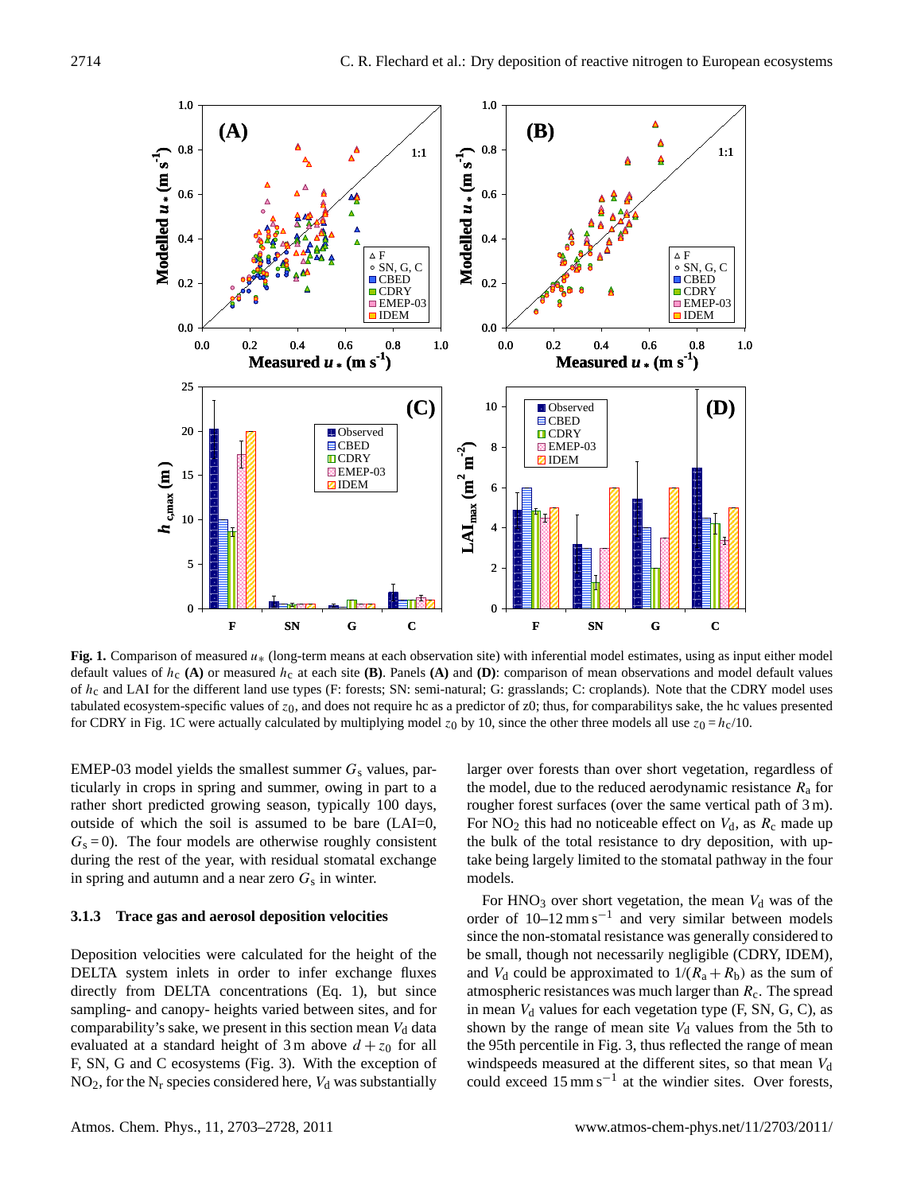**Fig. 1.** Comparison of measured $u_*$ (long-term means at each observation site) with inferential model estimates, using as input either model default values of $h_c$ **(A)** or measured $h_c$ at each site **(B)**. Panels **(A)** and **(D)**: comparison of mean observations and model default values of $h_c$ and LAI for the different land use types (F: forests; SN: semi-natural; G: grasslands; C: croplands). Note that the CDRY model uses tabulated ecosystem-specific values of $z_0$, and does not require hc as a predictor of z0; thus, for comparabilitys sake, the hc values presented for CDRY in Fig. 1C were actually calculated by multiplying model $z_0$ by 10, since the other three models all use $z_0 = h_c/10$.

EMEP-03 model yields the smallest summer $G_s$ values, particularly in crops in spring and summer, owing in part to a rather short predicted growing season, typically 100 days, outside of which the soil is assumed to be bare (LAI=0, $G_s = 0$). The four models are otherwise roughly consistent during the rest of the year, with residual stomatal exchange in spring and autumn and a near zero $G_s$ in winter.

### 3.1.3 Trace gas and aerosol deposition velocities

Deposition velocities were calculated for the height of the DELTA system inlets in order to infer exchange fluxes directly from DELTA concentrations (Eq. 1), but since sampling- and canopy- heights varied between sites, and for comparability's sake, we present in this section mean $V_d$ data evaluated at a standard height of 3 m above $d + z_0$ for all F, SN, G and C ecosystems (Fig. 3). With the exception of $NO_2$, for the $N_r$ species considered here, $V_d$ was substantially larger over forests than over short vegetation, regardless of the model, due to the reduced aerodynamic resistance $R_a$ for rougher forest surfaces (over the same vertical path of 3 m). For $NO_2$ this had no noticeable effect on $V_d$, as $R_c$ made up the bulk of the total resistance to dry deposition, with uptake being largely limited to the stomatal pathway in the four models.

For $HNO_3$ over short vegetation, the mean $V_d$ was of the order of 10–12 $mm\,s^{-1}$ and very similar between models since the non-stomatal resistance was generally considered to be small, though not necessarily negligible (CDRY, IDEM), and $V_d$ could be approximated to $1/(R_a + R_b)$ as the sum of atmospheric resistances was much larger than $R_c$. The spread in mean $V_d$ values for each vegetation type (F, SN, G, C), as shown by the range of mean site $V_d$ values from the 5th to the 95th percentile in Fig. 3, thus reflected the range of mean windspeeds measured at the different sites, so that mean $V_d$ could exceed 15 $mm\,s^{-1}$ at the windier sites. Over forests,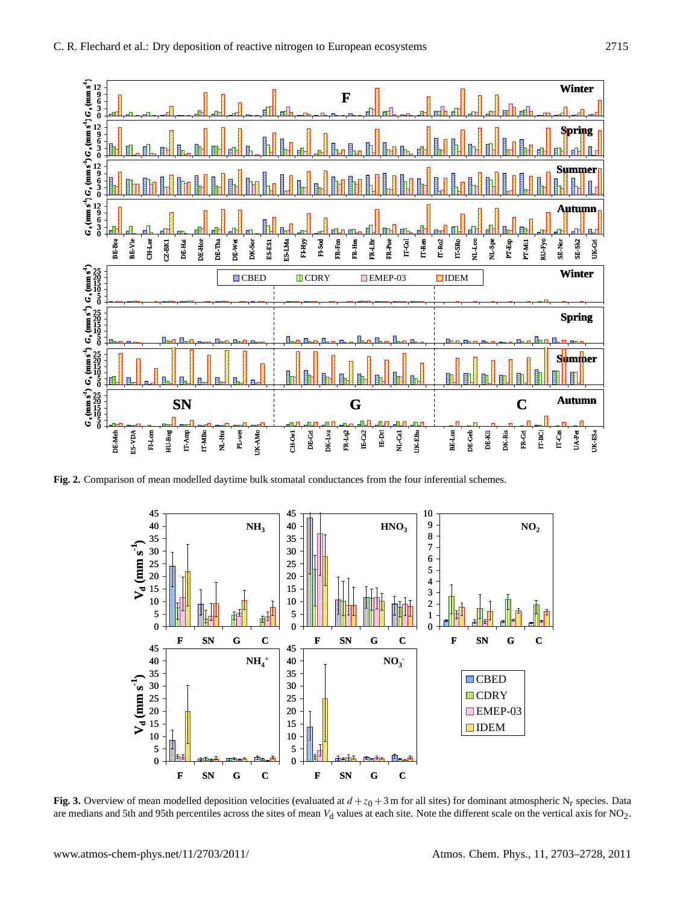Winter
Spring
Summer
Autumn
F

$G_s$ (mm s$^{-1}$)

BE-Bra BE-Vie CH-Lae CZ-BK1 DE-Hai DE-Hoe DE-Tha DE-Wet DK-Sor ES-ES1 ES-LMa FI-Hyy FI-Sod FR-Fon FR-Hes FR-LBr FR-Pue IT-Col IT-Ren IT-Ro2 IT-SRo NL-Loo NL-Spe PT-Esp PT-Mi1 RU-Fyo SE-Nor SE-Sk2 UK-Gri

CBED CDRY EMEP-03 IDEM

Winter
Spring
Summer
Autumn
SN
G
C

DE-Meh ES-VDA FI-Lom HU-Bug IT-Amp IT-MBo NL-Hor PL-wet UK-AMo CH-Oe1 DE-Gri DK-Lva FR-Lq2 IE-Ca2 IE-Dri NL-Ca1 UK-EBu BE-Lon DE-Geb DE-Kli DK-Ris FR-Gri IT-BCi IT-Cas UA-Pet UK-ESa

**Fig. 2.** Comparison of mean modelled daytime bulk stomatal conductances from the four inferential schemes.

$NH_3$
$HNO_3$
$NO_2$
$NH_4^+$
$NO_3^-$

$V_d$ (mm s$^{-1}$)

F SN G C

CBED CDRY EMEP-03 IDEM

**Fig. 3.** Overview of mean modelled deposition velocities (evaluated at $d + z_0 + 3$ m for all sites) for dominant atmospheric $N_r$ species. Data are medians and 5th and 95th percentiles across the sites of mean $V_d$ values at each site. Note the different scale on the vertical axis for $NO_2$.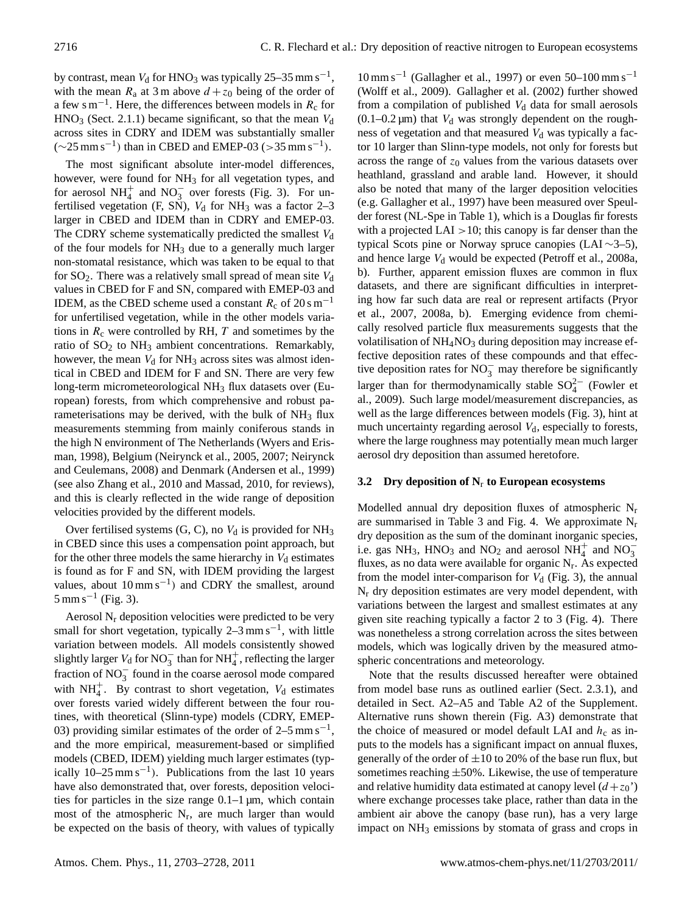by contrast, mean $V_d$ for $HNO_3$ was typically 25–35 mm $s^{-1}$, with the mean $R_a$ at 3 m above $d+z_0$ being of the order of a few s $m^{-1}$. Here, the differences between models in $R_c$ for $HNO_3$ (Sect. 2.1.1) became significant, so that the mean $V_d$ across sites in CDRY and IDEM was substantially smaller (∼25 mm $s^{-1}$) than in CBED and EMEP-03 (>35 mm $s^{-1}$).

The most significant absolute inter-model differences, however, were found for $NH_3$ for all vegetation types, and for aerosol $NH_4^+$ and $NO_3^-$ over forests (Fig. 3). For unfertilised vegetation (F, SN), $V_d$ for $NH_3$ was a factor 2–3 larger in CBED and IDEM than in CDRY and EMEP-03. The CDRY scheme systematically predicted the smallest $V_d$ of the four models for $NH_3$ due to a generally much larger non-stomatal resistance, which was taken to be equal to that for $SO_2$. There was a relatively small spread of mean site $V_d$ values in CBED for F and SN, compared with EMEP-03 and IDEM, as the CBED scheme used a constant $R_c$ of 20 s $m^{-1}$ for unfertilised vegetation, while in the other models variations in $R_c$ were controlled by RH, $T$ and sometimes by the ratio of $SO_2$ to $NH_3$ ambient concentrations. Remarkably, however, the mean $V_d$ for $NH_3$ across sites was almost identical in CBED and IDEM for F and SN. There are very few long-term micrometeorological $NH_3$ flux datasets over (European) forests, from which comprehensive and robust parameterisations may be derived, with the bulk of $NH_3$ flux measurements stemming from mainly coniferous stands in the high N environment of The Netherlands (Wyers and Erisman, 1998), Belgium (Neirynck et al., 2005, 2007; Neirynck and Ceulemans, 2008) and Denmark (Andersen et al., 1999) (see also Zhang et al., 2010 and Massad, 2010, for reviews), and this is clearly reflected in the wide range of deposition velocities provided by the different models.

Over fertilised systems (G, C), no $V_d$ is provided for $NH_3$ in CBED since this uses a compensation point approach, but for the other three models the same hierarchy in $V_d$ estimates is found as for F and SN, with IDEM providing the largest values, about 10 mm $s^{-1}$) and CDRY the smallest, around 5 mm $s^{-1}$ (Fig. 3).

Aerosol $N_r$ deposition velocities were predicted to be very small for short vegetation, typically 2–3 mm $s^{-1}$, with little variation between models. All models consistently showed slightly larger $V_d$ for $NO_3^-$ than for $NH_4^+$, reflecting the larger fraction of $NO_3^-$ found in the coarse aerosol mode compared with $NH_4^+$. By contrast to short vegetation, $V_d$ estimates over forests varied widely different between the four routines, with theoretical (Slinn-type) models (CDRY, EMEP-03) providing similar estimates of the order of 2–5 mm $s^{-1}$, and the more empirical, measurement-based or simplified models (CBED, IDEM) yielding much larger estimates (typically 10–25 mm $s^{-1}$). Publications from the last 10 years have also demonstrated that, over forests, deposition velocities for particles in the size range 0.1–1 µm, which contain most of the atmospheric $N_r$, are much larger than would be expected on the basis of theory, with values of typically 10 mm $s^{-1}$ (Gallagher et al., 1997) or even 50–100 mm $s^{-1}$ (Wolff et al., 2009). Gallagher et al. (2002) further showed from a compilation of published $V_d$ data for small aerosols (0.1–0.2 µm) that $V_d$ was strongly dependent on the roughness of vegetation and that measured $V_d$ was typically a factor 10 larger than Slinn-type models, not only for forests but across the range of $z_0$ values from the various datasets over heathland, grassland and arable land. However, it should also be noted that many of the larger deposition velocities (e.g. Gallagher et al., 1997) have been measured over Speulder forest (NL-Spe in Table 1), which is a Douglas fir forests with a projected LAI >10; this canopy is far denser than the typical Scots pine or Norway spruce canopies (LAI ∼3–5), and hence large $V_d$ would be expected (Petroff et al., 2008a, b). Further, apparent emission fluxes are common in flux datasets, and there are significant difficulties in interpreting how far such data are real or represent artifacts (Pryor et al., 2007, 2008a, b). Emerging evidence from chemically resolved particle flux measurements suggests that the volatilisation of $NH_4NO_3$ during deposition may increase effective deposition rates of these compounds and that effective deposition rates for $NO_3^-$ may therefore be significantly larger than for thermodynamically stable $SO_4^{2-}$ (Fowler et al., 2009). Such large model/measurement discrepancies, as well as the large differences between models (Fig. 3), hint at much uncertainty regarding aerosol $V_d$, especially to forests, where the large roughness may potentially mean much larger aerosol dry deposition than assumed heretofore.

### 3.2 Dry deposition of $N_r$ to European ecosystems

Modelled annual dry deposition fluxes of atmospheric $N_r$ are summarised in Table 3 and Fig. 4. We approximate $N_r$ dry deposition as the sum of the dominant inorganic species, i.e. gas $NH_3$, $HNO_3$ and $NO_2$ and aerosol $NH_4^+$ and $NO_3^-$ fluxes, as no data were available for organic $N_r$. As expected from the model inter-comparison for $V_d$ (Fig. 3), the annual $N_r$ dry deposition estimates are very model dependent, with variations between the largest and smallest estimates at any given site reaching typically a factor 2 to 3 (Fig. 4). There was nonetheless a strong correlation across the sites between models, which was logically driven by the measured atmospheric concentrations and meteorology.

Note that the results discussed hereafter were obtained from model base runs as outlined earlier (Sect. 2.3.1), and detailed in Sect. A2–A5 and Table A2 of the Supplement. Alternative runs shown therein (Fig. A3) demonstrate that the choice of measured or model default LAI and $h_c$ as inputs to the models has a significant impact on annual fluxes, generally of the order of ±10 to 20% of the base run flux, but sometimes reaching ±50%. Likewise, the use of temperature and relative humidity data estimated at canopy level ($d+z_0$') where exchange processes take place, rather than data in the ambient air above the canopy (base run), has a very large impact on $NH_3$ emissions by stomata of grass and crops in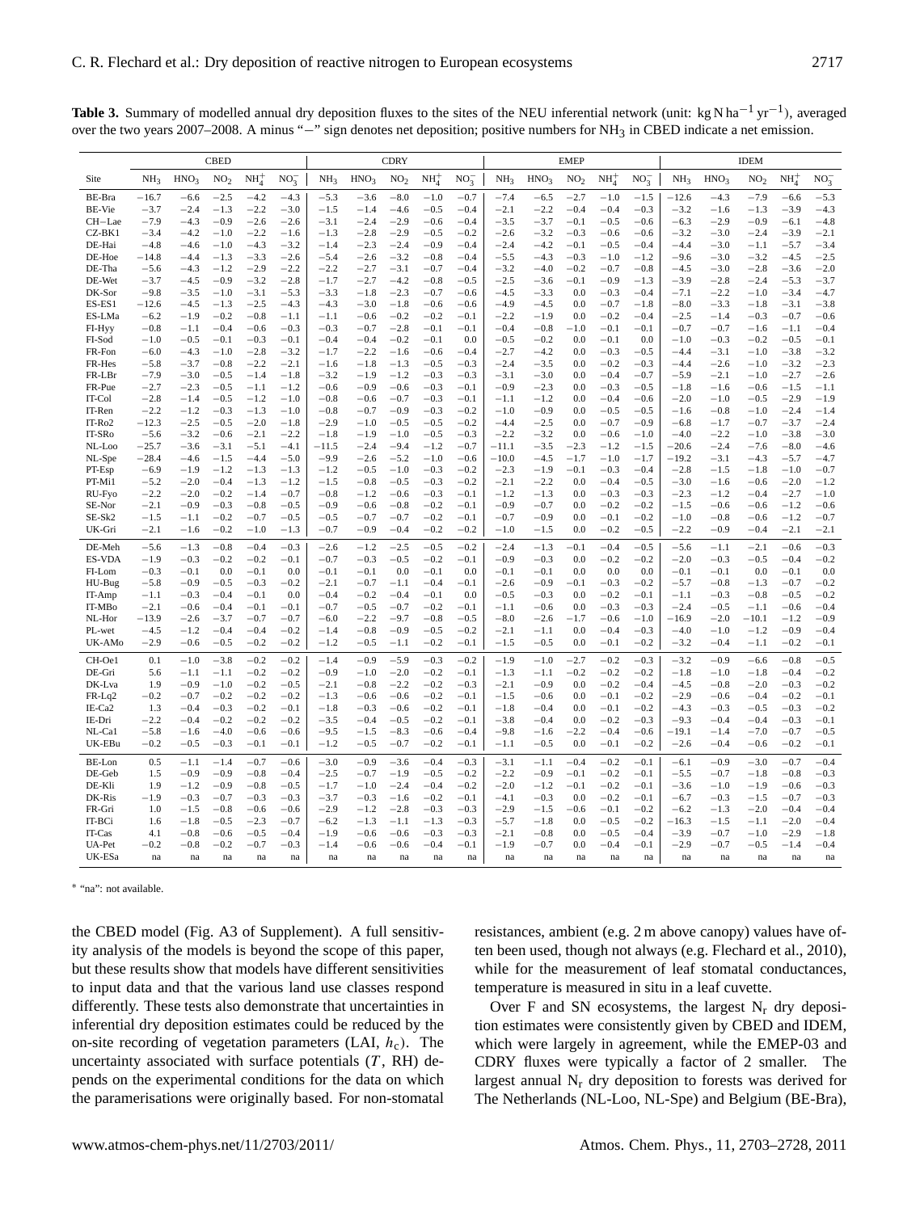**Table 3.** Summary of modelled annual dry deposition fluxes to the sites of the NEU inferential network (unit: $kg\,N\,ha^{-1}\,yr^{-1}$), averaged over the two years 2007–2008. A minus "−" sign denotes net deposition; positive numbers for $NH_3$ in CBED indicate a net emission.

| | CBED | | | | | CDRY | | | | | EMEP | | | | | IDEM | | | | |
|---|---|---|---|---|---|---|---|---|---|---|---|---|---|---|---|---|---|---|---|---|
| Site | $NH_3$ | $HNO_3$ | $NO_2$ | $NH_4^+$ | $NO_3^-$ | $NH_3$ | $HNO_3$ | $NO_2$ | $NH_4^+$ | $NO_3^-$ | $NH_3$ | $HNO_3$ | $NO_2$ | $NH_4^+$ | $NO_3^-$ | $NH_3$ | $HNO_3$ | $NO_2$ | $NH_4^+$ | $NO_3^-$ |
| BE-Bra | −16.7 | −6.6 | −2.5 | −4.2 | −4.3 | −5.3 | −3.6 | −8.0 | −1.0 | −0.7 | −7.4 | −6.5 | −2.7 | −1.0 | −1.5 | −12.6 | −4.3 | −7.9 | −6.6 | −5.3 |
| BE-Vie | −3.7 | −2.4 | −1.3 | −2.2 | −3.0 | −1.5 | −1.4 | −4.6 | −0.5 | −0.4 | −2.1 | −2.2 | −0.4 | −0.4 | −0.3 | −3.2 | −1.6 | −1.3 | −3.9 | −4.3 |
| CH–Lae | −7.9 | −4.3 | −0.9 | −2.6 | −2.6 | −3.1 | −2.4 | −2.9 | −0.6 | −0.4 | −3.5 | −3.7 | −0.1 | −0.5 | −0.6 | −6.3 | −2.9 | −0.9 | −6.1 | −4.8 |
| CZ-BK1 | −3.4 | −4.2 | −1.0 | −2.2 | −1.6 | −1.3 | −2.8 | −2.9 | −0.5 | −0.2 | −2.6 | −3.2 | −0.3 | −0.6 | −0.6 | −3.2 | −3.0 | −2.4 | −3.9 | −2.1 |
| DE-Hai | −4.8 | −4.6 | −1.0 | −4.3 | −3.2 | −1.4 | −2.3 | −2.4 | −0.9 | −0.4 | −2.4 | −4.2 | −0.1 | −0.5 | −0.4 | −4.4 | −3.0 | −1.1 | −5.7 | −3.4 |
| DE-Hoe | −14.8 | −4.4 | −1.3 | −3.3 | −2.6 | −5.4 | −2.6 | −3.2 | −0.8 | −0.4 | −5.5 | −4.3 | −0.3 | −1.0 | −1.2 | −9.6 | −3.0 | −3.2 | −4.5 | −2.5 |
| DE-Tha | −5.6 | −4.3 | −1.2 | −2.9 | −2.2 | −2.2 | −2.7 | −3.1 | −0.7 | −0.4 | −3.2 | −4.0 | −0.2 | −0.7 | −0.8 | −4.5 | −3.0 | −2.8 | −3.6 | −2.0 |
| DE-Wet | −3.7 | −4.5 | −0.9 | −3.2 | −2.8 | −1.7 | −2.7 | −4.2 | −0.8 | −0.5 | −2.5 | −3.6 | −0.1 | −0.9 | −1.3 | −3.9 | −2.8 | −2.4 | −5.3 | −3.7 |
| DK-Sor | −9.8 | −3.5 | −1.0 | −3.1 | −5.3 | −3.3 | −1.8 | −2.3 | −0.7 | −0.6 | −4.5 | −3.3 | 0.0 | −0.3 | −0.4 | −7.1 | −2.2 | −1.0 | −3.4 | −4.7 |
| ES-ES1 | −12.6 | −4.5 | −1.3 | −2.5 | −4.3 | −4.3 | −3.0 | −1.8 | −0.6 | −0.6 | −4.9 | −4.5 | 0.0 | −0.7 | −1.8 | −8.0 | −3.3 | −1.8 | −3.1 | −3.8 |
| ES-LMa | −6.2 | −1.9 | −0.2 | −0.8 | −1.1 | −1.1 | −0.6 | −0.2 | −0.2 | −0.1 | −2.2 | −1.9 | 0.0 | −0.2 | −0.4 | −2.5 | −1.4 | −0.3 | −0.7 | −0.6 |
| FI-Hyy | −0.8 | −1.1 | −0.4 | −0.6 | −0.3 | −0.3 | −0.7 | −2.8 | −0.1 | −0.1 | −0.4 | −0.8 | −1.0 | −0.1 | −0.1 | −0.7 | −0.7 | −1.6 | −1.1 | −0.4 |
| FI-Sod | −1.0 | −0.5 | −0.1 | −0.3 | −0.1 | −0.4 | −0.4 | −0.2 | −0.1 | 0.0 | −0.5 | −0.2 | 0.0 | −0.1 | 0.0 | −1.0 | −0.3 | −0.2 | −0.5 | −0.1 |
| FR-Fon | −6.0 | −4.3 | −1.0 | −2.8 | −3.2 | −1.7 | −2.2 | −1.6 | −0.6 | −0.4 | −2.7 | −4.2 | 0.0 | −0.3 | −0.5 | −4.4 | −3.1 | −1.0 | −3.8 | −3.2 |
| FR-Hes | −5.8 | −3.7 | −0.8 | −2.2 | −2.1 | −1.6 | −1.8 | −1.3 | −0.5 | −0.3 | −2.4 | −3.5 | 0.0 | −0.2 | −0.3 | −4.4 | −2.6 | −1.0 | −3.2 | −2.3 |
| FR-LBr | −7.9 | −3.0 | −0.5 | −1.4 | −1.8 | −3.2 | −1.9 | −1.2 | −0.3 | −0.3 | −3.1 | −3.0 | 0.0 | −0.4 | −0.7 | −5.9 | −2.1 | −1.0 | −2.7 | −2.6 |
| FR-Pue | −2.7 | −2.3 | −0.5 | −1.1 | −1.2 | −0.6 | −0.9 | −0.6 | −0.3 | −0.1 | −0.9 | −2.3 | 0.0 | −0.3 | −0.5 | −1.8 | −1.6 | −0.6 | −1.5 | −1.1 |
| IT-Col | −2.8 | −1.4 | −0.5 | −1.2 | −1.0 | −0.8 | −0.6 | −0.7 | −0.3 | −0.1 | −1.1 | −1.2 | 0.0 | −0.4 | −0.6 | −2.0 | −1.0 | −0.5 | −2.9 | −1.9 |
| IT-Ren | −2.2 | −1.2 | −0.3 | −1.3 | −1.0 | −0.8 | −0.7 | −0.9 | −0.3 | −0.2 | −1.0 | −0.9 | 0.0 | −0.5 | −0.5 | −1.6 | −0.8 | −1.0 | −2.4 | −1.4 |
| IT-Ro2 | −12.3 | −2.5 | −0.5 | −2.0 | −1.8 | −2.9 | −1.0 | −0.5 | −0.5 | −0.2 | −4.4 | −2.5 | 0.0 | −0.7 | −0.9 | −6.8 | −1.7 | −0.7 | −3.7 | −2.4 |
| IT-SRo | −5.6 | −3.2 | −0.6 | −2.1 | −2.2 | −1.8 | −1.9 | −1.0 | −0.5 | −0.3 | −2.2 | −3.2 | 0.0 | −0.6 | −1.0 | −4.0 | −2.2 | −1.0 | −3.8 | −3.0 |
| NL-Loo | −25.7 | −3.6 | −3.1 | −5.1 | −4.1 | −11.5 | −2.4 | −9.4 | −1.2 | −0.7 | −11.1 | −3.5 | −2.3 | −1.2 | −1.5 | −20.6 | −2.4 | −7.6 | −8.0 | −4.6 |
| NL-Spe | −28.4 | −4.6 | −1.5 | −4.4 | −5.0 | −9.9 | −2.6 | −5.2 | −1.0 | −0.6 | −10.0 | −4.5 | −1.7 | −1.0 | −1.7 | −19.2 | −3.1 | −4.3 | −5.7 | −4.7 |
| PT-Esp | −6.9 | −1.9 | −1.2 | −1.3 | −1.3 | −1.2 | −0.5 | −1.0 | −0.3 | −0.2 | −2.3 | −1.9 | −0.1 | −0.3 | −0.4 | −2.8 | −1.5 | −1.8 | −1.0 | −0.7 |
| PT-Mi1 | −5.2 | −2.0 | −0.4 | −1.3 | −1.2 | −1.5 | −0.8 | −0.5 | −0.3 | −0.2 | −2.1 | −2.2 | 0.0 | −0.4 | −0.5 | −3.0 | −1.6 | −0.6 | −2.0 | −1.2 |
| RU-Fyo | −2.2 | −2.0 | −0.2 | −1.4 | −0.7 | −0.8 | −1.2 | −0.6 | −0.3 | −0.1 | −1.2 | −1.3 | 0.0 | −0.3 | −0.3 | −2.3 | −1.2 | −0.4 | −2.7 | −1.0 |
| SE-Nor | −2.1 | −0.9 | −0.3 | −0.8 | −0.5 | −0.9 | −0.6 | −0.8 | −0.2 | −0.1 | −0.9 | −0.7 | 0.0 | −0.2 | −0.2 | −1.5 | −0.6 | −0.6 | −1.2 | −0.6 |
| SE-Sk2 | −1.5 | −1.1 | −0.2 | −0.7 | −0.5 | −0.5 | −0.7 | −0.7 | −0.2 | −0.1 | −0.7 | −0.9 | 0.0 | −0.1 | −0.2 | −1.0 | −0.8 | −0.6 | −1.2 | −0.7 |
| UK-Gri | −2.1 | −1.6 | −0.2 | −1.0 | −1.3 | −0.7 | −0.9 | −0.4 | −0.2 | −0.2 | −1.0 | −1.5 | 0.0 | −0.2 | −0.5 | −2.2 | −0.9 | −0.4 | −2.1 | −2.1 |
| DE-Meh | −5.6 | −1.3 | −0.8 | −0.4 | −0.3 | −2.6 | −1.2 | −2.5 | −0.5 | −0.2 | −2.4 | −1.3 | −0.1 | −0.4 | −0.5 | −5.6 | −1.1 | −2.1 | −0.6 | −0.3 |
| ES-VDA | −1.9 | −0.3 | −0.2 | −0.2 | −0.1 | −0.7 | −0.3 | −0.5 | −0.2 | −0.1 | −0.9 | −0.3 | 0.0 | −0.2 | −0.2 | −2.0 | −0.3 | −0.5 | −0.4 | −0.2 |
| FI-Lom | −0.3 | −0.1 | 0.0 | −0.1 | 0.0 | −0.1 | −0.1 | 0.0 | −0.1 | 0.0 | −0.1 | −0.1 | 0.0 | 0.0 | 0.0 | −0.1 | −0.1 | 0.0 | −0.1 | 0.0 |
| HU-Bug | −5.8 | −0.9 | −0.5 | −0.3 | −0.2 | −2.1 | −0.7 | −1.1 | −0.4 | −0.1 | −2.6 | −0.9 | −0.1 | −0.3 | −0.2 | −5.7 | −0.8 | −1.3 | −0.7 | −0.2 |
| IT-Amp | −1.1 | −0.3 | −0.4 | −0.1 | 0.0 | −0.4 | −0.2 | −0.4 | −0.1 | 0.0 | −0.5 | −0.3 | 0.0 | −0.2 | −0.1 | −1.1 | −0.3 | −0.8 | −0.5 | −0.2 |
| IT-MBo | −2.1 | −0.6 | −0.4 | −0.1 | −0.1 | −0.7 | −0.5 | −0.7 | −0.2 | −0.1 | −1.1 | −0.6 | 0.0 | −0.3 | −0.3 | −2.4 | −0.5 | −1.1 | −0.6 | −0.4 |
| NL-Hor | −13.9 | −2.6 | −3.7 | −0.7 | −0.7 | −6.0 | −2.2 | −9.7 | −0.8 | −0.5 | −8.0 | −2.6 | −1.7 | −0.6 | −1.0 | −16.9 | −2.0 | −10.1 | −1.2 | −0.9 |
| PL-wet | −4.5 | −1.2 | −0.4 | −0.4 | −0.2 | −1.4 | −0.8 | −0.9 | −0.5 | −0.2 | −2.1 | −1.1 | 0.0 | −0.4 | −0.3 | −4.0 | −1.0 | −1.2 | −0.9 | −0.4 |
| UK-AMo | −2.9 | −0.6 | −0.5 | −0.2 | −0.2 | −1.2 | −0.5 | −1.1 | −0.2 | −0.1 | −1.5 | −0.5 | 0.0 | −0.1 | −0.2 | −3.2 | −0.4 | −1.1 | −0.2 | −0.1 |
| CH-Oe1 | 0.1 | −1.0 | −3.8 | −0.2 | −0.2 | −1.4 | −0.9 | −5.9 | −0.3 | −0.2 | −1.9 | −1.0 | −2.7 | −0.2 | −0.3 | −3.2 | −0.9 | −6.6 | −0.8 | −0.5 |
| DE-Gri | 5.6 | −1.1 | −1.1 | −0.2 | −0.2 | −0.9 | −1.0 | −2.0 | −0.2 | −0.1 | −1.3 | −1.1 | −0.2 | −0.2 | −0.2 | −1.8 | −1.0 | −1.8 | −0.4 | −0.2 |
| DK-Lva | 1.9 | −0.9 | −1.0 | −0.2 | −0.5 | −2.1 | −0.8 | −2.2 | −0.2 | −0.3 | −2.1 | −0.9 | 0.0 | −0.2 | −0.4 | −4.5 | −0.8 | −2.0 | −0.3 | −0.2 |
| FR-Lq2 | −0.2 | −0.7 | −0.2 | −0.2 | −0.2 | −1.3 | −0.6 | −0.6 | −0.2 | −0.1 | −1.5 | −0.6 | 0.0 | −0.1 | −0.2 | −2.9 | −0.6 | −0.4 | −0.2 | −0.1 |
| IE-Ca2 | 1.3 | −0.4 | −0.3 | −0.2 | −0.1 | −1.8 | −0.3 | −0.6 | −0.2 | −0.1 | −1.8 | −0.4 | 0.0 | −0.1 | −0.2 | −4.3 | −0.3 | −0.5 | −0.3 | −0.2 |
| IE-Dri | −2.2 | −0.4 | −0.2 | −0.2 | −0.2 | −3.5 | −0.4 | −0.5 | −0.2 | −0.1 | −3.8 | −0.4 | 0.0 | −0.2 | −0.3 | −9.3 | −0.4 | −0.4 | −0.3 | −0.1 |
| NL-Ca1 | −5.8 | −1.6 | −4.0 | −0.6 | −0.6 | −9.5 | −1.5 | −8.3 | −0.6 | −0.4 | −9.8 | −1.6 | −2.2 | −0.4 | −0.6 | −19.1 | −1.4 | −7.0 | −0.7 | −0.5 |
| UK-EBu | −0.2 | −0.5 | −0.3 | −0.1 | −0.1 | −1.2 | −0.5 | −0.7 | −0.2 | −0.1 | −1.1 | −0.5 | 0.0 | −0.1 | −0.2 | −2.6 | −0.4 | −0.6 | −0.2 | −0.1 |
| BE-Lon | 0.5 | −1.1 | −1.4 | −0.7 | −0.6 | −3.0 | −0.9 | −3.6 | −0.4 | −0.3 | −3.1 | −1.1 | −0.4 | −0.2 | −0.1 | −6.1 | −0.9 | −3.0 | −0.7 | −0.4 |
| DE-Geb | 1.5 | −0.9 | −0.9 | −0.8 | −0.4 | −2.5 | −0.7 | −1.9 | −0.5 | −0.2 | −2.2 | −0.9 | −0.1 | −0.2 | −0.1 | −5.5 | −0.7 | −1.8 | −0.8 | −0.3 |
| DE-Kli | 1.9 | −1.2 | −0.9 | −0.8 | −0.5 | −1.7 | −1.0 | −2.4 | −0.4 | −0.2 | −2.0 | −1.2 | −0.1 | −0.2 | −0.1 | −3.6 | −1.0 | −1.9 | −0.6 | −0.3 |
| DK-Ris | −1.9 | −0.3 | −0.7 | −0.3 | −0.3 | −3.7 | −0.3 | −1.6 | −0.2 | −0.1 | −4.1 | −0.3 | 0.0 | −0.2 | −0.1 | −6.7 | −0.3 | −1.5 | −0.7 | −0.3 |
| FR-Gri | 1.0 | −1.5 | −0.8 | −0.6 | −0.6 | −2.9 | −1.2 | −2.8 | −0.3 | −0.3 | −2.9 | −1.5 | −0.6 | −0.1 | −0.2 | −6.2 | −1.3 | −2.0 | −0.4 | −0.4 |
| IT-BCi | 1.6 | −1.8 | −0.5 | −2.3 | −0.7 | −6.2 | −1.3 | −1.1 | −1.3 | −0.3 | −5.7 | −1.8 | 0.0 | −0.5 | −0.2 | −16.3 | −1.5 | −1.1 | −2.0 | −0.4 |
| IT-Cas | 4.1 | −0.8 | −0.6 | −0.5 | −0.4 | −1.9 | −0.6 | −0.6 | −0.3 | −0.3 | −2.1 | −0.8 | 0.0 | −0.5 | −0.4 | −3.9 | −0.7 | −1.0 | −2.9 | −1.8 |
| UA-Pet | −0.2 | −0.8 | −0.2 | −0.7 | −0.3 | −1.4 | −0.6 | −0.6 | −0.4 | −0.1 | −1.9 | −0.7 | 0.0 | −0.4 | −0.1 | −2.9 | −0.7 | −0.5 | −1.4 | −0.4 |
| UK-ESa | na | na | na | na | na | na | na | na | na | na | na | na | na | na | na | na | na | na | na | na |

* "na": not available.

the CBED model (Fig. A3 of Supplement). A full sensitivity analysis of the models is beyond the scope of this paper, but these results show that models have different sensitivities to input data and that the various land use classes respond differently. These tests also demonstrate that uncertainties in inferential dry deposition estimates could be reduced by the on-site recording of vegetation parameters (LAI, $h_c$). The uncertainty associated with surface potentials ($T$, RH) depends on the experimental conditions for the data on which the paramerisations were originally based. For non-stomatal resistances, ambient (e.g. 2 m above canopy) values have often been used, though not always (e.g. Flechard et al., 2010), while for the measurement of leaf stomatal conductances, temperature is measured in situ in a leaf cuvette.

Over F and SN ecosystems, the largest $N_r$ dry deposition estimates were consistently given by CBED and IDEM, which were largely in agreement, while the EMEP-03 and CDRY fluxes were typically a factor of 2 smaller. The largest annual $N_r$ dry deposition to forests was derived for The Netherlands (NL-Loo, NL-Spe) and Belgium (BE-Bra),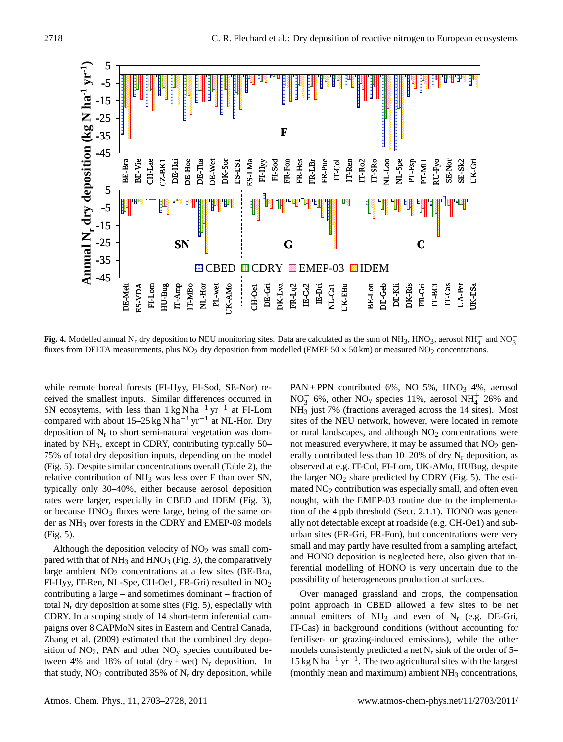Annual $N_r$ dry deposition (kg N ha$^{-1}$ yr$^{-1}$)

5
-5
-15
-25
-35
-45

F

BE-Bra BE-Vie CH-Lae CZ-BK1 DE-Hai DE-Hoe DE-Tha DE-Wet DK-Sor ES-ES1 ES-LMa FI-Hyy FI-Sod FR-Fon FR-Hes FR-LBr FR-Pue IT-Col IT-Ren IT-Ro2 IT-SRo NL-Loo NL-Spe PT-Esp PT-Mi1 RU-Fyo SE-Nor SE-Sk2 UK-Gri

5
-5
-15
-25
-35
-45

SN G C

CBED CDRY EMEP-03 IDEM

DE-Meh ES-VDA FI-Lom HU-Bug IT-Amp IT-MBo NL-Hor PL-wet UK-AMo CH-Oe1 DE-Gri DK-Lva FR-Lq2 IE-Ca2 IE-Dri NL-Ca1 UK-EBu BE-Lon DE-Geb DE-Kli DK-Ris FR-Gri IT-BCi IT-Cas UA-Pet UK-ESa

**Fig. 4.** Modelled annual $N_r$ dry deposition to NEU monitoring sites. Data are calculated as the sum of $NH_3$, $HNO_3$, aerosol $NH_4^+$ and $NO_3^-$ fluxes from DELTA measurements, plus $NO_2$ dry deposition from modelled (EMEP 50 × 50 km) or measured $NO_2$ concentrations.

while remote boreal forests (FI-Hyy, FI-Sod, SE-Nor) received the smallest inputs. Similar differences occurred in SN ecosytems, with less than 1 kg N ha$^{-1}$ yr$^{-1}$ at FI-Lom compared with about 15–25 kg N ha$^{-1}$ yr$^{-1}$ at NL-Hor. Dry deposition of $N_r$ to short semi-natural vegetation was dominated by $NH_3$, except in CDRY, contributing typically 50–75% of total dry deposition inputs, depending on the model (Fig. 5). Despite similar concentrations overall (Table 2), the relative contribution of $NH_3$ was less over F than over SN, typically only 30–40%, either because aerosol deposition rates were larger, especially in CBED and IDEM (Fig. 3), or because $HNO_3$ fluxes were large, being of the same order as $NH_3$ over forests in the CDRY and EMEP-03 models (Fig. 5).

Although the deposition velocity of $NO_2$ was small compared with that of $NH_3$ and $HNO_3$ (Fig. 3), the comparatively large ambient $NO_2$ concentrations at a few sites (BE-Bra, FI-Hyy, IT-Ren, NL-Spe, CH-Oe1, FR-Gri) resulted in $NO_2$ contributing a large – and sometimes dominant – fraction of total $N_r$ dry deposition at some sites (Fig. 5), especially with CDRY. In a scoping study of 14 short-term inferential campaigns over 8 CAPMoN sites in Eastern and Central Canada, Zhang et al. (2009) estimated that the combined dry deposition of $NO_2$, PAN and other $NO_y$ species contributed between 4% and 18% of total (dry + wet) $N_r$ deposition. In that study, $NO_2$ contributed 35% of $N_r$ dry deposition, while PAN + PPN contributed 6%, NO 5%, $HNO_3$ 4%, aerosol $NO_3^-$ 6%, other $NO_y$ species 11%, aerosol $NH_4^+$ 26% and $NH_3$ just 7% (fractions averaged across the 14 sites). Most sites of the NEU network, however, were located in remote or rural landscapes, and although $NO_2$ concentrations were not measured everywhere, it may be assumed that $NO_2$ generally contributed less than 10–20% of dry $N_r$ deposition, as observed at e.g. IT-Col, FI-Lom, UK-AMo, HUBug, despite the larger $NO_2$ share predicted by CDRY (Fig. 5). The estimated $NO_2$ contribution was especially small, and often even nought, with the EMEP-03 routine due to the implementation of the 4 ppb threshold (Sect. 2.1.1). HONO was generally not detectable except at roadside (e.g. CH-Oe1) and suburban sites (FR-Gri, FR-Fon), but concentrations were very small and may partly have resulted from a sampling artefact, and HONO deposition is neglected here, also given that inferential modelling of HONO is very uncertain due to the possibility of heterogeneous production at surfaces.

Over managed grassland and crops, the compensation point approach in CBED allowed a few sites to be net annual emitters of $NH_3$ and even of $N_r$ (e.g. DE-Gri, IT-Cas) in background conditions (without accounting for fertiliser- or grazing-induced emissions), while the other models consistently predicted a net $N_r$ sink of the order of 5–15 kg N ha$^{-1}$ yr$^{-1}$. The two agricultural sites with the largest (monthly mean and maximum) ambient $NH_3$ concentrations,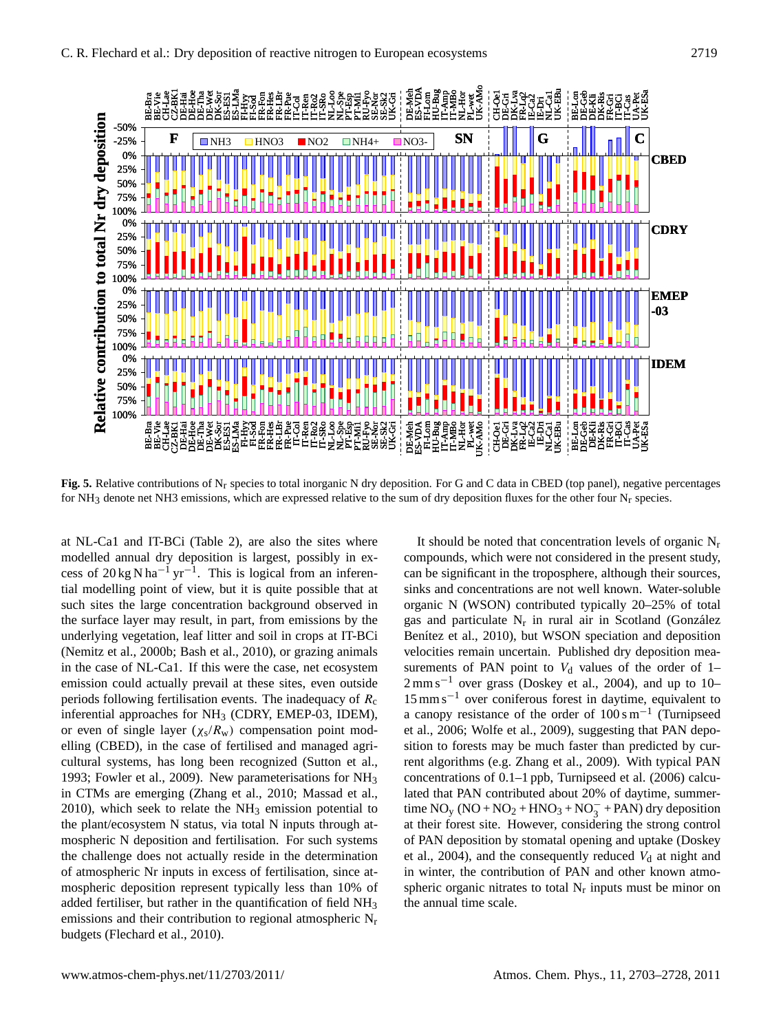Relative contribution to total Nr dry deposition

F SN G C

NH3 HNO3 NO2 NH4+ NO3-

-50% -25% 0% 25% 50% 75% 100%

CBED

CDRY

EMEP -03

IDEM

BE-Bra BE-Vie CH-Lae CZ-BK1 DE-Hai DE-Hoe DE-Tha DE-Wet DK-Sor ES-ES1 ES-LMa FI-Hyy FI-Sod FR-Fon FR-Hes FR-LBr FR-Pue IT-Col IT-Ren IT-Ro2 IT-SRo NL-Loo NL-Spe PT-Esp PT-Mi1 RU-Fyo SE-Nor SE-Sk2 UK-Gri DE-Meh ES-VDA FI-Lom HU-Bug IT-Amp IT-MBo NL-Hor PL-wet UK-AMo CH-Oe1 DE-Gri DK-Lva FR-Lq2 IE-Ca2 IE-Dri NL-Ca1 UK-EBu BE-Lon DE-Geb DE-Kli DK-Ris FR-Gri IT-BCi IT-Cas UA-Pet UK-ESa

**Fig. 5.** Relative contributions of $N_r$ species to total inorganic N dry deposition. For G and C data in CBED (top panel), negative percentages for $NH_3$ denote net NH3 emissions, which are expressed relative to the sum of dry deposition fluxes for the other four $N_r$ species.

at NL-Ca1 and IT-BCi (Table 2), are also the sites where modelled annual dry deposition is largest, possibly in excess of $20\,\text{kg N ha}^{-1}\,\text{yr}^{-1}$. This is logical from an inferential modelling point of view, but it is quite possible that at such sites the large concentration background observed in the surface layer may result, in part, from emissions by the underlying vegetation, leaf litter and soil in crops at IT-BCi (Nemitz et al., 2000b; Bash et al., 2010), or grazing animals in the case of NL-Ca1. If this were the case, net ecosystem emission could actually prevail at these sites, even outside periods following fertilisation events. The inadequacy of $R_c$ inferential approaches for $NH_3$ (CDRY, EMEP-03, IDEM), or even of single layer ($\chi_s/R_w$) compensation point modelling (CBED), in the case of fertilised and managed agricultural systems, has long been recognized (Sutton et al., 1993; Fowler et al., 2009). New parameterisations for $NH_3$ in CTMs are emerging (Zhang et al., 2010; Massad et al., 2010), which seek to relate the $NH_3$ emission potential to the plant/ecosystem N status, via total N inputs through atmospheric N deposition and fertilisation. For such systems the challenge does not actually reside in the determination of atmospheric Nr inputs in excess of fertilisation, since atmospheric deposition represent typically less than 10% of added fertiliser, but rather in the quantification of field $NH_3$ emissions and their contribution to regional atmospheric $N_r$ budgets (Flechard et al., 2010).

It should be noted that concentration levels of organic $N_r$ compounds, which were not considered in the present study, can be significant in the troposphere, although their sources, sinks and concentrations are not well known. Water-soluble organic N (WSON) contributed typically 20–25% of total gas and particulate $N_r$ in rural air in Scotland (González Benítez et al., 2010), but WSON speciation and deposition velocities remain uncertain. Published dry deposition measurements of PAN point to $V_d$ values of the order of 1–$2\,\text{mm s}^{-1}$ over grass (Doskey et al., 2004), and up to 10–$15\,\text{mm s}^{-1}$ over coniferous forest in daytime, equivalent to a canopy resistance of the order of $100\,\text{s m}^{-1}$ (Turnipseed et al., 2006; Wolfe et al., 2009), suggesting that PAN deposition to forests may be much faster than predicted by current algorithms (e.g. Zhang et al., 2009). With typical PAN concentrations of 0.1–1 ppb, Turnipseed et al. (2006) calculated that PAN contributed about 20% of daytime, summertime $NO_y$ ($NO + NO_2 + HNO_3 + NO_3^- + PAN$) dry deposition at their forest site. However, considering the strong control of PAN deposition by stomatal opening and uptake (Doskey et al., 2004), and the consequently reduced $V_d$ at night and in winter, the contribution of PAN and other known atmospheric organic nitrates to total $N_r$ inputs must be minor on the annual time scale.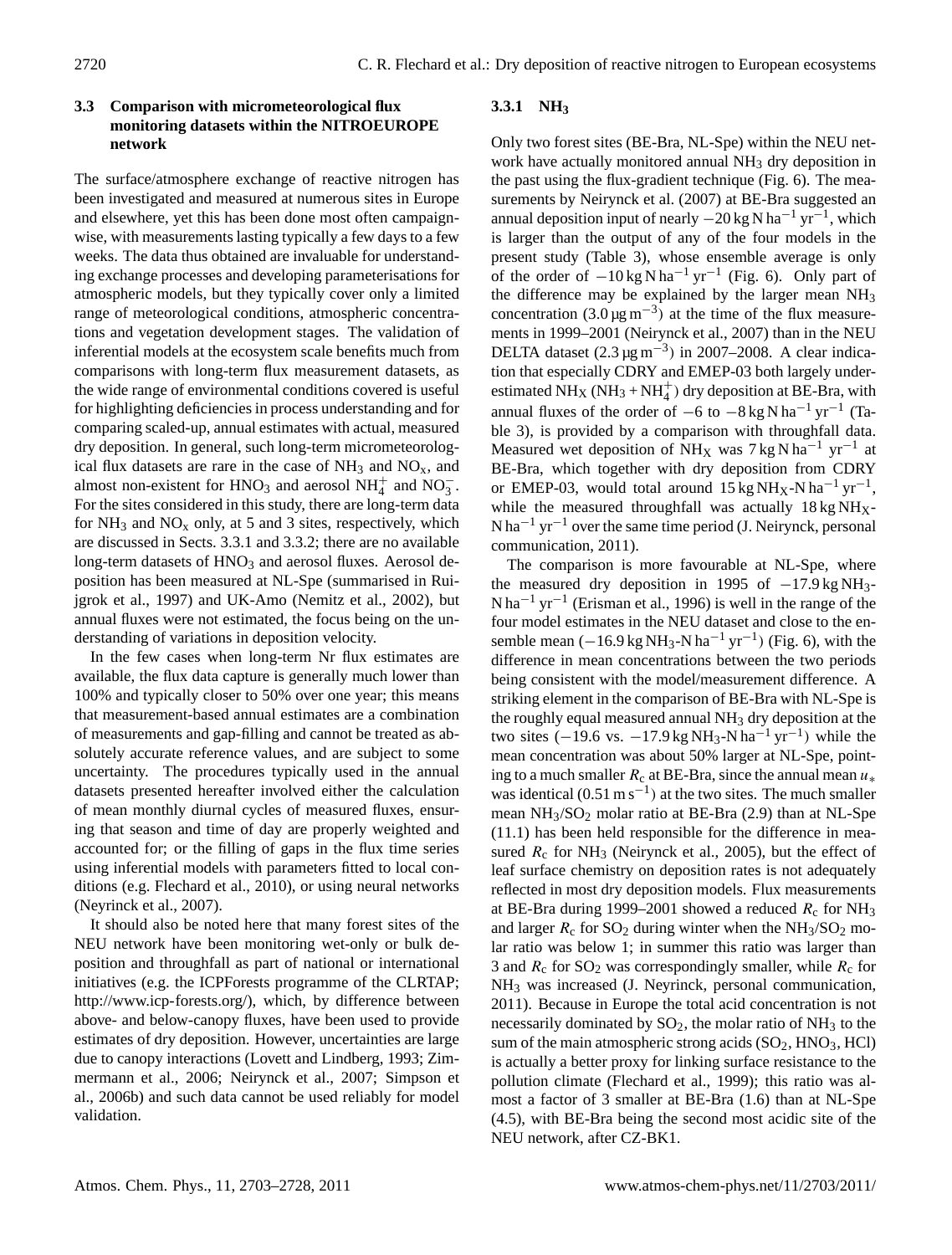### 3.3 Comparison with micrometeorological flux monitoring datasets within the NITROEUROPE network

The surface/atmosphere exchange of reactive nitrogen has been investigated and measured at numerous sites in Europe and elsewhere, yet this has been done most often campaign-wise, with measurements lasting typically a few days to a few weeks. The data thus obtained are invaluable for understanding exchange processes and developing parameterisations for atmospheric models, but they typically cover only a limited range of meteorological conditions, atmospheric concentrations and vegetation development stages. The validation of inferential models at the ecosystem scale benefits much from comparisons with long-term flux measurement datasets, as the wide range of environmental conditions covered is useful for highlighting deficiencies in process understanding and for comparing scaled-up, annual estimates with actual, measured dry deposition. In general, such long-term micrometeorological flux datasets are rare in the case of $NH_3$ and $NO_x$, and almost non-existent for $HNO_3$ and aerosol $NH_4^+$ and $NO_3^-$. For the sites considered in this study, there are long-term data for $NH_3$ and $NO_x$ only, at 5 and 3 sites, respectively, which are discussed in Sects. 3.3.1 and 3.3.2; there are no available long-term datasets of $HNO_3$ and aerosol fluxes. Aerosol deposition has been measured at NL-Spe (summarised in Ruijgrok et al., 1997) and UK-Amo (Nemitz et al., 2002), but annual fluxes were not estimated, the focus being on the understanding of variations in deposition velocity.

In the few cases when long-term Nr flux estimates are available, the flux data capture is generally much lower than 100% and typically closer to 50% over one year; this means that measurement-based annual estimates are a combination of measurements and gap-filling and cannot be treated as absolutely accurate reference values, and are subject to some uncertainty. The procedures typically used in the annual datasets presented hereafter involved either the calculation of mean monthly diurnal cycles of measured fluxes, ensuring that season and time of day are properly weighted and accounted for; or the filling of gaps in the flux time series using inferential models with parameters fitted to local conditions (e.g. Flechard et al., 2010), or using neural networks (Neyrinck et al., 2007).

It should also be noted here that many forest sites of the NEU network have been monitoring wet-only or bulk deposition and throughfall as part of national or international initiatives (e.g. the ICPForests programme of the CLRTAP; http://www.icp-forests.org/), which, by difference between above- and below-canopy fluxes, have been used to provide estimates of dry deposition. However, uncertainties are large due to canopy interactions (Lovett and Lindberg, 1993; Zimmermann et al., 2006; Neirynck et al., 2007; Simpson et al., 2006b) and such data cannot be used reliably for model validation.

#### 3.3.1 $NH_3$

Only two forest sites (BE-Bra, NL-Spe) within the NEU network have actually monitored annual $NH_3$ dry deposition in the past using the flux-gradient technique (Fig. 6). The measurements by Neirynck et al. (2007) at BE-Bra suggested an annual deposition input of nearly $-20\,\mathrm{kg\,N\,ha^{-1}\,yr^{-1}}$, which is larger than the output of any of the four models in the present study (Table 3), whose ensemble average is only of the order of $-10\,\mathrm{kg\,N\,ha^{-1}\,yr^{-1}}$ (Fig. 6). Only part of the difference may be explained by the larger mean $NH_3$ concentration ($3.0\,\mathrm{\mu g\,m^{-3}}$) at the time of the flux measurements in 1999–2001 (Neirynck et al., 2007) than in the NEU DELTA dataset ($2.3\,\mathrm{\mu g\,m^{-3}}$) in 2007–2008. A clear indication that especially CDRY and EMEP-03 both largely underestimated $NH_X$ ($NH_3 + NH_4^+$) dry deposition at BE-Bra, with annual fluxes of the order of $-6$ to $-8\,\mathrm{kg\,N\,ha^{-1}\,yr^{-1}}$ (Table 3), is provided by a comparison with throughfall data. Measured wet deposition of $NH_X$ was $7\,\mathrm{kg\,N\,ha^{-1}\,yr^{-1}}$ at BE-Bra, which together with dry deposition from CDRY or EMEP-03, would total around $15\,\mathrm{kg\,NH_X\text{-}N\,ha^{-1}\,yr^{-1}}$, while the measured throughfall was actually $18\,\mathrm{kg\,NH_X\text{-}N\,ha^{-1}\,yr^{-1}}$ over the same time period (J. Neirynck, personal communication, 2011).

The comparison is more favourable at NL-Spe, where the measured dry deposition in 1995 of $-17.9\,\mathrm{kg\,NH_3\text{-}N\,ha^{-1}\,yr^{-1}}$ (Erisman et al., 1996) is well in the range of the four model estimates in the NEU dataset and close to the ensemble mean ($-16.9\,\mathrm{kg\,NH_3\text{-}N\,ha^{-1}\,yr^{-1}}$) (Fig. 6), with the difference in mean concentrations between the two periods being consistent with the model/measurement difference. A striking element in the comparison of BE-Bra with NL-Spe is the roughly equal measured annual $NH_3$ dry deposition at the two sites ($-19.6$ vs. $-17.9\,\mathrm{kg\,NH_3\text{-}N\,ha^{-1}\,yr^{-1}}$) while the mean concentration was about 50% larger at NL-Spe, pointing to a much smaller $R_c$ at BE-Bra, since the annual mean $u_*$ was identical ($0.51\,\mathrm{m\,s^{-1}}$) at the two sites. The much smaller mean $NH_3/SO_2$ molar ratio at BE-Bra (2.9) than at NL-Spe (11.1) has been held responsible for the difference in measured $R_c$ for $NH_3$ (Neirynck et al., 2005), but the effect of leaf surface chemistry on deposition rates is not adequately reflected in most dry deposition models. Flux measurements at BE-Bra during 1999–2001 showed a reduced $R_c$ for $NH_3$ and larger $R_c$ for $SO_2$ during winter when the $NH_3/SO_2$ molar ratio was below 1; in summer this ratio was larger than 3 and $R_c$ for $SO_2$ was correspondingly smaller, while $R_c$ for $NH_3$ was increased (J. Neyrinck, personal communication, 2011). Because in Europe the total acid concentration is not necessarily dominated by $SO_2$, the molar ratio of $NH_3$ to the sum of the main atmospheric strong acids ($SO_2$, $HNO_3$, HCl) is actually a better proxy for linking surface resistance to the pollution climate (Flechard et al., 1999); this ratio was almost a factor of 3 smaller at BE-Bra (1.6) than at NL-Spe (4.5), with BE-Bra being the second most acidic site of the NEU network, after CZ-BK1.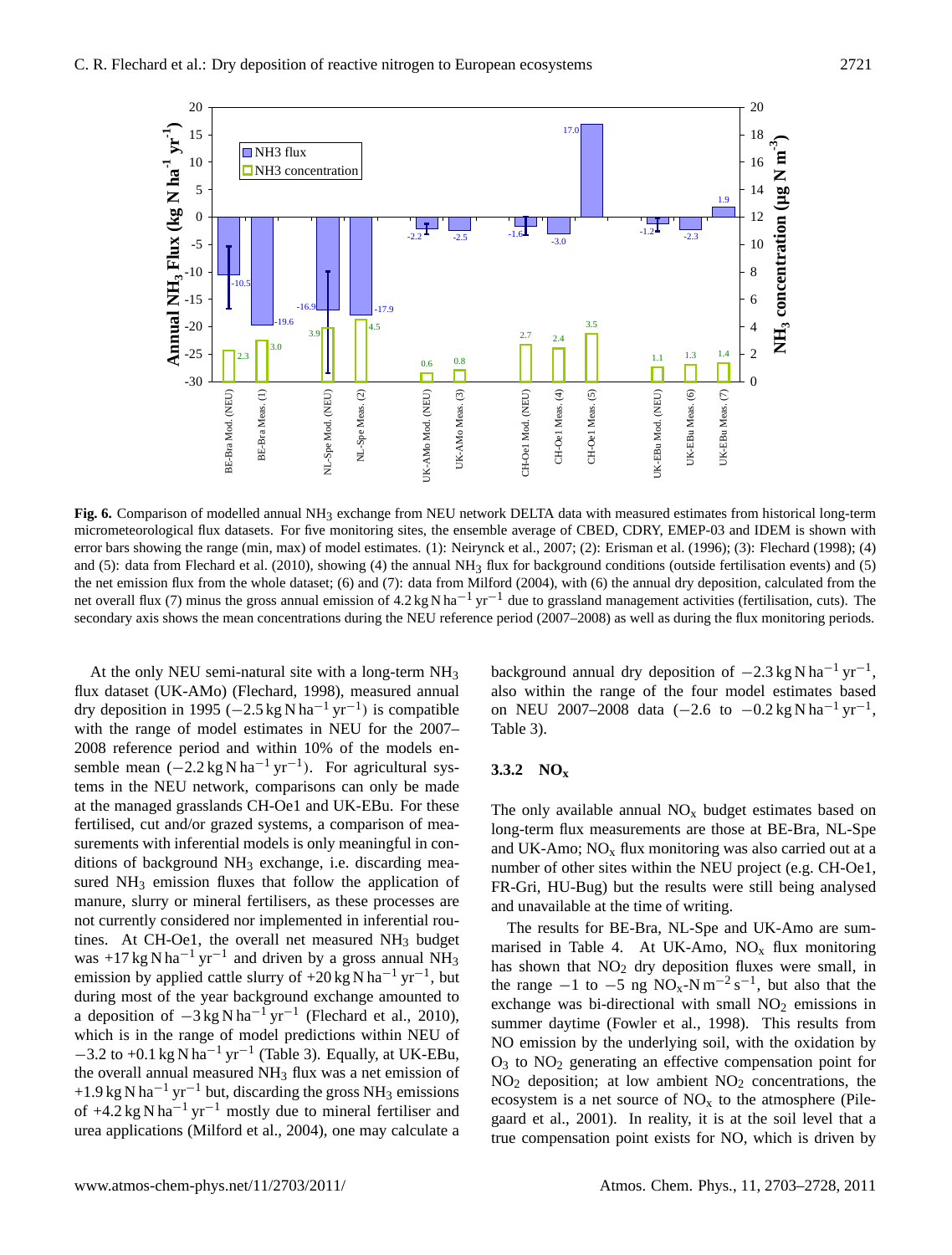Annual $NH_3$ Flux (kg N ha$^{-1}$ yr$^{-1}$)

$NH_3$ concentration (µg N m$^{-3}$)

NH3 flux
NH3 concentration

-10.5
-19.6
-16.9
-17.9
-2.2
-2.5
-1.6
-3.0
17.0
-1.2
-2.3
1.9

2.3
3.0
3.9
4.5
0.6
0.8
2.7
2.4
3.5
1.1
1.3
1.4

BE-Bra Mod. (NEU)
BE-Bra Meas. (1)
NL-Spe Mod. (NEU)
NL-Spe Meas. (2)
UK-AMo Mod. (NEU)
UK-AMo Meas. (3)
CH-Oe1 Mod. (NEU)
CH-Oe1 Meas. (4)
CH-Oe1 Meas. (5)
UK-EBu Mod. (NEU)
UK-EBu Meas. (6)
UK-EBu Meas. (7)

**Fig. 6.** Comparison of modelled annual $NH_3$ exchange from NEU network DELTA data with measured estimates from historical long-term micrometeorological flux datasets. For five monitoring sites, the ensemble average of CBED, CDRY, EMEP-03 and IDEM is shown with error bars showing the range (min, max) of model estimates. (1): Neirynck et al., 2007; (2): Erisman et al. (1996); (3): Flechard (1998); (4) and (5): data from Flechard et al. (2010), showing (4) the annual $NH_3$ flux for background conditions (outside fertilisation events) and (5) the net emission flux from the whole dataset; (6) and (7): data from Milford (2004), with (6) the annual dry deposition, calculated from the net overall flux (7) minus the gross annual emission of 4.2 kg N ha$^{-1}$ yr$^{-1}$ due to grassland management activities (fertilisation, cuts). The secondary axis shows the mean concentrations during the NEU reference period (2007–2008) as well as during the flux monitoring periods.

At the only NEU semi-natural site with a long-term $NH_3$ flux dataset (UK-AMo) (Flechard, 1998), measured annual dry deposition in 1995 ($-2.5$ kg N ha$^{-1}$ yr$^{-1}$) is compatible with the range of model estimates in NEU for the 2007–2008 reference period and within 10% of the models ensemble mean ($-2.2$ kg N ha$^{-1}$ yr$^{-1}$). For agricultural systems in the NEU network, comparisons can only be made at the managed grasslands CH-Oe1 and UK-EBu. For these fertilised, cut and/or grazed systems, a comparison of measurements with inferential models is only meaningful in conditions of background $NH_3$ exchange, i.e. discarding measured $NH_3$ emission fluxes that follow the application of manure, slurry or mineral fertilisers, as these processes are not currently considered nor implemented in inferential routines. At CH-Oe1, the overall net measured $NH_3$ budget was +17 kg N ha$^{-1}$ yr$^{-1}$ and driven by a gross annual $NH_3$ emission by applied cattle slurry of +20 kg N ha$^{-1}$ yr$^{-1}$, but during most of the year background exchange amounted to a deposition of $-3$ kg N ha$^{-1}$ yr$^{-1}$ (Flechard et al., 2010), which is in the range of model predictions within NEU of $-3.2$ to +0.1 kg N ha$^{-1}$ yr$^{-1}$ (Table 3). Equally, at UK-EBu, the overall annual measured $NH_3$ flux was a net emission of +1.9 kg N ha$^{-1}$ yr$^{-1}$ but, discarding the gross $NH_3$ emissions of +4.2 kg N ha$^{-1}$ yr$^{-1}$ mostly due to mineral fertiliser and urea applications (Milford et al., 2004), one may calculate a background annual dry deposition of $-2.3$ kg N ha$^{-1}$ yr$^{-1}$, also within the range of the four model estimates based on NEU 2007–2008 data ($-2.6$ to $-0.2$ kg N ha$^{-1}$ yr$^{-1}$, Table 3).

### 3.3.2 $NO_x$

The only available annual $NO_x$ budget estimates based on long-term flux measurements are those at BE-Bra, NL-Spe and UK-Amo; $NO_x$ flux monitoring was also carried out at a number of other sites within the NEU project (e.g. CH-Oe1, FR-Gri, HU-Bug) but the results were still being analysed and unavailable at the time of writing.

The results for BE-Bra, NL-Spe and UK-Amo are summarised in Table 4. At UK-Amo, $NO_x$ flux monitoring has shown that $NO_2$ dry deposition fluxes were small, in the range $-1$ to $-5$ ng $NO_x$-N m$^{-2}$ s$^{-1}$, but also that the exchange was bi-directional with small $NO_2$ emissions in summer daytime (Fowler et al., 1998). This results from NO emission by the underlying soil, with the oxidation by $O_3$ to $NO_2$ generating an effective compensation point for $NO_2$ deposition; at low ambient $NO_2$ concentrations, the ecosystem is a net source of $NO_x$ to the atmosphere (Pilegaard et al., 2001). In reality, it is at the soil level that a true compensation point exists for NO, which is driven by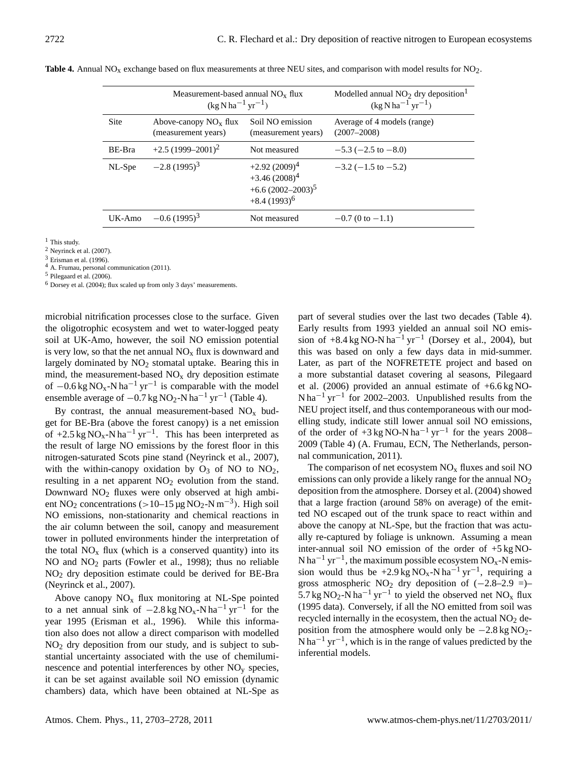**Table 4.** Annual $NO_x$ exchange based on flux measurements at three NEU sites, and comparison with model results for $NO_2$.

| | Measurement-based annual $NO_x$ flux ($kg\,N\,ha^{-1}\,yr^{-1}$) | | Modelled annual $NO_2$ dry deposition[1] ($kg\,N\,ha^{-1}\,yr^{-1}$) |
|---|---|---|---|
| Site | Above-canopy $NO_x$ flux (measurement years) | Soil NO emission (measurement years) | Average of 4 models (range) (2007–2008) |
| BE-Bra | +2.5 (1999–2001)[2] | Not measured | −5.3 (−2.5 to −8.0) |
| NL-Spe | −2.8 (1995)[3] | +2.92 (2009)[4] +3.46 (2008)[4] +6.6 (2002–2003)[5] +8.4 (1993)[6] | −3.2 (−1.5 to −5.2) |
| UK-Amo | −0.6 (1995)[3] | Not measured | −0.7 (0 to −1.1) |

[1] This study.
[2] Neyrinck et al. (2007).
[3] Erisman et al. (1996).
[4] A. Frumau, personal communication (2011).
[5] Pilegaard et al. (2006).
[6] Dorsey et al. (2004); flux scaled up from only 3 days' measurements.

microbial nitrification processes close to the surface. Given the oligotrophic ecosystem and wet to water-logged peaty soil at UK-Amo, however, the soil NO emission potential is very low, so that the net annual $NO_x$ flux is downward and largely dominated by $NO_2$ stomatal uptake. Bearing this in mind, the measurement-based $NO_x$ dry deposition estimate of $-0.6\,kg\,NO_x\text{-}N\,ha^{-1}\,yr^{-1}$ is comparable with the model ensemble average of $-0.7\,kg\,NO_2\text{-}N\,ha^{-1}\,yr^{-1}$ (Table 4).

By contrast, the annual measurement-based $NO_x$ budget for BE-Bra (above the forest canopy) is a net emission of $+2.5\,kg\,NO_x\text{-}N\,ha^{-1}\,yr^{-1}$. This has been interpreted as the result of large NO emissions by the forest floor in this nitrogen-saturated Scots pine stand (Neyrinck et al., 2007), with the within-canopy oxidation by $O_3$ of NO to $NO_2$, resulting in a net apparent $NO_2$ evolution from the stand. Downward $NO_2$ fluxes were only observed at high ambient $NO_2$ concentrations (>10–15 $\mu g\,NO_2\text{-}N\,m^{-3}$). High soil NO emissions, non-stationarity and chemical reactions in the air column between the soil, canopy and measurement tower in polluted environments hinder the interpretation of the total $NO_x$ flux (which is a conserved quantity) into its NO and $NO_2$ parts (Fowler et al., 1998); thus no reliable $NO_2$ dry deposition estimate could be derived for BE-Bra (Neyrinck et al., 2007).

Above canopy $NO_x$ flux monitoring at NL-Spe pointed to a net annual sink of $-2.8\,kg\,NO_x\text{-}N\,ha^{-1}\,yr^{-1}$ for the year 1995 (Erisman et al., 1996). While this information also does not allow a direct comparison with modelled $NO_2$ dry deposition from our study, and is subject to substantial uncertainty associated with the use of chemiluminescence and potential interferences by other $NO_y$ species, it can be set against available soil NO emission (dynamic chambers) data, which have been obtained at NL-Spe as part of several studies over the last two decades (Table 4). Early results from 1993 yielded an annual soil NO emission of $+8.4\,kg\,NO\text{-}N\,ha^{-1}\,yr^{-1}$ (Dorsey et al., 2004), but this was based on only a few days data in mid-summer. Later, as part of the NOFRETETE project and based on a more substantial dataset covering al seasons, Pilegaard et al. (2006) provided an annual estimate of $+6.6\,kg\,NO\text{-}N\,ha^{-1}\,yr^{-1}$ for 2002–2003. Unpublished results from the NEU project itself, and thus contemporaneous with our modelling study, indicate still lower annual soil NO emissions, of the order of $+3\,kg\,NO\text{-}N\,ha^{-1}\,yr^{-1}$ for the years 2008–2009 (Table 4) (A. Frumau, ECN, The Netherlands, personal communication, 2011).

The comparison of net ecosystem $NO_x$ fluxes and soil NO emissions can only provide a likely range for the annual $NO_2$ deposition from the atmosphere. Dorsey et al. (2004) showed that a large fraction (around 58% on average) of the emitted NO escaped out of the trunk space to react within and above the canopy at NL-Spe, but the fraction that was actually re-captured by foliage is unknown. Assuming a mean inter-annual soil NO emission of the order of $+5\,kg\,NO\text{-}N\,ha^{-1}\,yr^{-1}$, the maximum possible ecosystem $NO_x$-N emission would thus be $+2.9\,kg\,NO_x\text{-}N\,ha^{-1}\,yr^{-1}$, requiring a gross atmospheric $NO_2$ dry deposition of (−2.8–2.9 =)–$5.7\,kg\,NO_2\text{-}N\,ha^{-1}\,yr^{-1}$ to yield the observed net $NO_x$ flux (1995 data). Conversely, if all the NO emitted from soil was recycled internally in the ecosystem, then the actual $NO_2$ deposition from the atmosphere would only be $-2.8\,kg\,NO_2\text{-}N\,ha^{-1}\,yr^{-1}$, which is in the range of values predicted by the inferential models.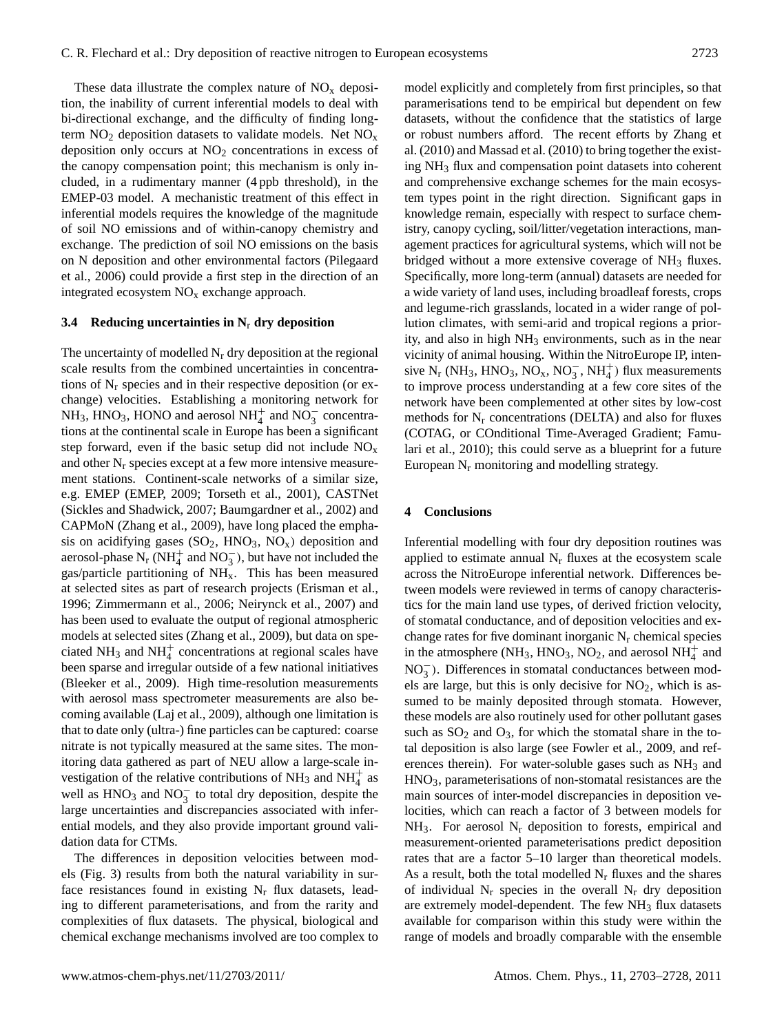These data illustrate the complex nature of $NO_x$ deposition, the inability of current inferential models to deal with bi-directional exchange, and the difficulty of finding long-term $NO_2$ deposition datasets to validate models. Net $NO_x$ deposition only occurs at $NO_2$ concentrations in excess of the canopy compensation point; this mechanism is only included, in a rudimentary manner (4 ppb threshold), in the EMEP-03 model. A mechanistic treatment of this effect in inferential models requires the knowledge of the magnitude of soil NO emissions and of within-canopy chemistry and exchange. The prediction of soil NO emissions on the basis on N deposition and other environmental factors (Pilegaard et al., 2006) could provide a first step in the direction of an integrated ecosystem $NO_x$ exchange approach.

### 3.4 Reducing uncertainties in $N_r$ dry deposition

The uncertainty of modelled $N_r$ dry deposition at the regional scale results from the combined uncertainties in concentrations of $N_r$ species and in their respective deposition (or exchange) velocities. Establishing a monitoring network for $NH_3$, $HNO_3$, HONO and aerosol $NH_4^+$ and $NO_3^-$ concentrations at the continental scale in Europe has been a significant step forward, even if the basic setup did not include $NO_x$ and other $N_r$ species except at a few more intensive measurement stations. Continent-scale networks of a similar size, e.g. EMEP (EMEP, 2009; Torseth et al., 2001), CASTNet (Sickles and Shadwick, 2007; Baumgardner et al., 2002) and CAPMoN (Zhang et al., 2009), have long placed the emphasis on acidifying gases ($SO_2$, $HNO_3$, $NO_x$) deposition and aerosol-phase $N_r$ ($NH_4^+$ and $NO_3^-$), but have not included the gas/particle partitioning of $NH_x$. This has been measured at selected sites as part of research projects (Erisman et al., 1996; Zimmermann et al., 2006; Neirynck et al., 2007) and has been used to evaluate the output of regional atmospheric models at selected sites (Zhang et al., 2009), but data on speciated $NH_3$ and $NH_4^+$ concentrations at regional scales have been sparse and irregular outside of a few national initiatives (Bleeker et al., 2009). High time-resolution measurements with aerosol mass spectrometer measurements are also becoming available (Laj et al., 2009), although one limitation is that to date only (ultra-) fine particles can be captured: coarse nitrate is not typically measured at the same sites. The monitoring data gathered as part of NEU allow a large-scale investigation of the relative contributions of $NH_3$ and $NH_4^+$ as well as $HNO_3$ and $NO_3^-$ to total dry deposition, despite the large uncertainties and discrepancies associated with inferential models, and they also provide important ground validation data for CTMs.

The differences in deposition velocities between models (Fig. 3) results from both the natural variability in surface resistances found in existing $N_r$ flux datasets, leading to different parameterisations, and from the rarity and complexities of flux datasets. The physical, biological and chemical exchange mechanisms involved are too complex to model explicitly and completely from first principles, so that paramerisations tend to be empirical but dependent on few datasets, without the confidence that the statistics of large or robust numbers afford. The recent efforts by Zhang et al. (2010) and Massad et al. (2010) to bring together the existing $NH_3$ flux and compensation point datasets into coherent and comprehensive exchange schemes for the main ecosystem types point in the right direction. Significant gaps in knowledge remain, especially with respect to surface chemistry, canopy cycling, soil/litter/vegetation interactions, management practices for agricultural systems, which will not be bridged without a more extensive coverage of $NH_3$ fluxes. Specifically, more long-term (annual) datasets are needed for a wide variety of land uses, including broadleaf forests, crops and legume-rich grasslands, located in a wider range of pollution climates, with semi-arid and tropical regions a priority, and also in high $NH_3$ environments, such as in the near vicinity of animal housing. Within the NitroEurope IP, intensive $N_r$ ($NH_3$, $HNO_3$, $NO_x$, $NO_3^-$, $NH_4^+$) flux measurements to improve process understanding at a few core sites of the network have been complemented at other sites by low-cost methods for $N_r$ concentrations (DELTA) and also for fluxes (COTAG, or COnditional Time-Averaged Gradient; Famulari et al., 2010); this could serve as a blueprint for a future European $N_r$ monitoring and modelling strategy.

## 4 Conclusions

Inferential modelling with four dry deposition routines was applied to estimate annual $N_r$ fluxes at the ecosystem scale across the NitroEurope inferential network. Differences between models were reviewed in terms of canopy characteristics for the main land use types, of derived friction velocity, of stomatal conductance, and of deposition velocities and exchange rates for five dominant inorganic $N_r$ chemical species in the atmosphere ($NH_3$, $HNO_3$, $NO_2$, and aerosol $NH_4^+$ and $NO_3^-$). Differences in stomatal conductances between models are large, but this is only decisive for $NO_2$, which is assumed to be mainly deposited through stomata. However, these models are also routinely used for other pollutant gases such as $SO_2$ and $O_3$, for which the stomatal share in the total deposition is also large (see Fowler et al., 2009, and references therein). For water-soluble gases such as $NH_3$ and $HNO_3$, parameterisations of non-stomatal resistances are the main sources of inter-model discrepancies in deposition velocities, which can reach a factor of 3 between models for $NH_3$. For aerosol $N_r$ deposition to forests, empirical and measurement-oriented parameterisations predict deposition rates that are a factor 5–10 larger than theoretical models. As a result, both the total modelled $N_r$ fluxes and the shares of individual $N_r$ species in the overall $N_r$ dry deposition are extremely model-dependent. The few $NH_3$ flux datasets available for comparison within this study were within the range of models and broadly comparable with the ensemble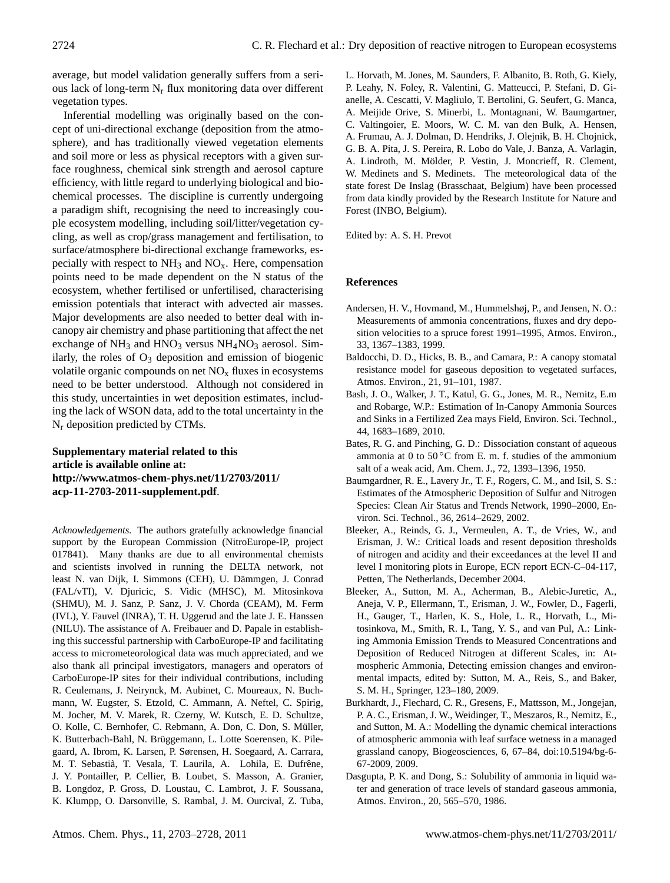average, but model validation generally suffers from a serious lack of long-term $N_r$ flux monitoring data over different vegetation types.

Inferential modelling was originally based on the concept of uni-directional exchange (deposition from the atmosphere), and has traditionally viewed vegetation elements and soil more or less as physical receptors with a given surface roughness, chemical sink strength and aerosol capture efficiency, with little regard to underlying biological and biochemical processes. The discipline is currently undergoing a paradigm shift, recognising the need to increasingly couple ecosystem modelling, including soil/litter/vegetation cycling, as well as crop/grass management and fertilisation, to surface/atmosphere bi-directional exchange frameworks, especially with respect to $NH_3$ and $NO_x$. Here, compensation points need to be made dependent on the N status of the ecosystem, whether fertilised or unfertilised, characterising emission potentials that interact with advected air masses. Major developments are also needed to better deal with in-canopy air chemistry and phase partitioning that affect the net exchange of $NH_3$ and $HNO_3$ versus $NH_4NO_3$ aerosol. Similarly, the roles of $O_3$ deposition and emission of biogenic volatile organic compounds on net $NO_x$ fluxes in ecosystems need to be better understood. Although not considered in this study, uncertainties in wet deposition estimates, including the lack of WSON data, add to the total uncertainty in the $N_r$ deposition predicted by CTMs.

**Supplementary material related to this article is available online at: http://www.atmos-chem-phys.net/11/2703/2011/acp-11-2703-2011-supplement.pdf.**

*Acknowledgements.* The authors gratefully acknowledge financial support by the European Commission (NitroEurope-IP, project 017841). Many thanks are due to all environmental chemists and scientists involved in running the DELTA network, not least N. van Dijk, I. Simmons (CEH), U. Dämmgen, J. Conrad (FAL/vTI), V. Djuricic, S. Vidic (MHSC), M. Mitosinkova (SHMU), M. J. Sanz, P. Sanz, J. V. Chorda (CEAM), M. Ferm (IVL), Y. Fauvel (INRA), T. H. Uggerud and the late J. E. Hanssen (NILU). The assistance of A. Freibauer and D. Papale in establishing this successful partnership with CarboEurope-IP and facilitating access to micrometeorological data was much appreciated, and we also thank all principal investigators, managers and operators of CarboEurope-IP sites for their individual contributions, including R. Ceulemans, J. Neirynck, M. Aubinet, C. Moureaux, N. Buchmann, W. Eugster, S. Etzold, C. Ammann, A. Neftel, C. Spirig, M. Jocher, M. V. Marek, R. Czerny, W. Kutsch, E. D. Schultze, O. Kolle, C. Bernhofer, C. Rebmann, A. Don, C. Don, S. Müller, K. Butterbach-Bahl, N. Brüggemann, L. Lotte Soerensen, K. Pilegaard, A. Ibrom, K. Larsen, P. Sørensen, H. Soegaard, A. Carrara, M. T. Sebastià, T. Vesala, T. Laurila, A. Lohila, E. Dufrêne, J. Y. Pontailler, P. Cellier, B. Loubet, S. Masson, A. Granier, B. Longdoz, P. Gross, D. Loustau, C. Lambrot, J. F. Soussana, K. Klumpp, O. Darsonville, S. Rambal, J. M. Ourcival, Z. Tuba, L. Horvath, M. Jones, M. Saunders, F. Albanito, B. Roth, G. Kiely, P. Leahy, N. Foley, R. Valentini, G. Matteucci, P. Stefani, D. Gianelle, A. Cescatti, V. Magliulo, T. Bertolini, G. Seufert, G. Manca, A. Meijide Orive, S. Minerbi, L. Montagnani, W. Baumgartner, C. Valtingoier, E. Moors, W. C. M. van den Bulk, A. Hensen, A. Frumau, A. J. Dolman, D. Hendriks, J. Olejnik, B. H. Chojnick, G. B. A. Pita, J. S. Pereira, R. Lobo do Vale, J. Banza, A. Varlagin, A. Lindroth, M. Mölder, P. Vestin, J. Moncrieff, R. Clement, W. Medinets and S. Medinets. The meteorological data of the state forest De Inslag (Brasschaat, Belgium) have been processed from data kindly provided by the Research Institute for Nature and Forest (INBO, Belgium).

Edited by: A. S. H. Prevot

## References

Andersen, H. V., Hovmand, M., Hummelshøj, P., and Jensen, N. O.: Measurements of ammonia concentrations, fluxes and dry deposition velocities to a spruce forest 1991–1995, Atmos. Environ., 33, 1367–1383, 1999.

Baldocchi, D. D., Hicks, B. B., and Camara, P.: A canopy stomatal resistance model for gaseous deposition to vegetated surfaces, Atmos. Environ., 21, 91–101, 1987.

Bash, J. O., Walker, J. T., Katul, G. G., Jones, M. R., Nemitz, E.m and Robarge, W.P.: Estimation of In-Canopy Ammonia Sources and Sinks in a Fertilized Zea mays Field, Environ. Sci. Technol., 44, 1683–1689, 2010.

Bates, R. G. and Pinching, G. D.: Dissociation constant of aqueous ammonia at 0 to 50 °C from E. m. f. studies of the ammonium salt of a weak acid, Am. Chem. J., 72, 1393–1396, 1950.

Baumgardner, R. E., Lavery Jr., T. F., Rogers, C. M., and Isil, S. S.: Estimates of the Atmospheric Deposition of Sulfur and Nitrogen Species: Clean Air Status and Trends Network, 1990–2000, Environ. Sci. Technol., 36, 2614–2629, 2002.

Bleeker, A., Reinds, G. J., Vermeulen, A. T., de Vries, W., and Erisman, J. W.: Critical loads and resent deposition thresholds of nitrogen and acidity and their exceedances at the level II and level I monitoring plots in Europe, ECN report ECN-C–04-117, Petten, The Netherlands, December 2004.

Bleeker, A., Sutton, M. A., Acherman, B., Alebic-Juretic, A., Aneja, V. P., Ellermann, T., Erisman, J. W., Fowler, D., Fagerli, H., Gauger, T., Harlen, K. S., Hole, L. R., Horvath, L., Mitosinkova, M., Smith, R. I., Tang, Y. S., and van Pul, A.: Linking Ammonia Emission Trends to Measured Concentrations and Deposition of Reduced Nitrogen at different Scales, in: Atmospheric Ammonia, Detecting emission changes and environmental impacts, edited by: Sutton, M. A., Reis, S., and Baker, S. M. H., Springer, 123–180, 2009.

Burkhardt, J., Flechard, C. R., Gresens, F., Mattsson, M., Jongejan, P. A. C., Erisman, J. W., Weidinger, T., Meszaros, R., Nemitz, E., and Sutton, M. A.: Modelling the dynamic chemical interactions of atmospheric ammonia with leaf surface wetness in a managed grassland canopy, Biogeosciences, 6, 67–84, doi:10.5194/bg-6-67-2009, 2009.

Dasgupta, P. K. and Dong, S.: Solubility of ammonia in liquid water and generation of trace levels of standard gaseous ammonia, Atmos. Environ., 20, 565–570, 1986.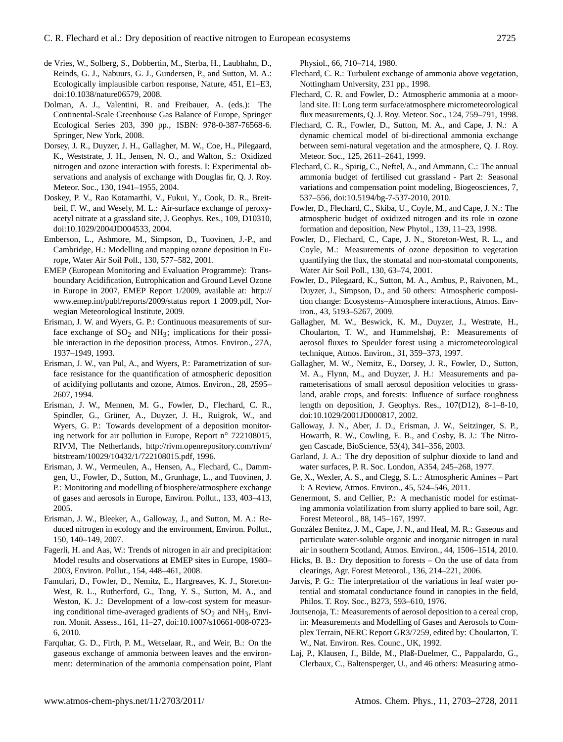de Vries, W., Solberg, S., Dobbertin, M., Sterba, H., Laubhahn, D., Reinds, G. J., Nabuurs, G. J., Gundersen, P., and Sutton, M. A.: Ecologically implausible carbon response, Nature, 451, E1–E3, doi:10.1038/nature06579, 2008.

Dolman, A. J., Valentini, R. and Freibauer, A. (eds.): The Continental-Scale Greenhouse Gas Balance of Europe, Springer Ecological Series 203, 390 pp., ISBN: 978-0-387-76568-6. Springer, New York, 2008.

Dorsey, J. R., Duyzer, J. H., Gallagher, M. W., Coe, H., Pilegaard, K., Weststrate, J. H., Jensen, N. O., and Walton, S.: Oxidized nitrogen and ozone interaction with forests. I: Experimental observations and analysis of exchange with Douglas fir, Q. J. Roy. Meteor. Soc., 130, 1941–1955, 2004.

Doskey, P. V., Rao Kotamarthi, V., Fukui, Y., Cook, D. R., Breitbeil, F. W., and Wesely, M. L.: Air-surface exchange of peroxyacetyl nitrate at a grassland site, J. Geophys. Res., 109, D10310, doi:10.1029/2004JD004533, 2004.

Emberson, L., Ashmore, M., Simpson, D., Tuovinen, J.-P., and Cambridge, H.: Modelling and mapping ozone deposition in Europe, Water Air Soil Poll., 130, 577–582, 2001.

EMEP (European Monitoring and Evaluation Programme): Transboundary Acidification, Eutrophication and Ground Level Ozone in Europe in 2007, EMEP Report 1/2009, available at: http://www.emep.int/publ/reports/2009/status_report_1_2009.pdf, Norwegian Meteorological Institute, 2009.

Erisman, J. W. and Wyers, G. P.: Continuous measurements of surface exchange of $SO_2$ and $NH_3$; implications for their possible interaction in the deposition process, Atmos. Environ., 27A, 1937–1949, 1993.

Erisman, J. W., van Pul, A., and Wyers, P.: Parametrization of surface resistance for the quantification of atmospheric deposition of acidifying pollutants and ozone, Atmos. Environ., 28, 2595–2607, 1994.

Erisman, J. W., Mennen, M. G., Fowler, D., Flechard, C. R., Spindler, G., Grüner, A., Duyzer, J. H., Ruigrok, W., and Wyers, G. P.: Towards development of a deposition monitoring network for air pollution in Europe, Report n° 722108015, RIVM, The Netherlands, http://rivm.openrepository.com/rivm/bitstream/10029/10432/1/722108015.pdf, 1996.

Erisman, J. W., Vermeulen, A., Hensen, A., Flechard, C., Dammgen, U., Fowler, D., Sutton, M., Grunhage, L., and Tuovinen, J. P.: Monitoring and modelling of biosphere/atmosphere exchange of gases and aerosols in Europe, Environ. Pollut., 133, 403–413, 2005.

Erisman, J. W., Bleeker, A., Galloway, J., and Sutton, M. A.: Reduced nitrogen in ecology and the environment, Environ. Pollut., 150, 140–149, 2007.

Fagerli, H. and Aas, W.: Trends of nitrogen in air and precipitation: Model results and observations at EMEP sites in Europe, 1980–2003, Environ. Pollut., 154, 448–461, 2008.

Famulari, D., Fowler, D., Nemitz, E., Hargreaves, K. J., Storeton-West, R. L., Rutherford, G., Tang, Y. S., Sutton, M. A., and Weston, K. J.: Development of a low-cost system for measuring conditional time-averaged gradients of $SO_2$ and $NH_3$, Environ. Monit. Assess., 161, 11–27, doi:10.1007/s10661-008-0723-6, 2010.

Farquhar, G. D., Firth, P. M., Wetselaar, R., and Weir, B.: On the gaseous exchange of ammonia between leaves and the environment: determination of the ammonia compensation point, Plant Physiol., 66, 710–714, 1980.

Flechard, C. R.: Turbulent exchange of ammonia above vegetation, Nottingham University, 231 pp., 1998.

Flechard, C. R. and Fowler, D.: Atmospheric ammonia at a moorland site. II: Long term surface/atmosphere micrometeorological flux measurements, Q. J. Roy. Meteor. Soc., 124, 759–791, 1998.

Flechard, C. R., Fowler, D., Sutton, M. A., and Cape, J. N.: A dynamic chemical model of bi-directional ammonia exchange between semi-natural vegetation and the atmosphere, Q. J. Roy. Meteor. Soc., 125, 2611–2641, 1999.

Flechard, C. R., Spirig, C., Neftel, A., and Ammann, C.: The annual ammonia budget of fertilised cut grassland - Part 2: Seasonal variations and compensation point modeling, Biogeosciences, 7, 537–556, doi:10.5194/bg-7-537-2010, 2010.

Fowler, D., Flechard, C., Skiba, U., Coyle, M., and Cape, J. N.: The atmospheric budget of oxidized nitrogen and its role in ozone formation and deposition, New Phytol., 139, 11–23, 1998.

Fowler, D., Flechard, C., Cape, J. N., Storeton-West, R. L., and Coyle, M.: Measurements of ozone deposition to vegetation quantifying the flux, the stomatal and non-stomatal components, Water Air Soil Poll., 130, 63–74, 2001.

Fowler, D., Pilegaard, K., Sutton, M. A., Ambus, P., Raivonen, M., Duyzer, J., Simpson, D., and 50 others: Atmospheric composition change: Ecosystems–Atmosphere interactions, Atmos. Environ., 43, 5193–5267, 2009.

Gallagher, M. W., Beswick, K. M., Duyzer, J., Westrate, H., Choularton, T. W., and Hummelshøj, P.: Measurements of aerosol fluxes to Speulder forest using a micrometeorological technique, Atmos. Environ., 31, 359–373, 1997.

Gallagher, M. W., Nemitz, E., Dorsey, J. R., Fowler, D., Sutton, M. A., Flynn, M., and Duyzer, J. H.: Measurements and parameterisations of small aerosol deposition velocities to grassland, arable crops, and forests: Influence of surface roughness length on deposition, J. Geophys. Res., 107(D12), 8-1–8-10, doi:10.1029/2001JD000817, 2002.

Galloway, J. N., Aber, J. D., Erisman, J. W., Seitzinger, S. P., Howarth, R. W., Cowling, E. B., and Cosby, B. J.: The Nitrogen Cascade, BioScience, 53(4), 341–356, 2003.

Garland, J. A.: The dry deposition of sulphur dioxide to land and water surfaces, P. R. Soc. London, A354, 245–268, 1977.

Ge, X., Wexler, A. S., and Clegg, S. L.: Atmospheric Amines – Part I: A Review, Atmos. Environ., 45, 524–546, 2011.

Genermont, S. and Cellier, P.: A mechanistic model for estimating ammonia volatilization from slurry applied to bare soil, Agr. Forest Meteorol., 88, 145–167, 1997.

González Benítez, J. M., Cape, J. N., and Heal, M. R.: Gaseous and particulate water-soluble organic and inorganic nitrogen in rural air in southern Scotland, Atmos. Environ., 44, 1506–1514, 2010.

Hicks, B. B.: Dry deposition to forests – On the use of data from clearings, Agr. Forest Meteorol., 136, 214–221, 2006.

Jarvis, P. G.: The interpretation of the variations in leaf water potential and stomatal conductance found in canopies in the field, Philos. T. Roy. Soc., B273, 593–610, 1976.

Joutsenoja, T.: Measurements of aerosol deposition to a cereal crop, in: Measurements and Modelling of Gases and Aerosols to Complex Terrain, NERC Report GR3/7259, edited by: Choularton, T. W., Nat. Environ. Res. Counc., UK, 1992.

Laj, P., Klausen, J., Bilde, M., Plaß-Duelmer, C., Pappalardo, G., Clerbaux, C., Baltensperger, U., and 46 others: Measuring atmo-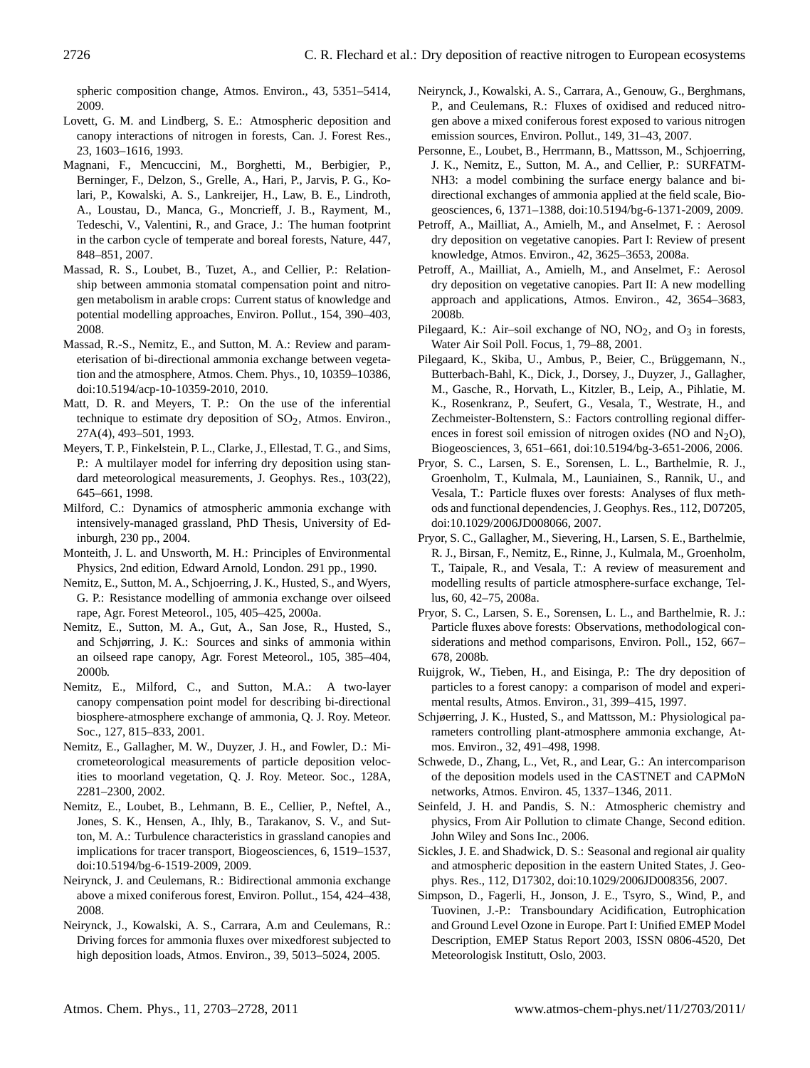spheric composition change, Atmos. Environ., 43, 5351–5414, 2009.

Lovett, G. M. and Lindberg, S. E.: Atmospheric deposition and canopy interactions of nitrogen in forests, Can. J. Forest Res., 23, 1603–1616, 1993.

Magnani, F., Mencuccini, M., Borghetti, M., Berbigier, P., Berninger, F., Delzon, S., Grelle, A., Hari, P., Jarvis, P. G., Kolari, P., Kowalski, A. S., Lankreijer, H., Law, B. E., Lindroth, A., Loustau, D., Manca, G., Moncrieff, J. B., Rayment, M., Tedeschi, V., Valentini, R., and Grace, J.: The human footprint in the carbon cycle of temperate and boreal forests, Nature, 447, 848–851, 2007.

Massad, R. S., Loubet, B., Tuzet, A., and Cellier, P.: Relationship between ammonia stomatal compensation point and nitrogen metabolism in arable crops: Current status of knowledge and potential modelling approaches, Environ. Pollut., 154, 390–403, 2008.

Massad, R.-S., Nemitz, E., and Sutton, M. A.: Review and parameterisation of bi-directional ammonia exchange between vegetation and the atmosphere, Atmos. Chem. Phys., 10, 10359–10386, doi:10.5194/acp-10-10359-2010, 2010.

Matt, D. R. and Meyers, T. P.: On the use of the inferential technique to estimate dry deposition of $SO_2$, Atmos. Environ., 27A(4), 493–501, 1993.

Meyers, T. P., Finkelstein, P. L., Clarke, J., Ellestad, T. G., and Sims, P.: A multilayer model for inferring dry deposition using standard meteorological measurements, J. Geophys. Res., 103(22), 645–661, 1998.

Milford, C.: Dynamics of atmospheric ammonia exchange with intensively-managed grassland, PhD Thesis, University of Edinburgh, 230 pp., 2004.

Monteith, J. L. and Unsworth, M. H.: Principles of Environmental Physics, 2nd edition, Edward Arnold, London. 291 pp., 1990.

Nemitz, E., Sutton, M. A., Schjoerring, J. K., Husted, S., and Wyers, G. P.: Resistance modelling of ammonia exchange over oilseed rape, Agr. Forest Meteorol., 105, 405–425, 2000a.

Nemitz, E., Sutton, M. A., Gut, A., San Jose, R., Husted, S., and Schjørring, J. K.: Sources and sinks of ammonia within an oilseed rape canopy, Agr. Forest Meteorol., 105, 385–404, 2000b.

Nemitz, E., Milford, C., and Sutton, M.A.: A two-layer canopy compensation point model for describing bi-directional biosphere-atmosphere exchange of ammonia, Q. J. Roy. Meteor. Soc., 127, 815–833, 2001.

Nemitz, E., Gallagher, M. W., Duyzer, J. H., and Fowler, D.: Micrometeorological measurements of particle deposition velocities to moorland vegetation, Q. J. Roy. Meteor. Soc., 128A, 2281–2300, 2002.

Nemitz, E., Loubet, B., Lehmann, B. E., Cellier, P., Neftel, A., Jones, S. K., Hensen, A., Ihly, B., Tarakanov, S. V., and Sutton, M. A.: Turbulence characteristics in grassland canopies and implications for tracer transport, Biogeosciences, 6, 1519–1537, doi:10.5194/bg-6-1519-2009, 2009.

Neirynck, J. and Ceulemans, R.: Bidirectional ammonia exchange above a mixed coniferous forest, Environ. Pollut., 154, 424–438, 2008.

Neirynck, J., Kowalski, A. S., Carrara, A.m and Ceulemans, R.: Driving forces for ammonia fluxes over mixedforest subjected to high deposition loads, Atmos. Environ., 39, 5013–5024, 2005.

Neirynck, J., Kowalski, A. S., Carrara, A., Genouw, G., Berghmans, P., and Ceulemans, R.: Fluxes of oxidised and reduced nitrogen above a mixed coniferous forest exposed to various nitrogen emission sources, Environ. Pollut., 149, 31–43, 2007.

Personne, E., Loubet, B., Herrmann, B., Mattsson, M., Schjoerring, J. K., Nemitz, E., Sutton, M. A., and Cellier, P.: SURFATM-NH3: a model combining the surface energy balance and bi-directional exchanges of ammonia applied at the field scale, Biogeosciences, 6, 1371–1388, doi:10.5194/bg-6-1371-2009, 2009.

Petroff, A., Mailliat, A., Amielh, M., and Anselmet, F. : Aerosol dry deposition on vegetative canopies. Part I: Review of present knowledge, Atmos. Environ., 42, 3625–3653, 2008a.

Petroff, A., Mailliat, A., Amielh, M., and Anselmet, F.: Aerosol dry deposition on vegetative canopies. Part II: A new modelling approach and applications, Atmos. Environ., 42, 3654–3683, 2008b.

Pilegaard, K.: Air–soil exchange of NO, $NO_2$, and $O_3$ in forests, Water Air Soil Poll. Focus, 1, 79–88, 2001.

Pilegaard, K., Skiba, U., Ambus, P., Beier, C., Brüggemann, N., Butterbach-Bahl, K., Dick, J., Dorsey, J., Duyzer, J., Gallagher, M., Gasche, R., Horvath, L., Kitzler, B., Leip, A., Pihlatie, M. K., Rosenkranz, P., Seufert, G., Vesala, T., Westrate, H., and Zechmeister-Boltenstern, S.: Factors controlling regional differences in forest soil emission of nitrogen oxides (NO and $N_2O$), Biogeosciences, 3, 651–661, doi:10.5194/bg-3-651-2006, 2006.

Pryor, S. C., Larsen, S. E., Sorensen, L. L., Barthelmie, R. J., Groenholm, T., Kulmala, M., Launiainen, S., Rannik, U., and Vesala, T.: Particle fluxes over forests: Analyses of flux methods and functional dependencies, J. Geophys. Res., 112, D07205, doi:10.1029/2006JD008066, 2007.

Pryor, S. C., Gallagher, M., Sievering, H., Larsen, S. E., Barthelmie, R. J., Birsan, F., Nemitz, E., Rinne, J., Kulmala, M., Groenholm, T., Taipale, R., and Vesala, T.: A review of measurement and modelling results of particle atmosphere-surface exchange, Tellus, 60, 42–75, 2008a.

Pryor, S. C., Larsen, S. E., Sorensen, L. L., and Barthelmie, R. J.: Particle fluxes above forests: Observations, methodological considerations and method comparisons, Environ. Poll., 152, 667–678, 2008b.

Ruijgrok, W., Tieben, H., and Eisinga, P.: The dry deposition of particles to a forest canopy: a comparison of model and experimental results, Atmos. Environ., 31, 399–415, 1997.

Schjøerring, J. K., Husted, S., and Mattsson, M.: Physiological parameters controlling plant-atmosphere ammonia exchange, Atmos. Environ., 32, 491–498, 1998.

Schwede, D., Zhang, L., Vet, R., and Lear, G.: An intercomparison of the deposition models used in the CASTNET and CAPMoN networks, Atmos. Environ. 45, 1337–1346, 2011.

Seinfeld, J. H. and Pandis, S. N.: Atmospheric chemistry and physics, From Air Pollution to climate Change, Second edition. John Wiley and Sons Inc., 2006.

Sickles, J. E. and Shadwick, D. S.: Seasonal and regional air quality and atmospheric deposition in the eastern United States, J. Geophys. Res., 112, D17302, doi:10.1029/2006JD008356, 2007.

Simpson, D., Fagerli, H., Jonson, J. E., Tsyro, S., Wind, P., and Tuovinen, J.-P.: Transboundary Acidification, Eutrophication and Ground Level Ozone in Europe. Part I: Unified EMEP Model Description, EMEP Status Report 2003, ISSN 0806-4520, Det Meteorologisk Institutt, Oslo, 2003.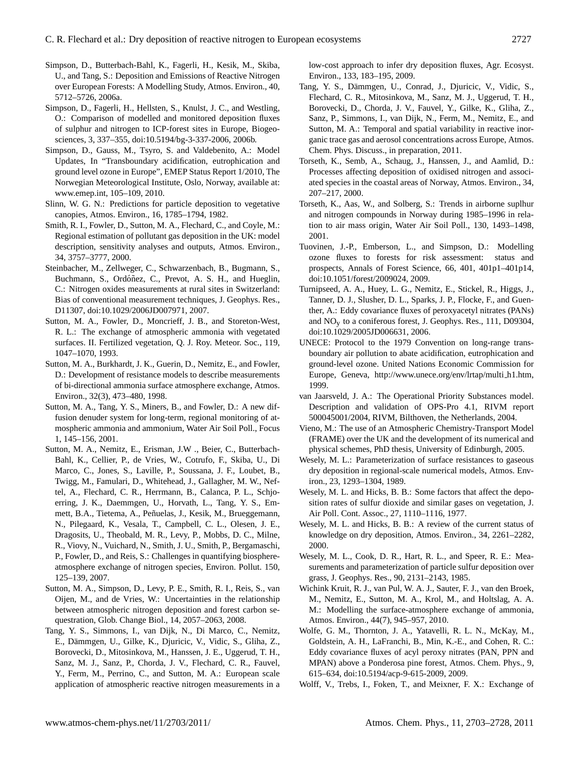Simpson, D., Butterbach-Bahl, K., Fagerli, H., Kesik, M., Skiba, U., and Tang, S.: Deposition and Emissions of Reactive Nitrogen over European Forests: A Modelling Study, Atmos. Environ., 40, 5712–5726, 2006a.

Simpson, D., Fagerli, H., Hellsten, S., Knulst, J. C., and Westling, O.: Comparison of modelled and monitored deposition fluxes of sulphur and nitrogen to ICP-forest sites in Europe, Biogeosciences, 3, 337–355, doi:10.5194/bg-3-337-2006, 2006b.

Simpson, D., Gauss, M., Tsyro, S. and Valdebenito, A.: Model Updates, In "Transboundary acidification, eutrophication and ground level ozone in Europe", EMEP Status Report 1/2010, The Norwegian Meteorological Institute, Oslo, Norway, available at: www.emep.int, 105–109, 2010.

Slinn, W. G. N.: Predictions for particle deposition to vegetative canopies, Atmos. Environ., 16, 1785–1794, 1982.

Smith, R. I., Fowler, D., Sutton, M. A., Flechard, C., and Coyle, M.: Regional estimation of pollutant gas deposition in the UK: model description, sensitivity analyses and outputs, Atmos. Environ., 34, 3757–3777, 2000.

Steinbacher, M., Zellweger, C., Schwarzenbach, B., Bugmann, S., Buchmann, S., Ordóñez, C., Prevot, A. S. H., and Hueglin, C.: Nitrogen oxides measurements at rural sites in Switzerland: Bias of conventional measurement techniques, J. Geophys. Res., D11307, doi:10.1029/2006JD007971, 2007.

Sutton, M. A., Fowler, D., Moncrieff, J. B., and Storeton-West, R. L.: The exchange of atmospheric ammonia with vegetated surfaces. II. Fertilized vegetation, Q. J. Roy. Meteor. Soc., 119, 1047–1070, 1993.

Sutton, M. A., Burkhardt, J. K., Guerin, D., Nemitz, E., and Fowler, D.: Development of resistance models to describe measurements of bi-directional ammonia surface atmosphere exchange, Atmos. Environ., 32(3), 473–480, 1998.

Sutton, M. A., Tang, Y. S., Miners, B., and Fowler, D.: A new diffusion denuder system for long-term, regional monitoring of atmospheric ammonia and ammonium, Water Air Soil Poll., Focus 1, 145–156, 2001.

Sutton, M. A., Nemitz, E., Erisman, J.W ., Beier, C., Butterbach-Bahl, K., Cellier, P., de Vries, W., Cotrufo, F., Skiba, U., Di Marco, C., Jones, S., Laville, P., Soussana, J. F., Loubet, B., Twigg, M., Famulari, D., Whitehead, J., Gallagher, M. W., Neftel, A., Flechard, C. R., Herrmann, B., Calanca, P. L., Schjoerring, J. K., Daemmgen, U., Horvath, L., Tang, Y. S., Emmett, B.A., Tietema, A., Peñuelas, J., Kesik, M., Brueggemann, N., Pilegaard, K., Vesala, T., Campbell, C. L., Olesen, J. E., Dragosits, U., Theobald, M. R., Levy, P., Mobbs, D. C., Milne, R., Viovy, N., Vuichard, N., Smith, J. U., Smith, P., Bergamaschi, P., Fowler, D., and Reis, S.: Challenges in quantifying biosphere-atmosphere exchange of nitrogen species, Environ. Pollut. 150, 125–139, 2007.

Sutton, M. A., Simpson, D., Levy, P. E., Smith, R. I., Reis, S., van Oijen, M., and de Vries, W.: Uncertainties in the relationship between atmospheric nitrogen deposition and forest carbon sequestration, Glob. Change Biol., 14, 2057–2063, 2008.

Tang, Y. S., Simmons, I., van Dijk, N., Di Marco, C., Nemitz, E., Dämmgen, U., Gilke, K., Djuricic, V., Vidic, S., Gliha, Z., Borovecki, D., Mitosinkova, M., Hanssen, J. E., Uggerud, T. H., Sanz, M. J., Sanz, P., Chorda, J. V., Flechard, C. R., Fauvel, Y., Ferm, M., Perrino, C., and Sutton, M. A.: European scale application of atmospheric reactive nitrogen measurements in a low-cost approach to infer dry deposition fluxes, Agr. Ecosyst. Environ., 133, 183–195, 2009.

Tang, Y. S., Dämmgen, U., Conrad, J., Djuricic, V., Vidic, S., Flechard, C. R., Mitosinkova, M., Sanz, M. J., Uggerud, T. H., Borovecki, D., Chorda, J. V., Fauvel, Y., Gilke, K., Gliha, Z., Sanz, P., Simmons, I., van Dijk, N., Ferm, M., Nemitz, E., and Sutton, M. A.: Temporal and spatial variability in reactive inorganic trace gas and aerosol concentrations across Europe, Atmos. Chem. Phys. Discuss., in preparation, 2011.

Torseth, K., Semb, A., Schaug, J., Hanssen, J., and Aamlid, D.: Processes affecting deposition of oxidised nitrogen and associated species in the coastal areas of Norway, Atmos. Environ., 34, 207–217, 2000.

Torseth, K., Aas, W., and Solberg, S.: Trends in airborne suplhur and nitrogen compounds in Norway during 1985–1996 in relation to air mass origin, Water Air Soil Poll., 130, 1493–1498, 2001.

Tuovinen, J.-P., Emberson, L., and Simpson, D.: Modelling ozone fluxes to forests for risk assessment: status and prospects, Annals of Forest Science, 66, 401, 401p1–401p14, doi:10.1051/forest/2009024, 2009.

Turnipseed, A. A., Huey, L. G., Nemitz, E., Stickel, R., Higgs, J., Tanner, D. J., Slusher, D. L., Sparks, J. P., Flocke, F., and Guenther, A.: Eddy covariance fluxes of peroxyacetyl nitrates (PANs) and $NO_y$ to a coniferous forest, J. Geophys. Res., 111, D09304, doi:10.1029/2005JD006631, 2006.

UNECE: Protocol to the 1979 Convention on long-range transboundary air pollution to abate acidification, eutrophication and ground-level ozone. United Nations Economic Commission for Europe, Geneva, http://www.unece.org/env/lrtap/multi_h1.htm, 1999.

van Jaarsveld, J. A.: The Operational Priority Substances model. Description and validation of OPS-Pro 4.1, RIVM report 500045001/2004, RIVM, Bilthoven, the Netherlands, 2004.

Vieno, M.: The use of an Atmospheric Chemistry-Transport Model (FRAME) over the UK and the development of its numerical and physical schemes, PhD thesis, University of Edinburgh, 2005.

Wesely, M. L.: Parameterization of surface resistances to gaseous dry deposition in regional-scale numerical models, Atmos. Environ., 23, 1293–1304, 1989.

Wesely, M. L. and Hicks, B. B.: Some factors that affect the deposition rates of sulfur dioxide and similar gases on vegetation, J. Air Poll. Cont. Assoc., 27, 1110–1116, 1977.

Wesely, M. L. and Hicks, B. B.: A review of the current status of knowledge on dry deposition, Atmos. Environ., 34, 2261–2282, 2000.

Wesely, M. L., Cook, D. R., Hart, R. L., and Speer, R. E.: Measurements and parameterization of particle sulfur deposition over grass, J. Geophys. Res., 90, 2131–2143, 1985.

Wichink Kruit, R. J., van Pul, W. A. J., Sauter, F. J., van den Broek, M., Nemitz, E., Sutton, M. A., Krol, M., and Holtslag, A. A. M.: Modelling the surface-atmosphere exchange of ammonia, Atmos. Environ., 44(7), 945–957, 2010.

Wolfe, G. M., Thornton, J. A., Yatavelli, R. L. N., McKay, M., Goldstein, A. H., LaFranchi, B., Min, K.-E., and Cohen, R. C.: Eddy covariance fluxes of acyl peroxy nitrates (PAN, PPN and MPAN) above a Ponderosa pine forest, Atmos. Chem. Phys., 9, 615–634, doi:10.5194/acp-9-615-2009, 2009.

Wolff, V., Trebs, I., Foken, T., and Meixner, F. X.: Exchange of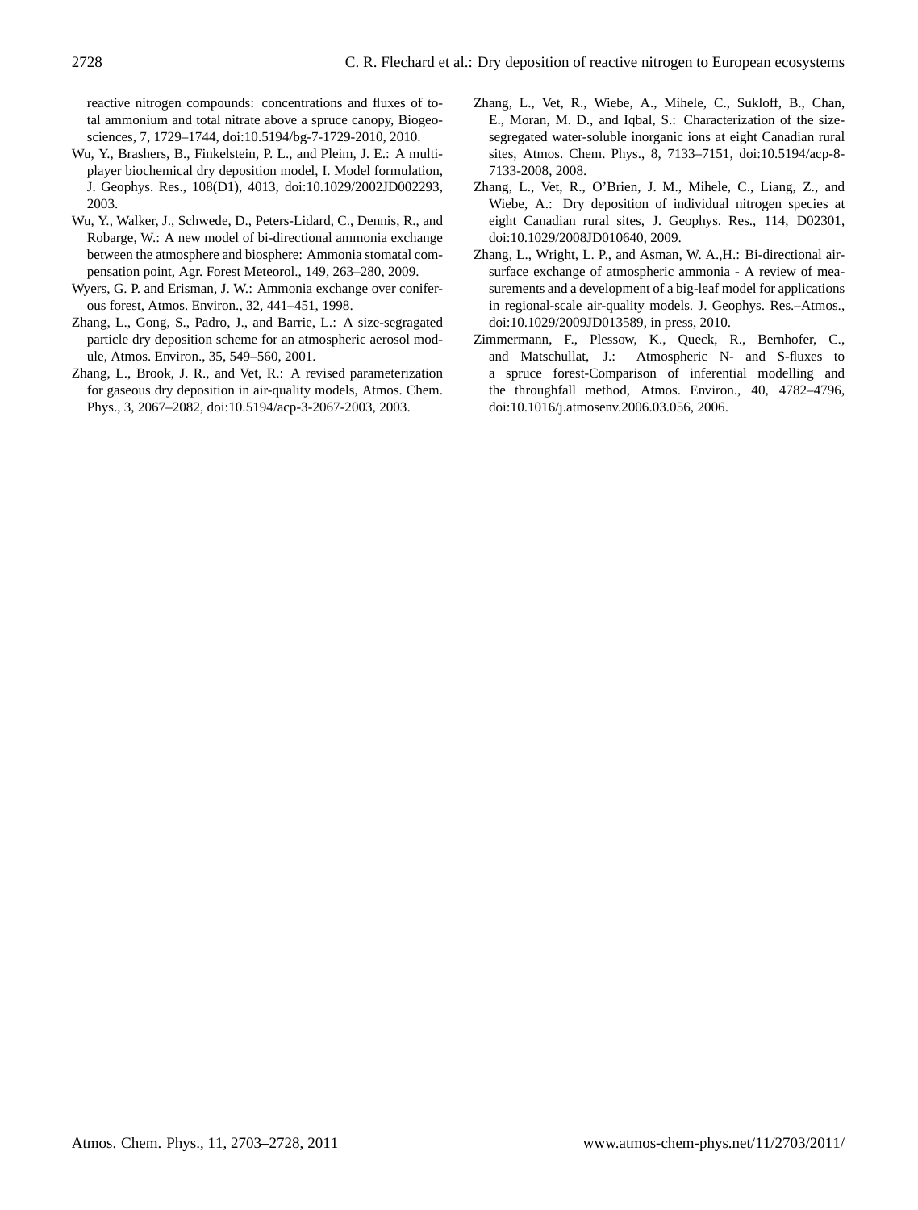reactive nitrogen compounds: concentrations and fluxes of total ammonium and total nitrate above a spruce canopy, Biogeosciences, 7, 1729–1744, doi:10.5194/bg-7-1729-2010, 2010.

Wu, Y., Brashers, B., Finkelstein, P. L., and Pleim, J. E.: A multiplayer biochemical dry deposition model, I. Model formulation, J. Geophys. Res., 108(D1), 4013, doi:10.1029/2002JD002293, 2003.

Wu, Y., Walker, J., Schwede, D., Peters-Lidard, C., Dennis, R., and Robarge, W.: A new model of bi-directional ammonia exchange between the atmosphere and biosphere: Ammonia stomatal compensation point, Agr. Forest Meteorol., 149, 263–280, 2009.

Wyers, G. P. and Erisman, J. W.: Ammonia exchange over coniferous forest, Atmos. Environ., 32, 441–451, 1998.

Zhang, L., Gong, S., Padro, J., and Barrie, L.: A size-segragated particle dry deposition scheme for an atmospheric aerosol module, Atmos. Environ., 35, 549–560, 2001.

Zhang, L., Brook, J. R., and Vet, R.: A revised parameterization for gaseous dry deposition in air-quality models, Atmos. Chem. Phys., 3, 2067–2082, doi:10.5194/acp-3-2067-2003, 2003.

Zhang, L., Vet, R., Wiebe, A., Mihele, C., Sukloff, B., Chan, E., Moran, M. D., and Iqbal, S.: Characterization of the size-segregated water-soluble inorganic ions at eight Canadian rural sites, Atmos. Chem. Phys., 8, 7133–7151, doi:10.5194/acp-8-7133-2008, 2008.

Zhang, L., Vet, R., O'Brien, J. M., Mihele, C., Liang, Z., and Wiebe, A.: Dry deposition of individual nitrogen species at eight Canadian rural sites, J. Geophys. Res., 114, D02301, doi:10.1029/2008JD010640, 2009.

Zhang, L., Wright, L. P., and Asman, W. A.,H.: Bi-directional air-surface exchange of atmospheric ammonia - A review of measurements and a development of a big-leaf model for applications in regional-scale air-quality models. J. Geophys. Res.–Atmos., doi:10.1029/2009JD013589, in press, 2010.

Zimmermann, F., Plessow, K., Queck, R., Bernhofer, C., and Matschullat, J.: Atmospheric N- and S-fluxes to a spruce forest-Comparison of inferential modelling and the throughfall method, Atmos. Environ., 40, 4782–4796, doi:10.1016/j.atmosenv.2006.03.056, 2006.